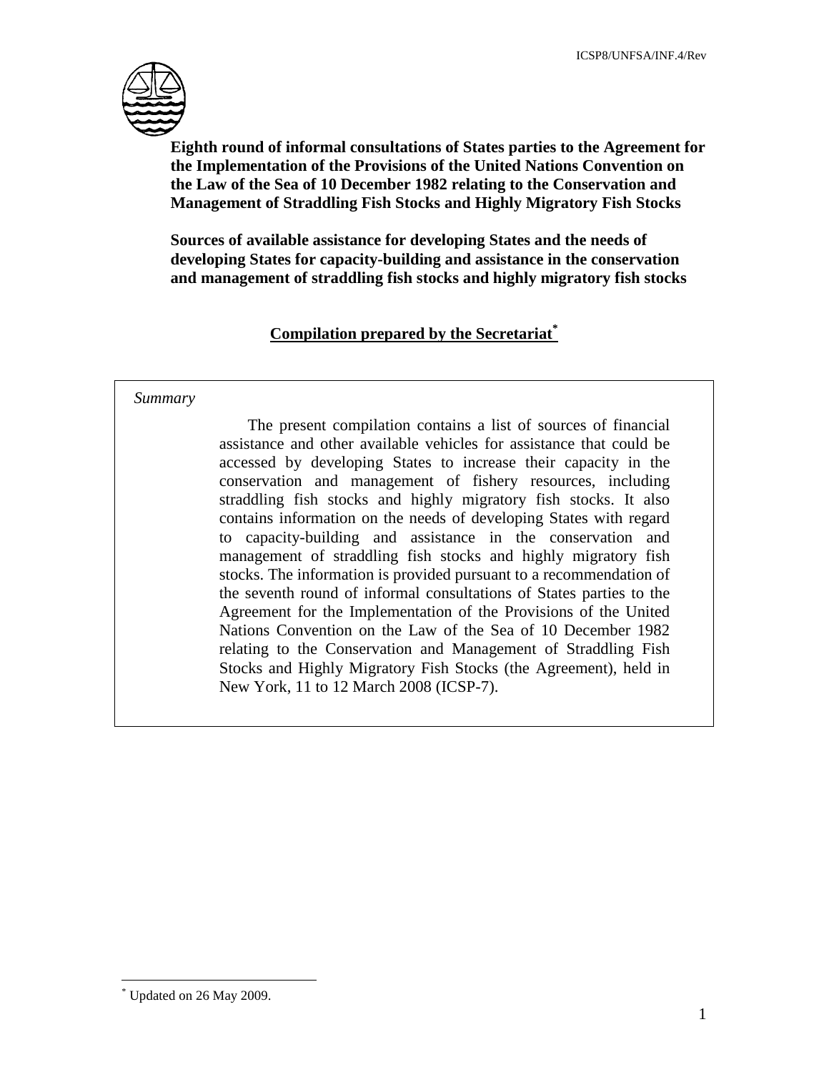ICSP8/UNFSA/INF.4/Rev

**Eighth round of informal consultations of States parties to the Agreement for the Implementation of the Provisions of the United Nations Convention on the Law of the Sea of 10 December 1982 relating to the Conservation and Management of Straddling Fish Stocks and Highly Migratory Fish Stocks**

**Sources of available assistance for developing States and the needs of developing States for capacity-building and assistance in the conservation and management of straddling fish stocks and highly migratory fish stocks**

**Compilation prepared by the Secretariat**[*]

*Summary*

The present compilation contains a list of sources of financial assistance and other available vehicles for assistance that could be accessed by developing States to increase their capacity in the conservation and management of fishery resources, including straddling fish stocks and highly migratory fish stocks. It also contains information on the needs of developing States with regard to capacity-building and assistance in the conservation and management of straddling fish stocks and highly migratory fish stocks. The information is provided pursuant to a recommendation of the seventh round of informal consultations of States parties to the Agreement for the Implementation of the Provisions of the United Nations Convention on the Law of the Sea of 10 December 1982 relating to the Conservation and Management of Straddling Fish Stocks and Highly Migratory Fish Stocks (the Agreement), held in New York, 11 to 12 March 2008 (ICSP-7).

[*] Updated on 26 May 2009.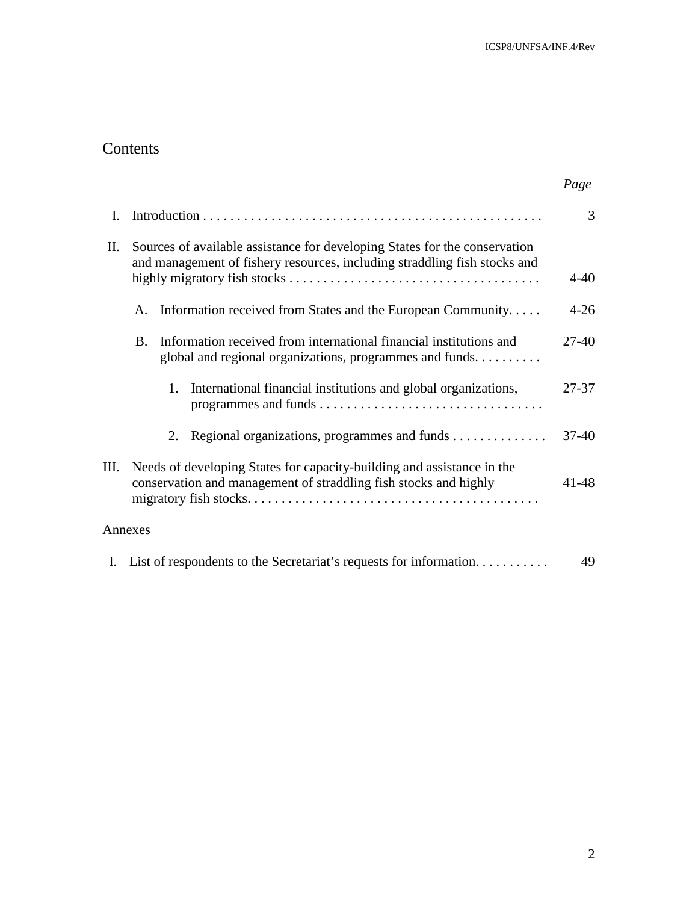# Contents

| | | *Page* |
|---|---|---|
| I. | Introduction | 3 |
| II. | Sources of available assistance for developing States for the conservation and management of fishery resources, including straddling fish stocks and highly migratory fish stocks | 4-40 |
| | A. Information received from States and the European Community | 4-26 |
| | B. Information received from international financial institutions and global and regional organizations, programmes and funds | 27-40 |
| | 1. International financial institutions and global organizations, programmes and funds | 27-37 |
| | 2. Regional organizations, programmes and funds | 37-40 |
| III. | Needs of developing States for capacity-building and assistance in the conservation and management of straddling fish stocks and highly migratory fish stocks | 41-48 |

Annexes

| | | |
|---|---|---|
| I. | List of respondents to the Secretariat's requests for information | 49 |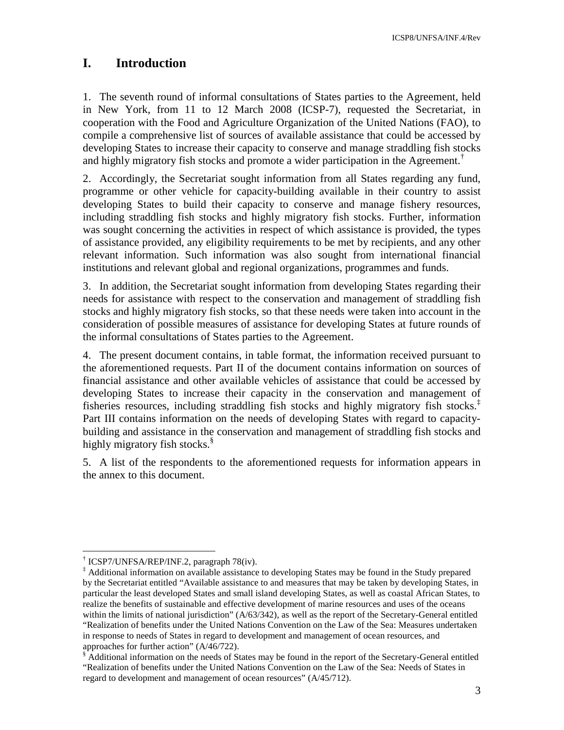# I. Introduction

1. The seventh round of informal consultations of States parties to the Agreement, held in New York, from 11 to 12 March 2008 (ICSP-7), requested the Secretariat, in cooperation with the Food and Agriculture Organization of the United Nations (FAO), to compile a comprehensive list of sources of available assistance that could be accessed by developing States to increase their capacity to conserve and manage straddling fish stocks and highly migratory fish stocks and promote a wider participation in the Agreement.[†]

2. Accordingly, the Secretariat sought information from all States regarding any fund, programme or other vehicle for capacity-building available in their country to assist developing States to build their capacity to conserve and manage fishery resources, including straddling fish stocks and highly migratory fish stocks. Further, information was sought concerning the activities in respect of which assistance is provided, the types of assistance provided, any eligibility requirements to be met by recipients, and any other relevant information. Such information was also sought from international financial institutions and relevant global and regional organizations, programmes and funds.

3. In addition, the Secretariat sought information from developing States regarding their needs for assistance with respect to the conservation and management of straddling fish stocks and highly migratory fish stocks, so that these needs were taken into account in the consideration of possible measures of assistance for developing States at future rounds of the informal consultations of States parties to the Agreement.

4. The present document contains, in table format, the information received pursuant to the aforementioned requests. Part II of the document contains information on sources of financial assistance and other available vehicles of assistance that could be accessed by developing States to increase their capacity in the conservation and management of fisheries resources, including straddling fish stocks and highly migratory fish stocks.[‡] Part III contains information on the needs of developing States with regard to capacity-building and assistance in the conservation and management of straddling fish stocks and highly migratory fish stocks.[§]

5. A list of the respondents to the aforementioned requests for information appears in the annex to this document.

---

[†] ICSP7/UNFSA/REP/INF.2, paragraph 78(iv).

[‡] Additional information on available assistance to developing States may be found in the Study prepared by the Secretariat entitled "Available assistance to and measures that may be taken by developing States, in particular the least developed States and small island developing States, as well as coastal African States, to realize the benefits of sustainable and effective development of marine resources and uses of the oceans within the limits of national jurisdiction" (A/63/342), as well as the report of the Secretary-General entitled "Realization of benefits under the United Nations Convention on the Law of the Sea: Measures undertaken in response to needs of States in regard to development and management of ocean resources, and approaches for further action" (A/46/722).

[§] Additional information on the needs of States may be found in the report of the Secretary-General entitled "Realization of benefits under the United Nations Convention on the Law of the Sea: Needs of States in regard to development and management of ocean resources" (A/45/712).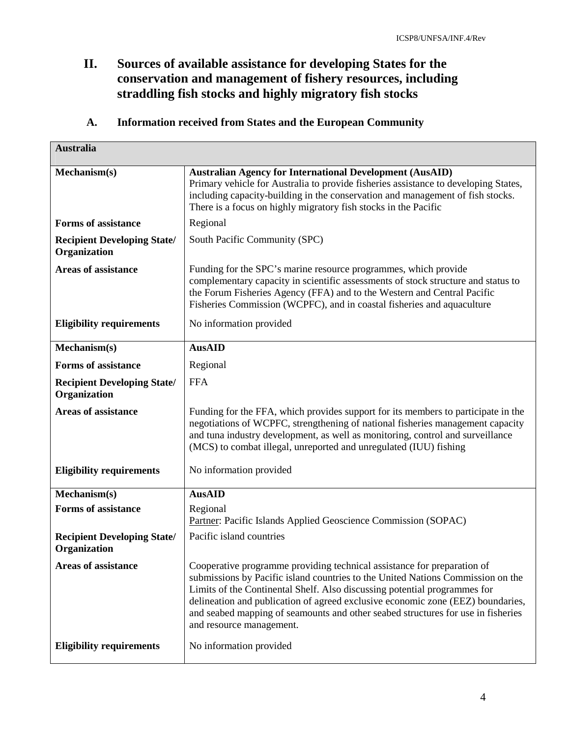## II. Sources of available assistance for developing States for the conservation and management of fishery resources, including straddling fish stocks and highly migratory fish stocks

### A. Information received from States and the European Community

| Australia | |
|---|---|
| **Mechanism(s)** | **Australian Agency for International Development (AusAID)** Primary vehicle for Australia to provide fisheries assistance to developing States, including capacity-building in the conservation and management of fish stocks. There is a focus on highly migratory fish stocks in the Pacific |
| **Forms of assistance** | Regional |
| **Recipient Developing State/ Organization** | South Pacific Community (SPC) |
| **Areas of assistance** | Funding for the SPC's marine resource programmes, which provide complementary capacity in scientific assessments of stock structure and status to the Forum Fisheries Agency (FFA) and to the Western and Central Pacific Fisheries Commission (WCPFC), and in coastal fisheries and aquaculture |
| **Eligibility requirements** | No information provided |
| **Mechanism(s)** | **AusAID** |
| **Forms of assistance** | Regional |
| **Recipient Developing State/ Organization** | FFA |
| **Areas of assistance** | Funding for the FFA, which provides support for its members to participate in the negotiations of WCPFC, strengthening of national fisheries management capacity and tuna industry development, as well as monitoring, control and surveillance (MCS) to combat illegal, unreported and unregulated (IUU) fishing |
| **Eligibility requirements** | No information provided |
| **Mechanism(s)** | **AusAID** |
| **Forms of assistance** | Regional Partner: Pacific Islands Applied Geoscience Commission (SOPAC) |
| **Recipient Developing State/ Organization** | Pacific island countries |
| **Areas of assistance** | Cooperative programme providing technical assistance for preparation of submissions by Pacific island countries to the United Nations Commission on the Limits of the Continental Shelf. Also discussing potential programmes for delineation and publication of agreed exclusive economic zone (EEZ) boundaries, and seabed mapping of seamounts and other seabed structures for use in fisheries and resource management. |
| **Eligibility requirements** | No information provided |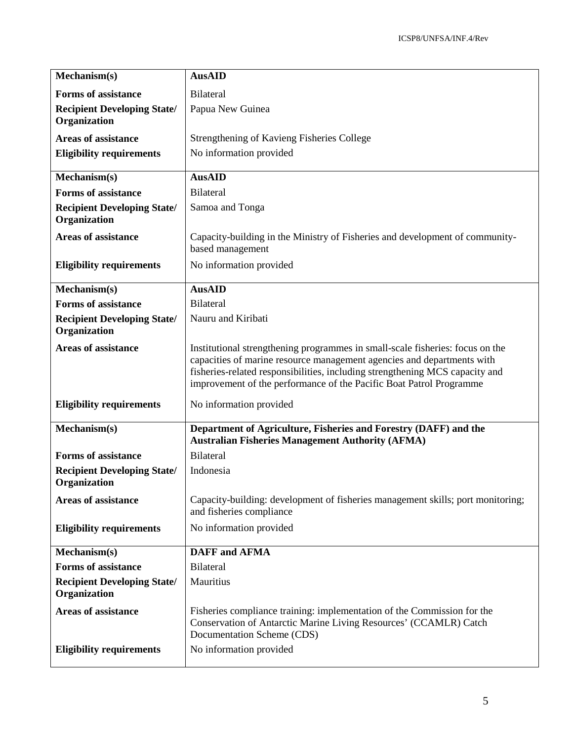| Mechanism(s) | **AusAID** |
|---|---|
| **Forms of assistance** | Bilateral |
| **Recipient Developing State/ Organization** | Papua New Guinea |
| **Areas of assistance** | Strengthening of Kavieng Fisheries College |
| **Eligibility requirements** | No information provided |

| Mechanism(s) | **AusAID** |
|---|---|
| **Forms of assistance** | Bilateral |
| **Recipient Developing State/ Organization** | Samoa and Tonga |
| **Areas of assistance** | Capacity-building in the Ministry of Fisheries and development of community-based management |
| **Eligibility requirements** | No information provided |

| Mechanism(s) | **AusAID** |
|---|---|
| **Forms of assistance** | Bilateral |
| **Recipient Developing State/ Organization** | Nauru and Kiribati |
| **Areas of assistance** | Institutional strengthening programmes in small-scale fisheries: focus on the capacities of marine resource management agencies and departments with fisheries-related responsibilities, including strengthening MCS capacity and improvement of the performance of the Pacific Boat Patrol Programme |
| **Eligibility requirements** | No information provided |

| Mechanism(s) | **Department of Agriculture, Fisheries and Forestry (DAFF) and the Australian Fisheries Management Authority (AFMA)** |
|---|---|
| **Forms of assistance** | Bilateral |
| **Recipient Developing State/ Organization** | Indonesia |
| **Areas of assistance** | Capacity-building: development of fisheries management skills; port monitoring; and fisheries compliance |
| **Eligibility requirements** | No information provided |

| Mechanism(s) | **DAFF and AFMA** |
|---|---|
| **Forms of assistance** | Bilateral |
| **Recipient Developing State/ Organization** | Mauritius |
| **Areas of assistance** | Fisheries compliance training: implementation of the Commission for the Conservation of Antarctic Marine Living Resources' (CCAMLR) Catch Documentation Scheme (CDS) |
| **Eligibility requirements** | No information provided |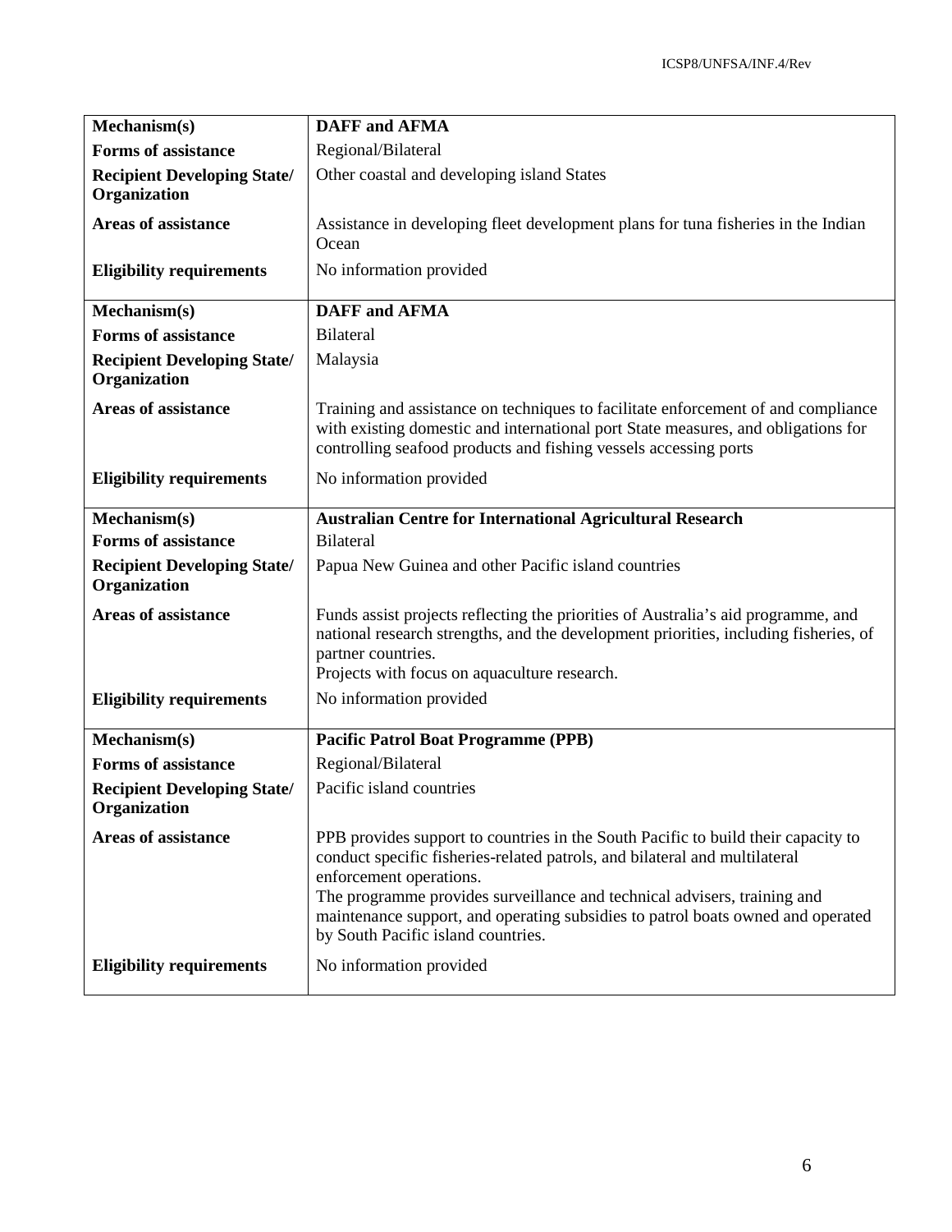| **Mechanism(s)** | **DAFF and AFMA** |
|---|---|
| **Forms of assistance** | Regional/Bilateral |
| **Recipient Developing State/ Organization** | Other coastal and developing island States |
| **Areas of assistance** | Assistance in developing fleet development plans for tuna fisheries in the Indian Ocean |
| **Eligibility requirements** | No information provided |

| **Mechanism(s)** | **DAFF and AFMA** |
|---|---|
| **Forms of assistance** | Bilateral |
| **Recipient Developing State/ Organization** | Malaysia |
| **Areas of assistance** | Training and assistance on techniques to facilitate enforcement of and compliance with existing domestic and international port State measures, and obligations for controlling seafood products and fishing vessels accessing ports |
| **Eligibility requirements** | No information provided |

| **Mechanism(s)** | **Australian Centre for International Agricultural Research** |
|---|---|
| **Forms of assistance** | Bilateral |
| **Recipient Developing State/ Organization** | Papua New Guinea and other Pacific island countries |
| **Areas of assistance** | Funds assist projects reflecting the priorities of Australia's aid programme, and national research strengths, and the development priorities, including fisheries, of partner countries.<br>Projects with focus on aquaculture research. |
| **Eligibility requirements** | No information provided |

| **Mechanism(s)** | **Pacific Patrol Boat Programme (PPB)** |
|---|---|
| **Forms of assistance** | Regional/Bilateral |
| **Recipient Developing State/ Organization** | Pacific island countries |
| **Areas of assistance** | PPB provides support to countries in the South Pacific to build their capacity to conduct specific fisheries-related patrols, and bilateral and multilateral enforcement operations.<br>The programme provides surveillance and technical advisers, training and maintenance support, and operating subsidies to patrol boats owned and operated by South Pacific island countries. |
| **Eligibility requirements** | No information provided |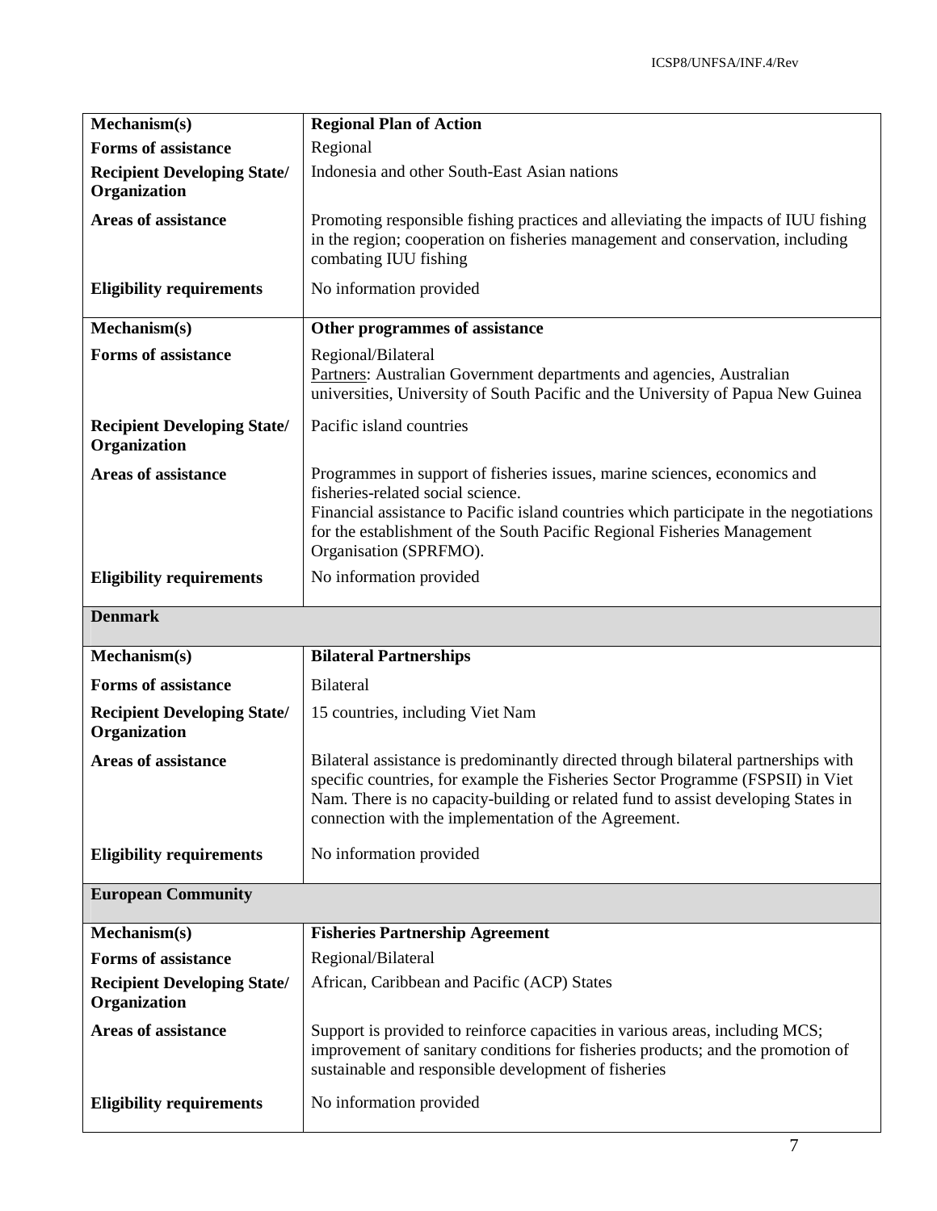| | |
|---|---|
| **Mechanism(s)** | **Regional Plan of Action** |
| **Forms of assistance** | Regional |
| **Recipient Developing State/ Organization** | Indonesia and other South-East Asian nations |
| **Areas of assistance** | Promoting responsible fishing practices and alleviating the impacts of IUU fishing in the region; cooperation on fisheries management and conservation, including combating IUU fishing |
| **Eligibility requirements** | No information provided |
| **Mechanism(s)** | **Other programmes of assistance** |
| **Forms of assistance** | Regional/Bilateral<br>Partners: Australian Government departments and agencies, Australian universities, University of South Pacific and the University of Papua New Guinea |
| **Recipient Developing State/ Organization** | Pacific island countries |
| **Areas of assistance** | Programmes in support of fisheries issues, marine sciences, economics and fisheries-related social science.<br>Financial assistance to Pacific island countries which participate in the negotiations for the establishment of the South Pacific Regional Fisheries Management Organisation (SPRFMO). |
| **Eligibility requirements** | No information provided |
| **Denmark** | |
| **Mechanism(s)** | **Bilateral Partnerships** |
| **Forms of assistance** | Bilateral |
| **Recipient Developing State/ Organization** | 15 countries, including Viet Nam |
| **Areas of assistance** | Bilateral assistance is predominantly directed through bilateral partnerships with specific countries, for example the Fisheries Sector Programme (FSPSII) in Viet Nam. There is no capacity-building or related fund to assist developing States in connection with the implementation of the Agreement. |
| **Eligibility requirements** | No information provided |
| **European Community** | |
| **Mechanism(s)** | **Fisheries Partnership Agreement** |
| **Forms of assistance** | Regional/Bilateral |
| **Recipient Developing State/ Organization** | African, Caribbean and Pacific (ACP) States |
| **Areas of assistance** | Support is provided to reinforce capacities in various areas, including MCS; improvement of sanitary conditions for fisheries products; and the promotion of sustainable and responsible development of fisheries |
| **Eligibility requirements** | No information provided |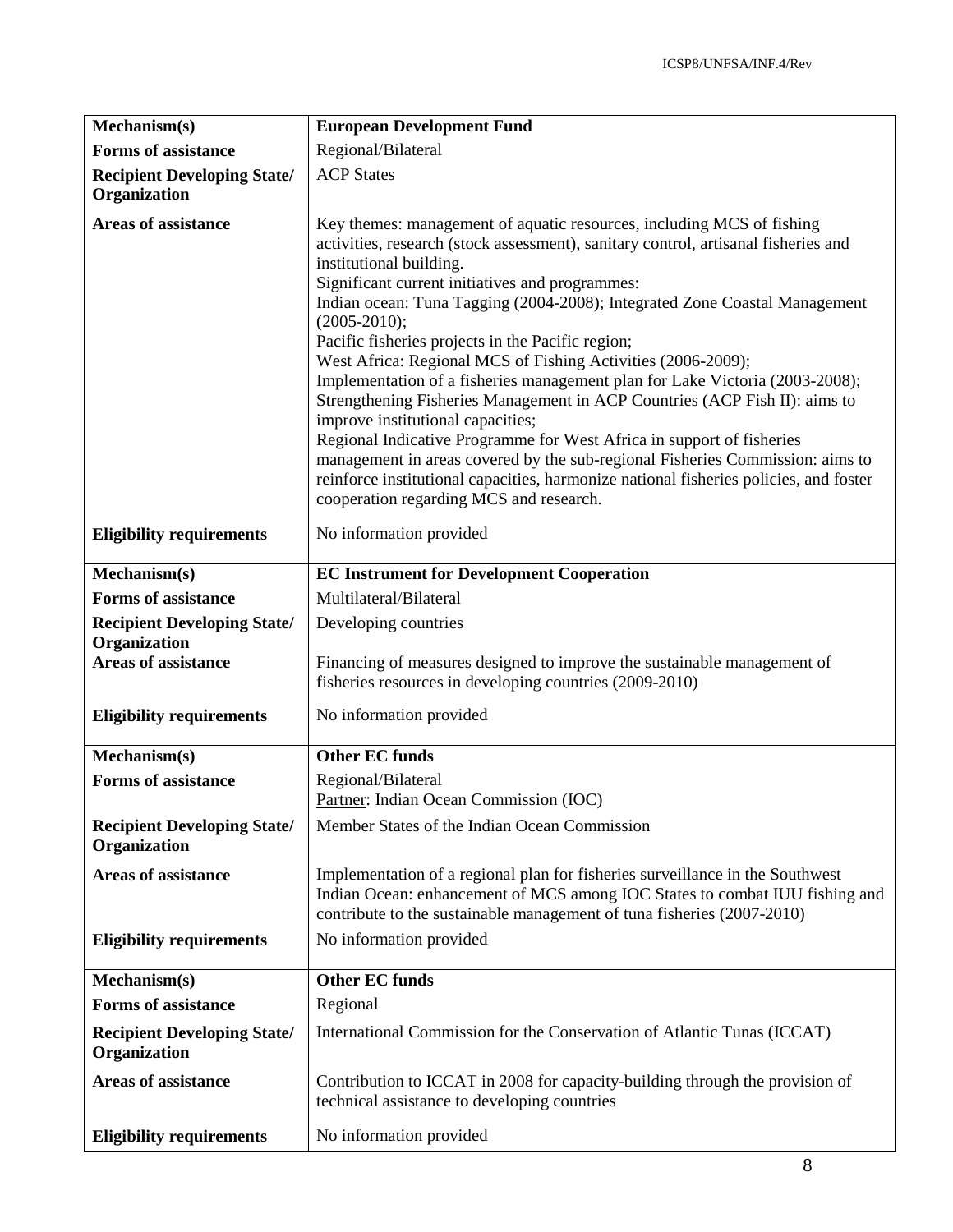| Mechanism(s) | European Development Fund |
|---|---|
| **Forms of assistance** | Regional/Bilateral |
| **Recipient Developing State/ Organization** | ACP States |
| **Areas of assistance** | Key themes: management of aquatic resources, including MCS of fishing activities, research (stock assessment), sanitary control, artisanal fisheries and institutional building.<br>Significant current initiatives and programmes:<br>Indian ocean: Tuna Tagging (2004-2008); Integrated Zone Coastal Management (2005-2010);<br>Pacific fisheries projects in the Pacific region;<br>West Africa: Regional MCS of Fishing Activities (2006-2009);<br>Implementation of a fisheries management plan for Lake Victoria (2003-2008);<br>Strengthening Fisheries Management in ACP Countries (ACP Fish II): aims to improve institutional capacities;<br>Regional Indicative Programme for West Africa in support of fisheries management in areas covered by the sub-regional Fisheries Commission: aims to reinforce institutional capacities, harmonize national fisheries policies, and foster cooperation regarding MCS and research. |
| **Eligibility requirements** | No information provided |

| Mechanism(s) | EC Instrument for Development Cooperation |
|---|---|
| **Forms of assistance** | Multilateral/Bilateral |
| **Recipient Developing State/ Organization** | Developing countries |
| **Areas of assistance** | Financing of measures designed to improve the sustainable management of fisheries resources in developing countries (2009-2010) |
| **Eligibility requirements** | No information provided |

| Mechanism(s) | Other EC funds |
|---|---|
| **Forms of assistance** | Regional/Bilateral<br>Partner: Indian Ocean Commission (IOC) |
| **Recipient Developing State/ Organization** | Member States of the Indian Ocean Commission |
| **Areas of assistance** | Implementation of a regional plan for fisheries surveillance in the Southwest Indian Ocean: enhancement of MCS among IOC States to combat IUU fishing and contribute to the sustainable management of tuna fisheries (2007-2010) |
| **Eligibility requirements** | No information provided |

| Mechanism(s) | Other EC funds |
|---|---|
| **Forms of assistance** | Regional |
| **Recipient Developing State/ Organization** | International Commission for the Conservation of Atlantic Tunas (ICCAT) |
| **Areas of assistance** | Contribution to ICCAT in 2008 for capacity-building through the provision of technical assistance to developing countries |
| **Eligibility requirements** | No information provided |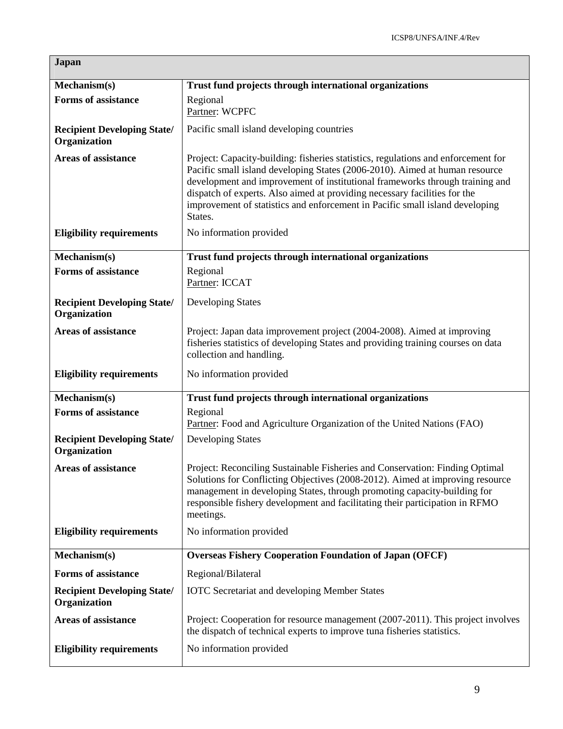| Japan | |
|---|---|
| **Mechanism(s)** | **Trust fund projects through international organizations** |
| **Forms of assistance** | Regional<br>Partner: WCPFC |
| **Recipient Developing State/ Organization** | Pacific small island developing countries |
| **Areas of assistance** | Project: Capacity-building: fisheries statistics, regulations and enforcement for Pacific small island developing States (2006-2010). Aimed at human resource development and improvement of institutional frameworks through training and dispatch of experts. Also aimed at providing necessary facilities for the improvement of statistics and enforcement in Pacific small island developing States. |
| **Eligibility requirements** | No information provided |
| **Mechanism(s)** | **Trust fund projects through international organizations** |
| **Forms of assistance** | Regional<br>Partner: ICCAT |
| **Recipient Developing State/ Organization** | Developing States |
| **Areas of assistance** | Project: Japan data improvement project (2004-2008). Aimed at improving fisheries statistics of developing States and providing training courses on data collection and handling. |
| **Eligibility requirements** | No information provided |
| **Mechanism(s)** | **Trust fund projects through international organizations** |
| **Forms of assistance** | Regional<br>Partner: Food and Agriculture Organization of the United Nations (FAO) |
| **Recipient Developing State/ Organization** | Developing States |
| **Areas of assistance** | Project: Reconciling Sustainable Fisheries and Conservation: Finding Optimal Solutions for Conflicting Objectives (2008-2012). Aimed at improving resource management in developing States, through promoting capacity-building for responsible fishery development and facilitating their participation in RFMO meetings. |
| **Eligibility requirements** | No information provided |
| **Mechanism(s)** | **Overseas Fishery Cooperation Foundation of Japan (OFCF)** |
| **Forms of assistance** | Regional/Bilateral |
| **Recipient Developing State/ Organization** | IOTC Secretariat and developing Member States |
| **Areas of assistance** | Project: Cooperation for resource management (2007-2011). This project involves the dispatch of technical experts to improve tuna fisheries statistics. |
| **Eligibility requirements** | No information provided |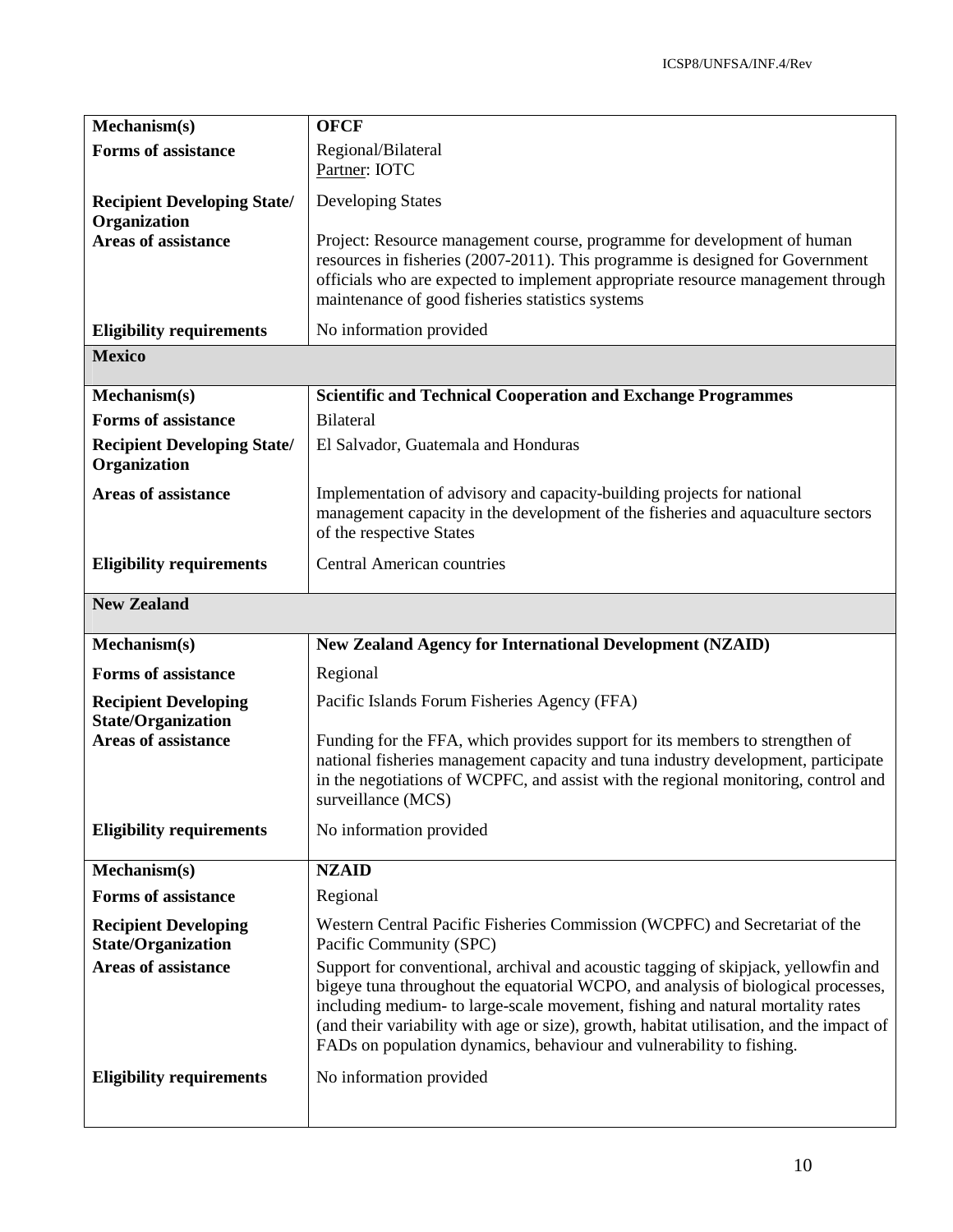| | |
|---|---|
| **Mechanism(s)** | **OFCF** |
| **Forms of assistance** | Regional/Bilateral<br>Partner: IOTC |
| **Recipient Developing State/ Organization** | Developing States |
| **Areas of assistance** | Project: Resource management course, programme for development of human resources in fisheries (2007-2011). This programme is designed for Government officials who are expected to implement appropriate resource management through maintenance of good fisheries statistics systems |
| **Eligibility requirements** | No information provided |
| **Mexico** | |
| **Mechanism(s)** | **Scientific and Technical Cooperation and Exchange Programmes** |
| **Forms of assistance** | Bilateral |
| **Recipient Developing State/ Organization** | El Salvador, Guatemala and Honduras |
| **Areas of assistance** | Implementation of advisory and capacity-building projects for national management capacity in the development of the fisheries and aquaculture sectors of the respective States |
| **Eligibility requirements** | Central American countries |
| **New Zealand** | |
| **Mechanism(s)** | **New Zealand Agency for International Development (NZAID)** |
| **Forms of assistance** | Regional |
| **Recipient Developing State/Organization** | Pacific Islands Forum Fisheries Agency (FFA) |
| **Areas of assistance** | Funding for the FFA, which provides support for its members to strengthen of national fisheries management capacity and tuna industry development, participate in the negotiations of WCPFC, and assist with the regional monitoring, control and surveillance (MCS) |
| **Eligibility requirements** | No information provided |
| **Mechanism(s)** | **NZAID** |
| **Forms of assistance** | Regional |
| **Recipient Developing State/Organization** | Western Central Pacific Fisheries Commission (WCPFC) and Secretariat of the Pacific Community (SPC) |
| **Areas of assistance** | Support for conventional, archival and acoustic tagging of skipjack, yellowfin and bigeye tuna throughout the equatorial WCPO, and analysis of biological processes, including medium- to large-scale movement, fishing and natural mortality rates (and their variability with age or size), growth, habitat utilisation, and the impact of FADs on population dynamics, behaviour and vulnerability to fishing. |
| **Eligibility requirements** | No information provided |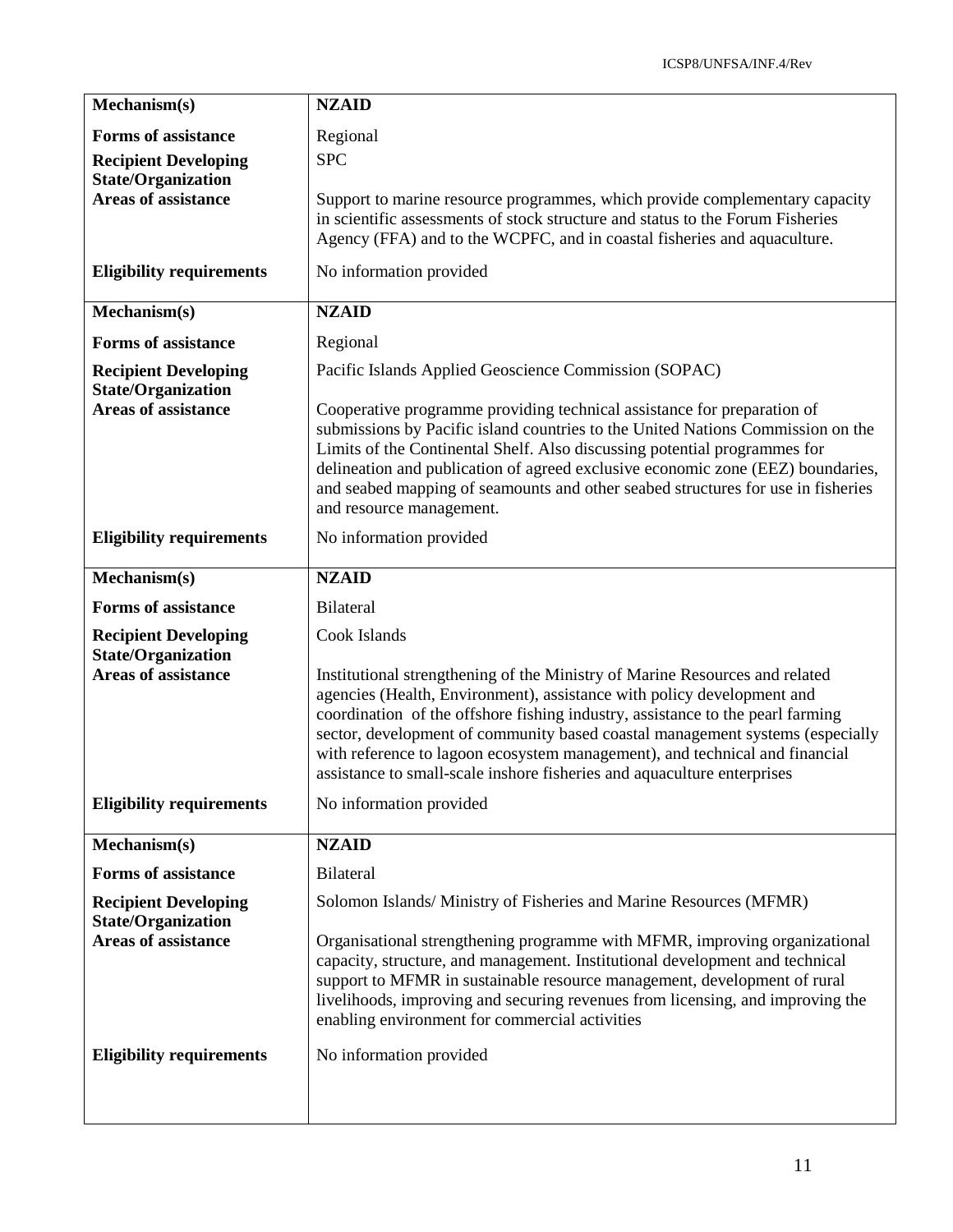| Mechanism(s) | NZAID |
|---|---|
| **Forms of assistance** | Regional |
| **Recipient Developing State/Organization** | SPC |
| **Areas of assistance** | Support to marine resource programmes, which provide complementary capacity in scientific assessments of stock structure and status to the Forum Fisheries Agency (FFA) and to the WCPFC, and in coastal fisheries and aquaculture. |
| **Eligibility requirements** | No information provided |

| Mechanism(s) | NZAID |
|---|---|
| **Forms of assistance** | Regional |
| **Recipient Developing State/Organization** | Pacific Islands Applied Geoscience Commission (SOPAC) |
| **Areas of assistance** | Cooperative programme providing technical assistance for preparation of submissions by Pacific island countries to the United Nations Commission on the Limits of the Continental Shelf. Also discussing potential programmes for delineation and publication of agreed exclusive economic zone (EEZ) boundaries, and seabed mapping of seamounts and other seabed structures for use in fisheries and resource management. |
| **Eligibility requirements** | No information provided |

| Mechanism(s) | NZAID |
|---|---|
| **Forms of assistance** | Bilateral |
| **Recipient Developing State/Organization** | Cook Islands |
| **Areas of assistance** | Institutional strengthening of the Ministry of Marine Resources and related agencies (Health, Environment), assistance with policy development and coordination of the offshore fishing industry, assistance to the pearl farming sector, development of community based coastal management systems (especially with reference to lagoon ecosystem management), and technical and financial assistance to small-scale inshore fisheries and aquaculture enterprises |
| **Eligibility requirements** | No information provided |

| Mechanism(s) | NZAID |
|---|---|
| **Forms of assistance** | Bilateral |
| **Recipient Developing State/Organization** | Solomon Islands/ Ministry of Fisheries and Marine Resources (MFMR) |
| **Areas of assistance** | Organisational strengthening programme with MFMR, improving organizational capacity, structure, and management. Institutional development and technical support to MFMR in sustainable resource management, development of rural livelihoods, improving and securing revenues from licensing, and improving the enabling environment for commercial activities |
| **Eligibility requirements** | No information provided |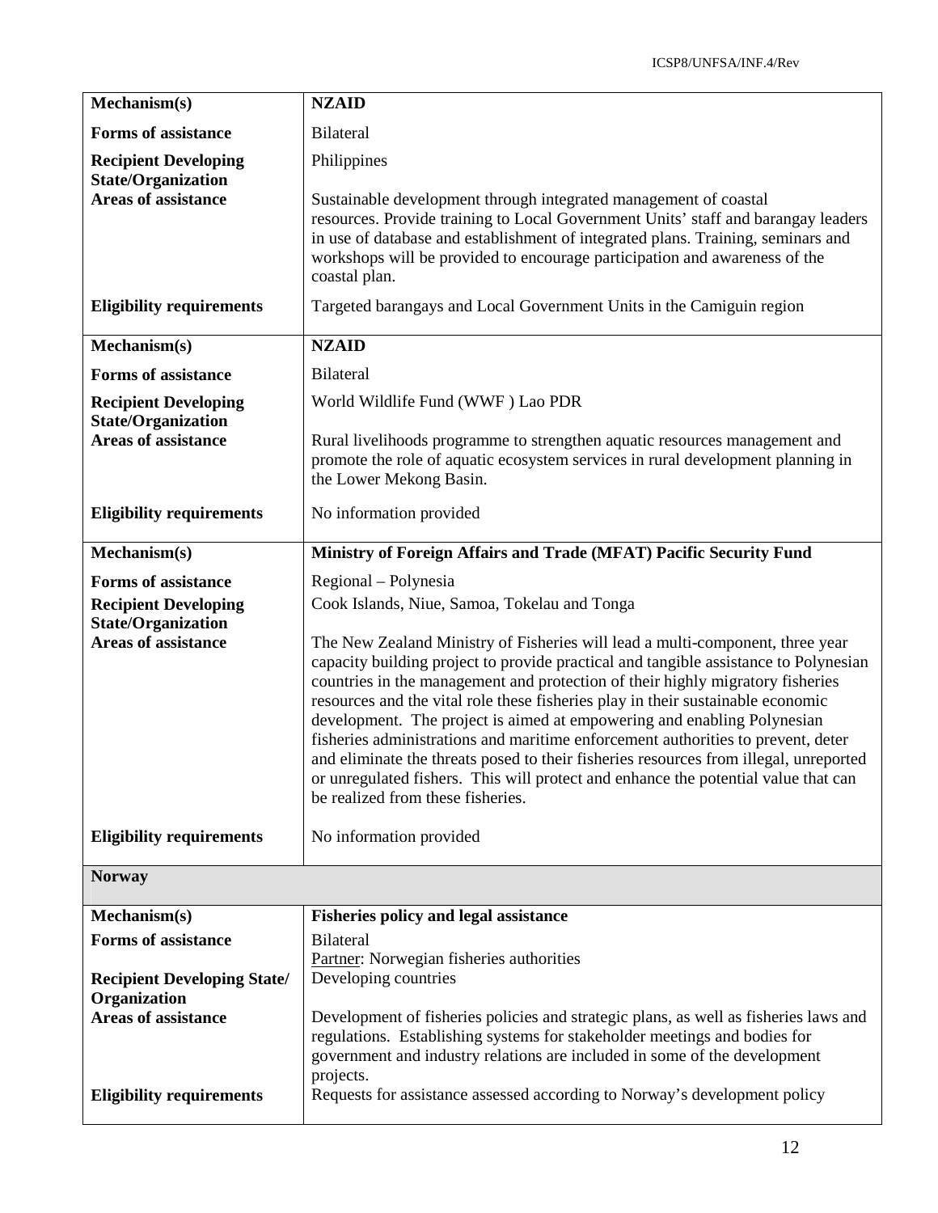| | |
|---|---|
| **Mechanism(s)** | **NZAID** |
| **Forms of assistance** | Bilateral |
| **Recipient Developing State/Organization** | Philippines |
| **Areas of assistance** | Sustainable development through integrated management of coastal resources. Provide training to Local Government Units' staff and barangay leaders in use of database and establishment of integrated plans. Training, seminars and workshops will be provided to encourage participation and awareness of the coastal plan. |
| **Eligibility requirements** | Targeted barangays and Local Government Units in the Camiguin region |

| | |
|---|---|
| **Mechanism(s)** | **NZAID** |
| **Forms of assistance** | Bilateral |
| **Recipient Developing State/Organization** | World Wildlife Fund (WWF ) Lao PDR |
| **Areas of assistance** | Rural livelihoods programme to strengthen aquatic resources management and promote the role of aquatic ecosystem services in rural development planning in the Lower Mekong Basin. |
| **Eligibility requirements** | No information provided |

| | |
|---|---|
| **Mechanism(s)** | **Ministry of Foreign Affairs and Trade (MFAT) Pacific Security Fund** |
| **Forms of assistance** | Regional – Polynesia |
| **Recipient Developing State/Organization** | Cook Islands, Niue, Samoa, Tokelau and Tonga |
| **Areas of assistance** | The New Zealand Ministry of Fisheries will lead a multi-component, three year capacity building project to provide practical and tangible assistance to Polynesian countries in the management and protection of their highly migratory fisheries resources and the vital role these fisheries play in their sustainable economic development. The project is aimed at empowering and enabling Polynesian fisheries administrations and maritime enforcement authorities to prevent, deter and eliminate the threats posed to their fisheries resources from illegal, unreported or unregulated fishers. This will protect and enhance the potential value that can be realized from these fisheries. |
| **Eligibility requirements** | No information provided |

**Norway**

| | |
|---|---|
| **Mechanism(s)** | **Fisheries policy and legal assistance** |
| **Forms of assistance** | Bilateral<br>Partner: Norwegian fisheries authorities |
| **Recipient Developing State/ Organization** | Developing countries |
| **Areas of assistance** | Development of fisheries policies and strategic plans, as well as fisheries laws and regulations. Establishing systems for stakeholder meetings and bodies for government and industry relations are included in some of the development projects. |
| **Eligibility requirements** | Requests for assistance assessed according to Norway's development policy |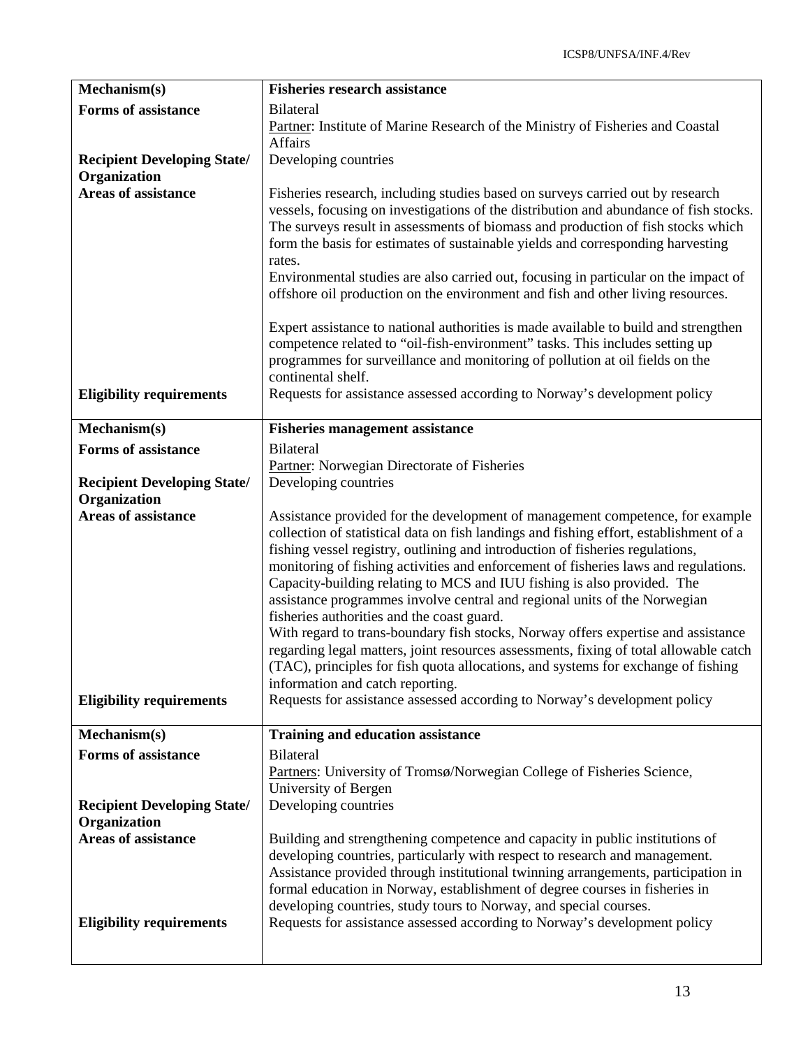| Mechanism(s) | Fisheries research assistance |
|---|---|
| **Forms of assistance** | Bilateral<br>Partner: Institute of Marine Research of the Ministry of Fisheries and Coastal Affairs |
| **Recipient Developing State/ Organization** | Developing countries |
| **Areas of assistance** | Fisheries research, including studies based on surveys carried out by research vessels, focusing on investigations of the distribution and abundance of fish stocks. The surveys result in assessments of biomass and production of fish stocks which form the basis for estimates of sustainable yields and corresponding harvesting rates.<br>Environmental studies are also carried out, focusing in particular on the impact of offshore oil production on the environment and fish and other living resources.<br><br>Expert assistance to national authorities is made available to build and strengthen competence related to "oil-fish-environment" tasks. This includes setting up programmes for surveillance and monitoring of pollution at oil fields on the continental shelf. |
| **Eligibility requirements** | Requests for assistance assessed according to Norway's development policy |

| Mechanism(s) | Fisheries management assistance |
|---|---|
| **Forms of assistance** | Bilateral<br>Partner: Norwegian Directorate of Fisheries |
| **Recipient Developing State/ Organization** | Developing countries |
| **Areas of assistance** | Assistance provided for the development of management competence, for example collection of statistical data on fish landings and fishing effort, establishment of a fishing vessel registry, outlining and introduction of fisheries regulations, monitoring of fishing activities and enforcement of fisheries laws and regulations. Capacity-building relating to MCS and IUU fishing is also provided. The assistance programmes involve central and regional units of the Norwegian fisheries authorities and the coast guard.<br>With regard to trans-boundary fish stocks, Norway offers expertise and assistance regarding legal matters, joint resources assessments, fixing of total allowable catch (TAC), principles for fish quota allocations, and systems for exchange of fishing information and catch reporting. |
| **Eligibility requirements** | Requests for assistance assessed according to Norway's development policy |

| Mechanism(s) | Training and education assistance |
|---|---|
| **Forms of assistance** | Bilateral<br>Partners: University of Tromsø/Norwegian College of Fisheries Science, University of Bergen |
| **Recipient Developing State/ Organization** | Developing countries |
| **Areas of assistance** | Building and strengthening competence and capacity in public institutions of developing countries, particularly with respect to research and management. Assistance provided through institutional twinning arrangements, participation in formal education in Norway, establishment of degree courses in fisheries in developing countries, study tours to Norway, and special courses. |
| **Eligibility requirements** | Requests for assistance assessed according to Norway's development policy |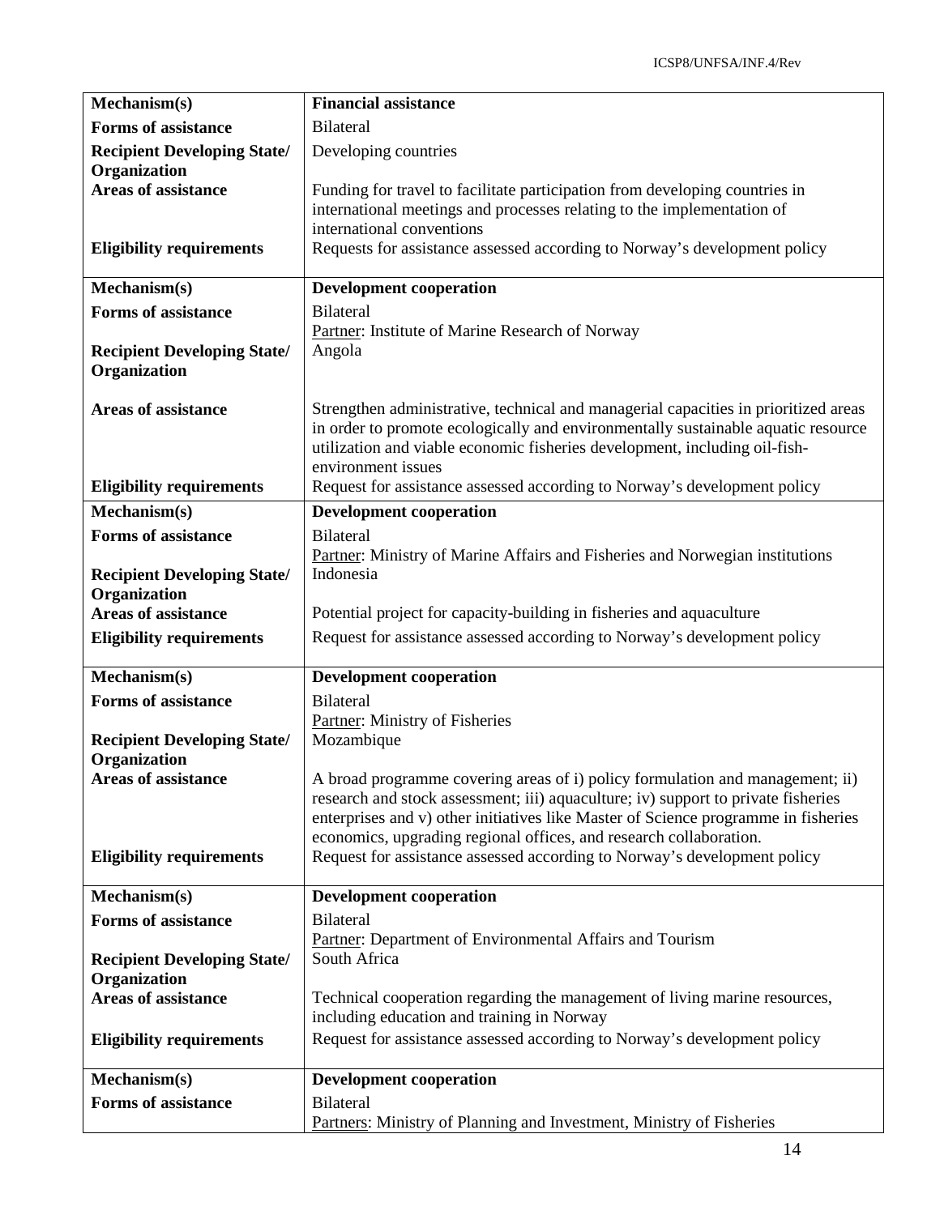| **Mechanism(s)** | **Financial assistance** |
|---|---|
| **Forms of assistance** | Bilateral |
| **Recipient Developing State/ Organization** | Developing countries |
| **Areas of assistance** | Funding for travel to facilitate participation from developing countries in international meetings and processes relating to the implementation of international conventions |
| **Eligibility requirements** | Requests for assistance assessed according to Norway's development policy |

| **Mechanism(s)** | **Development cooperation** |
|---|---|
| **Forms of assistance** | Bilateral<br>Partner: Institute of Marine Research of Norway |
| **Recipient Developing State/ Organization** | Angola |
| **Areas of assistance** | Strengthen administrative, technical and managerial capacities in prioritized areas in order to promote ecologically and environmentally sustainable aquatic resource utilization and viable economic fisheries development, including oil-fish-environment issues |
| **Eligibility requirements** | Request for assistance assessed according to Norway's development policy |

| **Mechanism(s)** | **Development cooperation** |
|---|---|
| **Forms of assistance** | Bilateral<br>Partner: Ministry of Marine Affairs and Fisheries and Norwegian institutions |
| **Recipient Developing State/ Organization** | Indonesia |
| **Areas of assistance** | Potential project for capacity-building in fisheries and aquaculture |
| **Eligibility requirements** | Request for assistance assessed according to Norway's development policy |

| **Mechanism(s)** | **Development cooperation** |
|---|---|
| **Forms of assistance** | Bilateral<br>Partner: Ministry of Fisheries |
| **Recipient Developing State/ Organization** | Mozambique |
| **Areas of assistance** | A broad programme covering areas of i) policy formulation and management; ii) research and stock assessment; iii) aquaculture; iv) support to private fisheries enterprises and v) other initiatives like Master of Science programme in fisheries economics, upgrading regional offices, and research collaboration. |
| **Eligibility requirements** | Request for assistance assessed according to Norway's development policy |

| **Mechanism(s)** | **Development cooperation** |
|---|---|
| **Forms of assistance** | Bilateral<br>Partner: Department of Environmental Affairs and Tourism |
| **Recipient Developing State/ Organization** | South Africa |
| **Areas of assistance** | Technical cooperation regarding the management of living marine resources, including education and training in Norway |
| **Eligibility requirements** | Request for assistance assessed according to Norway's development policy |

| **Mechanism(s)** | **Development cooperation** |
|---|---|
| **Forms of assistance** | Bilateral<br>Partners: Ministry of Planning and Investment, Ministry of Fisheries |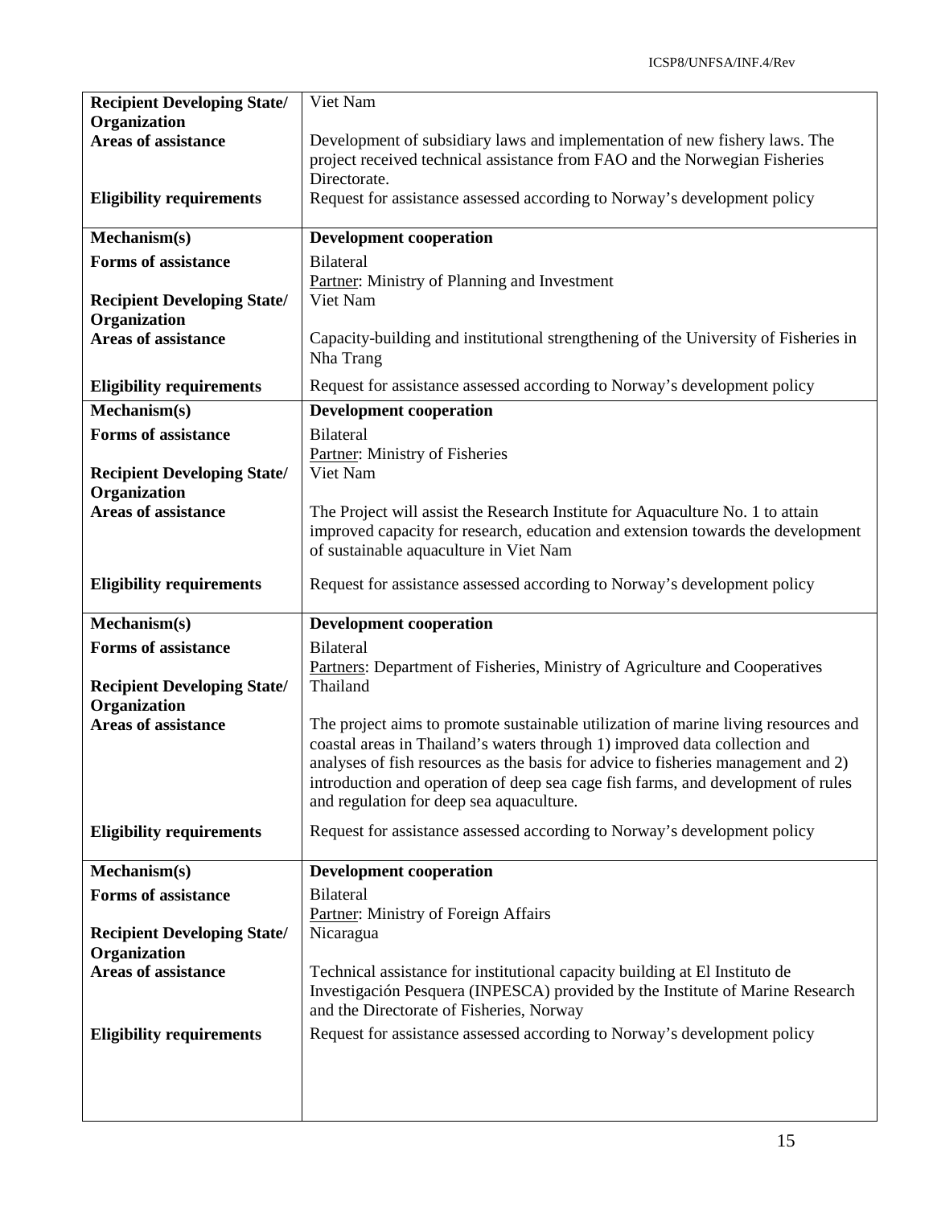| | |
|---|---|
| **Recipient Developing State/ Organization** | Viet Nam |
| **Areas of assistance** | Development of subsidiary laws and implementation of new fishery laws. The project received technical assistance from FAO and the Norwegian Fisheries Directorate. |
| **Eligibility requirements** | Request for assistance assessed according to Norway's development policy |

| | |
|---|---|
| **Mechanism(s)** | **Development cooperation** |
| **Forms of assistance** | Bilateral<br>Partner: Ministry of Planning and Investment |
| **Recipient Developing State/ Organization** | Viet Nam |
| **Areas of assistance** | Capacity-building and institutional strengthening of the University of Fisheries in Nha Trang |
| **Eligibility requirements** | Request for assistance assessed according to Norway's development policy |

| | |
|---|---|
| **Mechanism(s)** | **Development cooperation** |
| **Forms of assistance** | Bilateral<br>Partner: Ministry of Fisheries |
| **Recipient Developing State/ Organization** | Viet Nam |
| **Areas of assistance** | The Project will assist the Research Institute for Aquaculture No. 1 to attain improved capacity for research, education and extension towards the development of sustainable aquaculture in Viet Nam |
| **Eligibility requirements** | Request for assistance assessed according to Norway's development policy |

| | |
|---|---|
| **Mechanism(s)** | **Development cooperation** |
| **Forms of assistance** | Bilateral<br>Partners: Department of Fisheries, Ministry of Agriculture and Cooperatives |
| **Recipient Developing State/ Organization** | Thailand |
| **Areas of assistance** | The project aims to promote sustainable utilization of marine living resources and coastal areas in Thailand's waters through 1) improved data collection and analyses of fish resources as the basis for advice to fisheries management and 2) introduction and operation of deep sea cage fish farms, and development of rules and regulation for deep sea aquaculture. |
| **Eligibility requirements** | Request for assistance assessed according to Norway's development policy |

| | |
|---|---|
| **Mechanism(s)** | **Development cooperation** |
| **Forms of assistance** | Bilateral<br>Partner: Ministry of Foreign Affairs |
| **Recipient Developing State/ Organization** | Nicaragua |
| **Areas of assistance** | Technical assistance for institutional capacity building at El Instituto de Investigación Pesquera (INPESCA) provided by the Institute of Marine Research and the Directorate of Fisheries, Norway |
| **Eligibility requirements** | Request for assistance assessed according to Norway's development policy |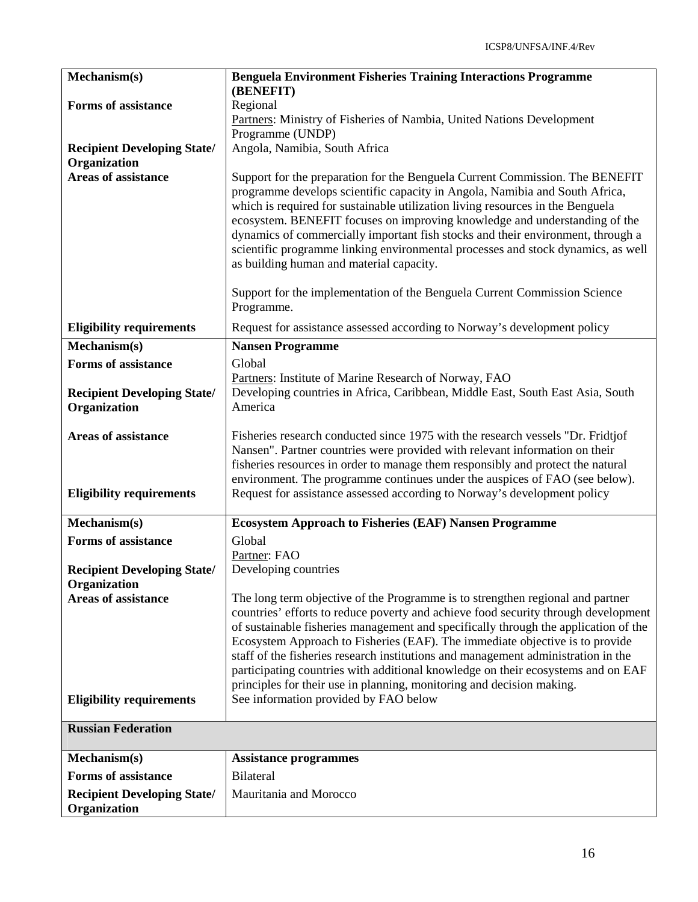| Mechanism(s) | Benguela Environment Fisheries Training Interactions Programme (BENEFIT) |
|---|---|
| Forms of assistance | Regional<br>Partners: Ministry of Fisheries of Nambia, United Nations Development Programme (UNDP) |
| Recipient Developing State/ Organization | Angola, Namibia, South Africa |
| Areas of assistance | Support for the preparation for the Benguela Current Commission. The BENEFIT programme develops scientific capacity in Angola, Namibia and South Africa, which is required for sustainable utilization living resources in the Benguela ecosystem. BENEFIT focuses on improving knowledge and understanding of the dynamics of commercially important fish stocks and their environment, through a scientific programme linking environmental processes and stock dynamics, as well as building human and material capacity.<br><br>Support for the implementation of the Benguela Current Commission Science Programme. |
| Eligibility requirements | Request for assistance assessed according to Norway's development policy |
| **Mechanism(s)** | **Nansen Programme** |
| **Forms of assistance** | Global<br>Partners: Institute of Marine Research of Norway, FAO |
| **Recipient Developing State/ Organization** | Developing countries in Africa, Caribbean, Middle East, South East Asia, South America |
| **Areas of assistance** | Fisheries research conducted since 1975 with the research vessels "Dr. Fridtjof Nansen". Partner countries were provided with relevant information on their fisheries resources in order to manage them responsibly and protect the natural environment. The programme continues under the auspices of FAO (see below). |
| **Eligibility requirements** | Request for assistance assessed according to Norway's development policy |
| **Mechanism(s)** | **Ecosystem Approach to Fisheries (EAF) Nansen Programme** |
| **Forms of assistance** | Global<br>Partner: FAO |
| **Recipient Developing State/ Organization** | Developing countries |
| **Areas of assistance** | The long term objective of the Programme is to strengthen regional and partner countries' efforts to reduce poverty and achieve food security through development of sustainable fisheries management and specifically through the application of the Ecosystem Approach to Fisheries (EAF). The immediate objective is to provide staff of the fisheries research institutions and management administration in the participating countries with additional knowledge on their ecosystems and on EAF principles for their use in planning, monitoring and decision making. |
| **Eligibility requirements** | See information provided by FAO below |
| **Russian Federation** | |
| **Mechanism(s)** | **Assistance programmes** |
| **Forms of assistance** | Bilateral |
| **Recipient Developing State/ Organization** | Mauritania and Morocco |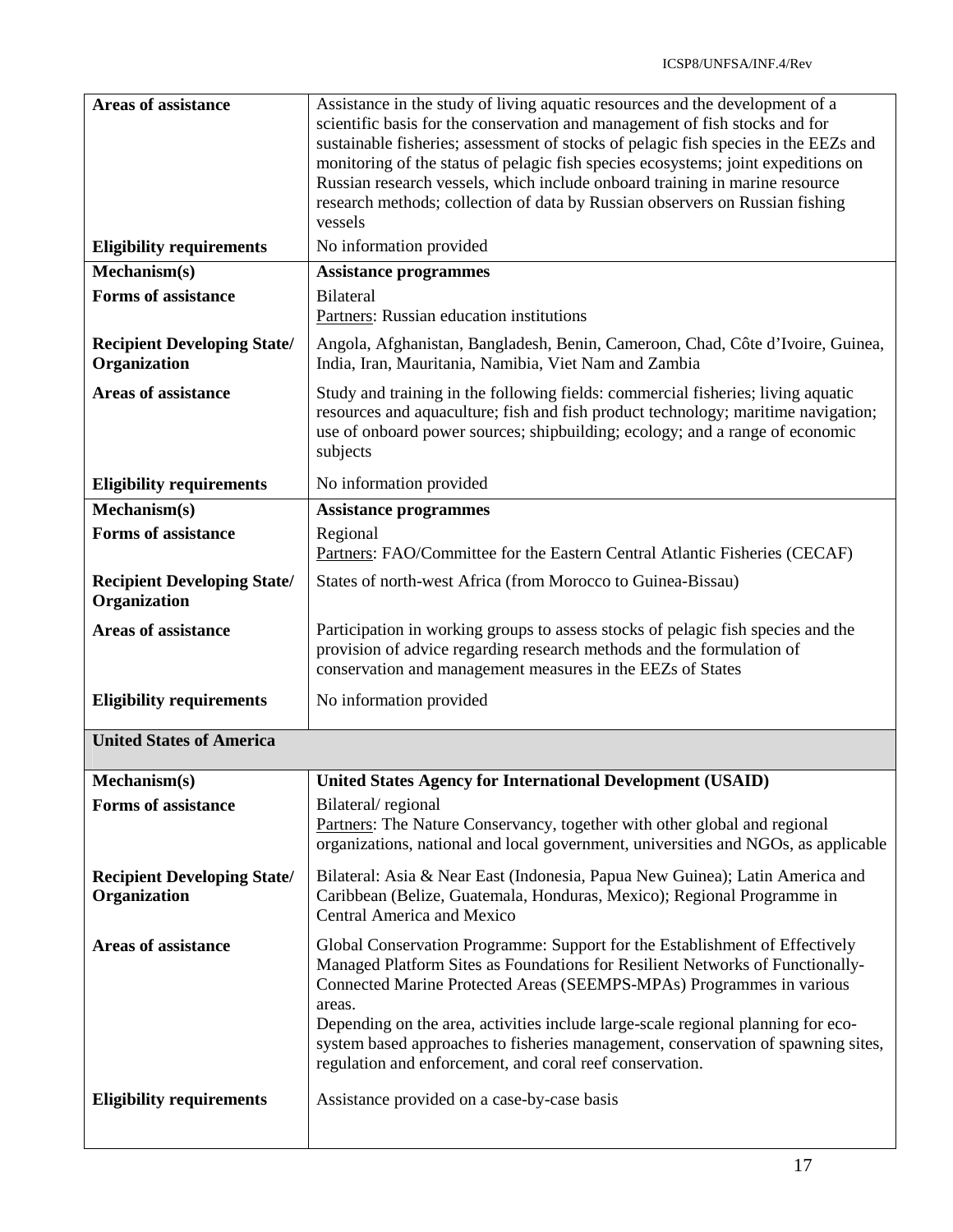| | |
|---|---|
| **Areas of assistance** | Assistance in the study of living aquatic resources and the development of a scientific basis for the conservation and management of fish stocks and for sustainable fisheries; assessment of stocks of pelagic fish species in the EEZs and monitoring of the status of pelagic fish species ecosystems; joint expeditions on Russian research vessels, which include onboard training in marine resource research methods; collection of data by Russian observers on Russian fishing vessels |
| **Eligibility requirements** | No information provided |
| **Mechanism(s)** | **Assistance programmes** |
| **Forms of assistance** | Bilateral<br>Partners: Russian education institutions |
| **Recipient Developing State/ Organization** | Angola, Afghanistan, Bangladesh, Benin, Cameroon, Chad, Côte d'Ivoire, Guinea, India, Iran, Mauritania, Namibia, Viet Nam and Zambia |
| **Areas of assistance** | Study and training in the following fields: commercial fisheries; living aquatic resources and aquaculture; fish and fish product technology; maritime navigation; use of onboard power sources; shipbuilding; ecology; and a range of economic subjects |
| **Eligibility requirements** | No information provided |
| **Mechanism(s)** | **Assistance programmes** |
| **Forms of assistance** | Regional<br>Partners: FAO/Committee for the Eastern Central Atlantic Fisheries (CECAF) |
| **Recipient Developing State/ Organization** | States of north-west Africa (from Morocco to Guinea-Bissau) |
| **Areas of assistance** | Participation in working groups to assess stocks of pelagic fish species and the provision of advice regarding research methods and the formulation of conservation and management measures in the EEZs of States |
| **Eligibility requirements** | No information provided |
| **United States of America** | |
| **Mechanism(s)** | **United States Agency for International Development (USAID)** |
| **Forms of assistance** | Bilateral/ regional<br>Partners: The Nature Conservancy, together with other global and regional organizations, national and local government, universities and NGOs, as applicable |
| **Recipient Developing State/ Organization** | Bilateral: Asia & Near East (Indonesia, Papua New Guinea); Latin America and Caribbean (Belize, Guatemala, Honduras, Mexico); Regional Programme in Central America and Mexico |
| **Areas of assistance** | Global Conservation Programme: Support for the Establishment of Effectively Managed Platform Sites as Foundations for Resilient Networks of Functionally-Connected Marine Protected Areas (SEEMPS-MPAs) Programmes in various areas.<br>Depending on the area, activities include large-scale regional planning for eco-system based approaches to fisheries management, conservation of spawning sites, regulation and enforcement, and coral reef conservation. |
| **Eligibility requirements** | Assistance provided on a case-by-case basis |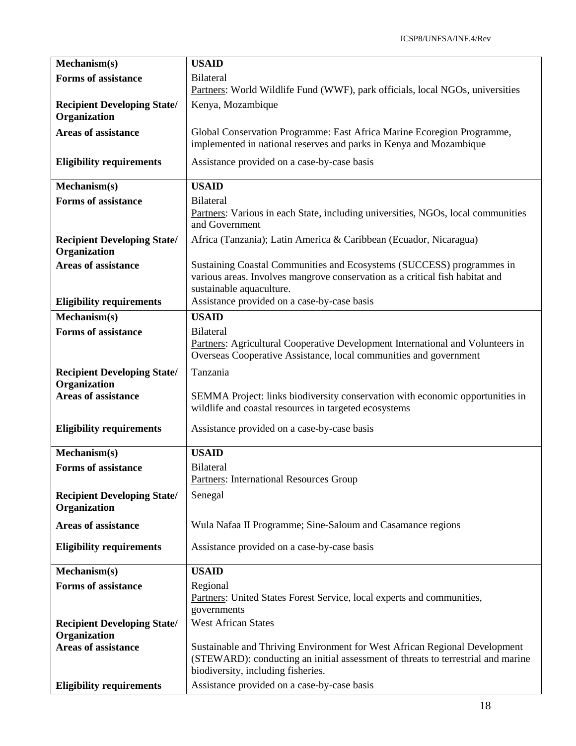| Mechanism(s) | USAID |
|---|---|
| **Forms of assistance** | Bilateral<br>Partners: World Wildlife Fund (WWF), park officials, local NGOs, universities |
| **Recipient Developing State/ Organization** | Kenya, Mozambique |
| **Areas of assistance** | Global Conservation Programme: East Africa Marine Ecoregion Programme, implemented in national reserves and parks in Kenya and Mozambique |
| **Eligibility requirements** | Assistance provided on a case-by-case basis |

| Mechanism(s) | USAID |
|---|---|
| **Forms of assistance** | Bilateral<br>Partners: Various in each State, including universities, NGOs, local communities and Government |
| **Recipient Developing State/ Organization** | Africa (Tanzania); Latin America & Caribbean (Ecuador, Nicaragua) |
| **Areas of assistance** | Sustaining Coastal Communities and Ecosystems (SUCCESS) programmes in various areas. Involves mangrove conservation as a critical fish habitat and sustainable aquaculture. |
| **Eligibility requirements** | Assistance provided on a case-by-case basis |

| Mechanism(s) | USAID |
|---|---|
| **Forms of assistance** | Bilateral<br>Partners: Agricultural Cooperative Development International and Volunteers in Overseas Cooperative Assistance, local communities and government |
| **Recipient Developing State/ Organization** | Tanzania |
| **Areas of assistance** | SEMMA Project: links biodiversity conservation with economic opportunities in wildlife and coastal resources in targeted ecosystems |
| **Eligibility requirements** | Assistance provided on a case-by-case basis |

| Mechanism(s) | USAID |
|---|---|
| **Forms of assistance** | Bilateral<br>Partners: International Resources Group |
| **Recipient Developing State/ Organization** | Senegal |
| **Areas of assistance** | Wula Nafaa II Programme; Sine-Saloum and Casamance regions |
| **Eligibility requirements** | Assistance provided on a case-by-case basis |

| Mechanism(s) | USAID |
|---|---|
| **Forms of assistance** | Regional<br>Partners: United States Forest Service, local experts and communities, governments |
| **Recipient Developing State/ Organization** | West African States |
| **Areas of assistance** | Sustainable and Thriving Environment for West African Regional Development (STEWARD): conducting an initial assessment of threats to terrestrial and marine biodiversity, including fisheries. |
| **Eligibility requirements** | Assistance provided on a case-by-case basis |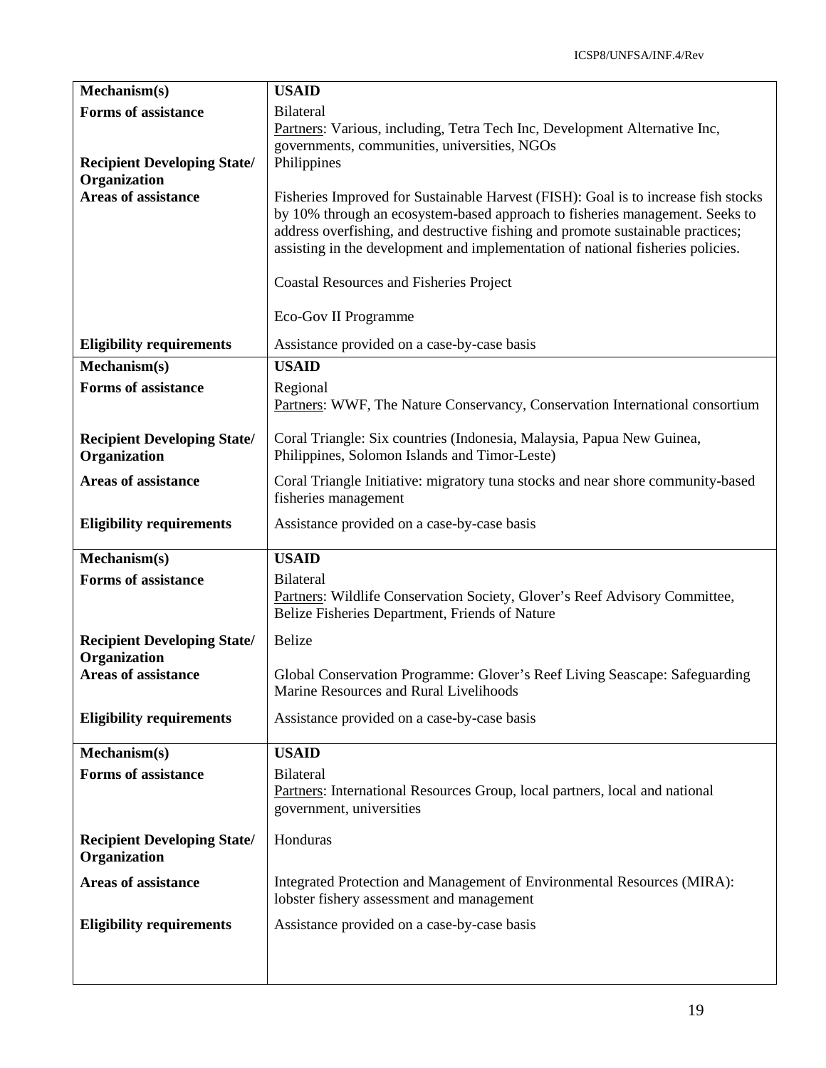| Mechanism(s) | USAID |
| --- | --- |
| **Forms of assistance** | Bilateral<br>Partners: Various, including, Tetra Tech Inc, Development Alternative Inc, governments, communities, universities, NGOs |
| **Recipient Developing State/ Organization** | Philippines |
| **Areas of assistance** | Fisheries Improved for Sustainable Harvest (FISH): Goal is to increase fish stocks by 10% through an ecosystem-based approach to fisheries management. Seeks to address overfishing, and destructive fishing and promote sustainable practices; assisting in the development and implementation of national fisheries policies.<br><br>Coastal Resources and Fisheries Project<br><br>Eco-Gov II Programme |
| **Eligibility requirements** | Assistance provided on a case-by-case basis |

| Mechanism(s) | USAID |
| --- | --- |
| **Forms of assistance** | Regional<br>Partners: WWF, The Nature Conservancy, Conservation International consortium |
| **Recipient Developing State/ Organization** | Coral Triangle: Six countries (Indonesia, Malaysia, Papua New Guinea, Philippines, Solomon Islands and Timor-Leste) |
| **Areas of assistance** | Coral Triangle Initiative: migratory tuna stocks and near shore community-based fisheries management |
| **Eligibility requirements** | Assistance provided on a case-by-case basis |

| Mechanism(s) | USAID |
| --- | --- |
| **Forms of assistance** | Bilateral<br>Partners: Wildlife Conservation Society, Glover's Reef Advisory Committee, Belize Fisheries Department, Friends of Nature |
| **Recipient Developing State/ Organization** | Belize |
| **Areas of assistance** | Global Conservation Programme: Glover's Reef Living Seascape: Safeguarding Marine Resources and Rural Livelihoods |
| **Eligibility requirements** | Assistance provided on a case-by-case basis |

| Mechanism(s) | USAID |
| --- | --- |
| **Forms of assistance** | Bilateral<br>Partners: International Resources Group, local partners, local and national government, universities |
| **Recipient Developing State/ Organization** | Honduras |
| **Areas of assistance** | Integrated Protection and Management of Environmental Resources (MIRA): lobster fishery assessment and management |
| **Eligibility requirements** | Assistance provided on a case-by-case basis |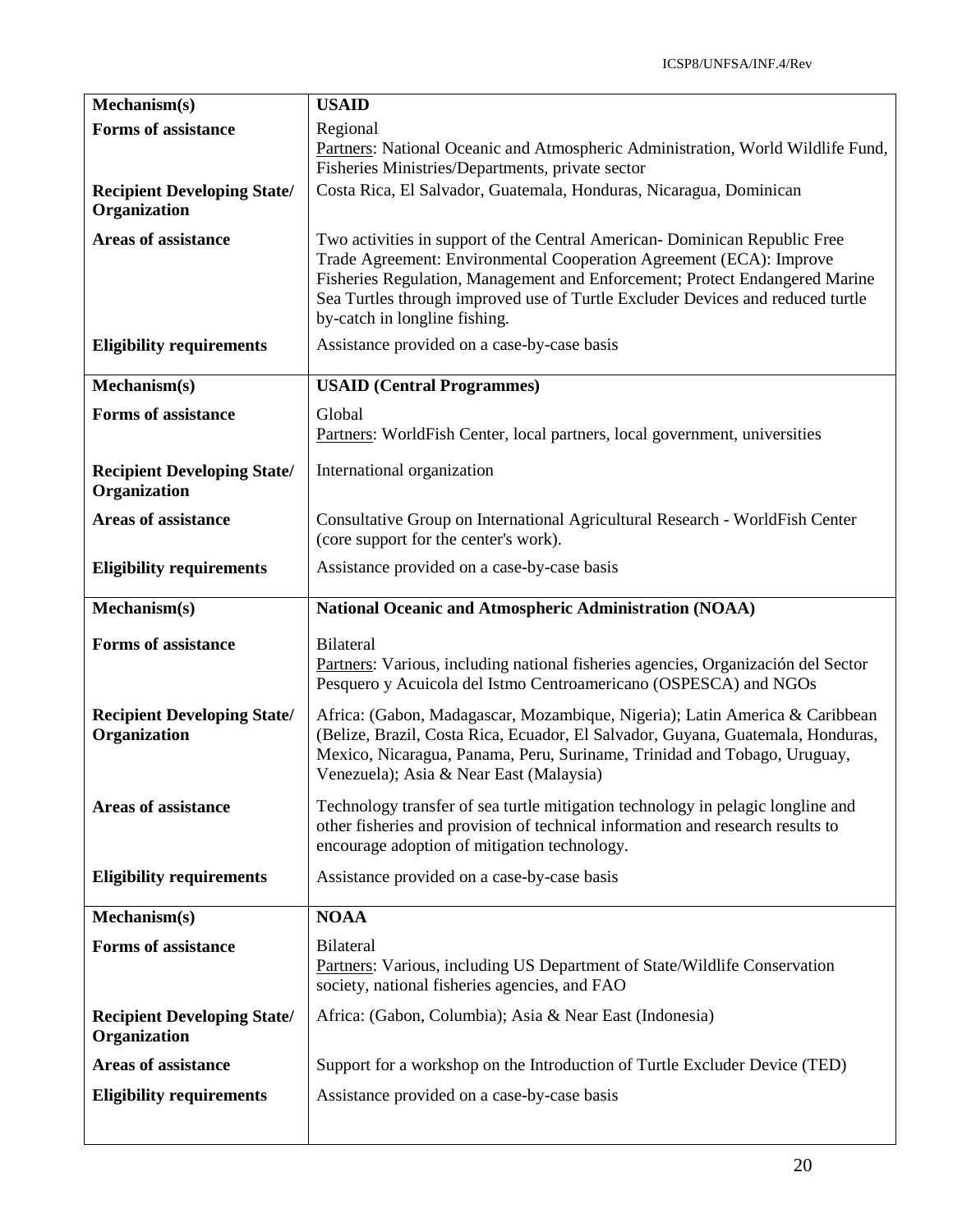| Mechanism(s) | USAID |
|---|---|
| **Forms of assistance** | Regional<br>Partners: National Oceanic and Atmospheric Administration, World Wildlife Fund, Fisheries Ministries/Departments, private sector |
| **Recipient Developing State/ Organization** | Costa Rica, El Salvador, Guatemala, Honduras, Nicaragua, Dominican |
| **Areas of assistance** | Two activities in support of the Central American- Dominican Republic Free Trade Agreement: Environmental Cooperation Agreement (ECA): Improve Fisheries Regulation, Management and Enforcement; Protect Endangered Marine Sea Turtles through improved use of Turtle Excluder Devices and reduced turtle by-catch in longline fishing. |
| **Eligibility requirements** | Assistance provided on a case-by-case basis |

| Mechanism(s) | USAID (Central Programmes) |
|---|---|
| **Forms of assistance** | Global<br>Partners: WorldFish Center, local partners, local government, universities |
| **Recipient Developing State/ Organization** | International organization |
| **Areas of assistance** | Consultative Group on International Agricultural Research - WorldFish Center (core support for the center's work). |
| **Eligibility requirements** | Assistance provided on a case-by-case basis |

| Mechanism(s) | National Oceanic and Atmospheric Administration (NOAA) |
|---|---|
| **Forms of assistance** | Bilateral<br>Partners: Various, including national fisheries agencies, Organización del Sector Pesquero y Acuicola del Istmo Centroamericano (OSPESCA) and NGOs |
| **Recipient Developing State/ Organization** | Africa: (Gabon, Madagascar, Mozambique, Nigeria); Latin America & Caribbean (Belize, Brazil, Costa Rica, Ecuador, El Salvador, Guyana, Guatemala, Honduras, Mexico, Nicaragua, Panama, Peru, Suriname, Trinidad and Tobago, Uruguay, Venezuela); Asia & Near East (Malaysia) |
| **Areas of assistance** | Technology transfer of sea turtle mitigation technology in pelagic longline and other fisheries and provision of technical information and research results to encourage adoption of mitigation technology. |
| **Eligibility requirements** | Assistance provided on a case-by-case basis |

| Mechanism(s) | NOAA |
|---|---|
| **Forms of assistance** | Bilateral<br>Partners: Various, including US Department of State/Wildlife Conservation society, national fisheries agencies, and FAO |
| **Recipient Developing State/ Organization** | Africa: (Gabon, Columbia); Asia & Near East (Indonesia) |
| **Areas of assistance** | Support for a workshop on the Introduction of Turtle Excluder Device (TED) |
| **Eligibility requirements** | Assistance provided on a case-by-case basis |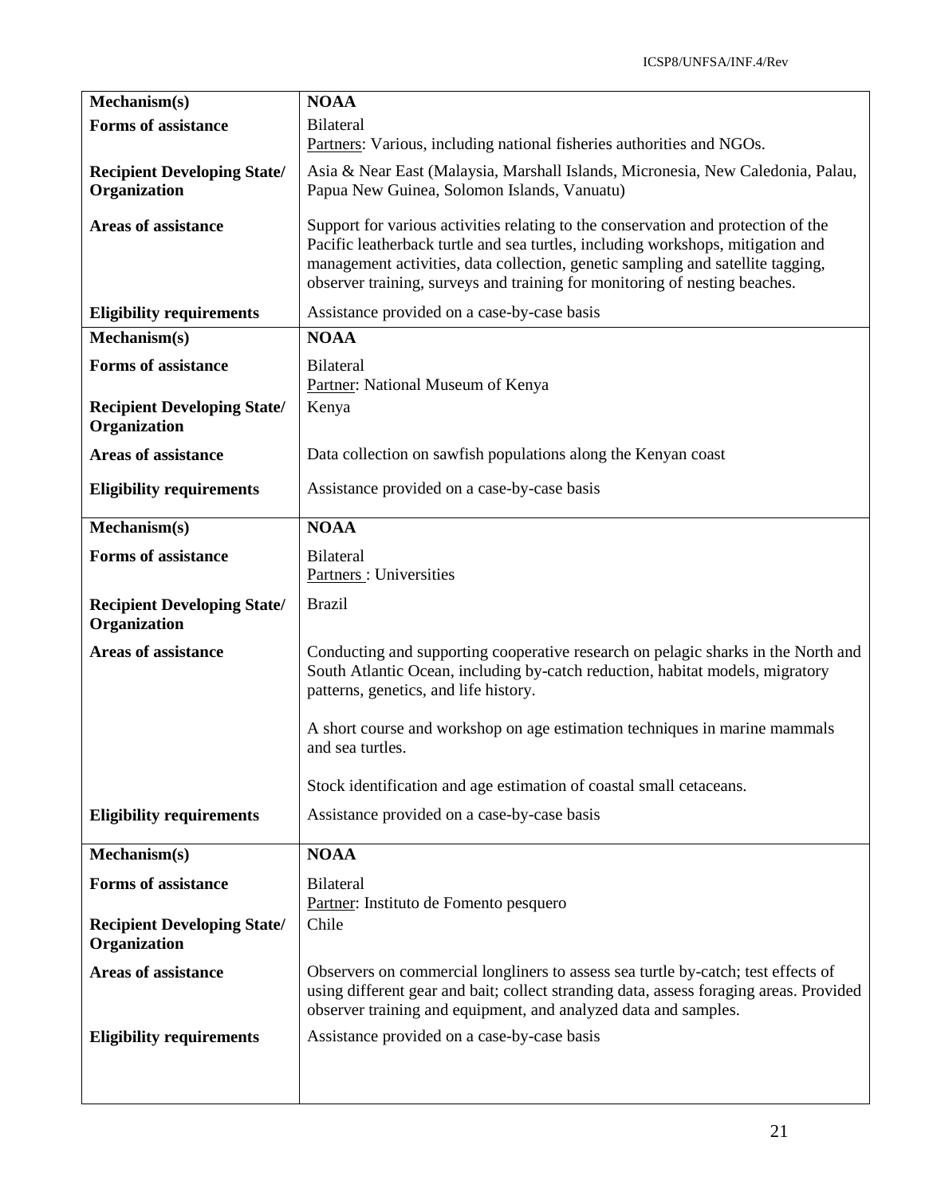| Mechanism(s) | NOAA |
|---|---|
| **Forms of assistance** | Bilateral<br>Partners: Various, including national fisheries authorities and NGOs. |
| **Recipient Developing State/ Organization** | Asia & Near East (Malaysia, Marshall Islands, Micronesia, New Caledonia, Palau, Papua New Guinea, Solomon Islands, Vanuatu) |
| **Areas of assistance** | Support for various activities relating to the conservation and protection of the Pacific leatherback turtle and sea turtles, including workshops, mitigation and management activities, data collection, genetic sampling and satellite tagging, observer training, surveys and training for monitoring of nesting beaches. |
| **Eligibility requirements** | Assistance provided on a case-by-case basis |

| Mechanism(s) | NOAA |
|---|---|
| **Forms of assistance** | Bilateral<br>Partner: National Museum of Kenya |
| **Recipient Developing State/ Organization** | Kenya |
| **Areas of assistance** | Data collection on sawfish populations along the Kenyan coast |
| **Eligibility requirements** | Assistance provided on a case-by-case basis |

| Mechanism(s) | NOAA |
|---|---|
| **Forms of assistance** | Bilateral<br>Partners : Universities |
| **Recipient Developing State/ Organization** | Brazil |
| **Areas of assistance** | Conducting and supporting cooperative research on pelagic sharks in the North and South Atlantic Ocean, including by-catch reduction, habitat models, migratory patterns, genetics, and life history.<br><br>A short course and workshop on age estimation techniques in marine mammals and sea turtles.<br><br>Stock identification and age estimation of coastal small cetaceans. |
| **Eligibility requirements** | Assistance provided on a case-by-case basis |

| Mechanism(s) | NOAA |
|---|---|
| **Forms of assistance** | Bilateral<br>Partner: Instituto de Fomento pesquero |
| **Recipient Developing State/ Organization** | Chile |
| **Areas of assistance** | Observers on commercial longliners to assess sea turtle by-catch; test effects of using different gear and bait; collect stranding data, assess foraging areas. Provided observer training and equipment, and analyzed data and samples. |
| **Eligibility requirements** | Assistance provided on a case-by-case basis |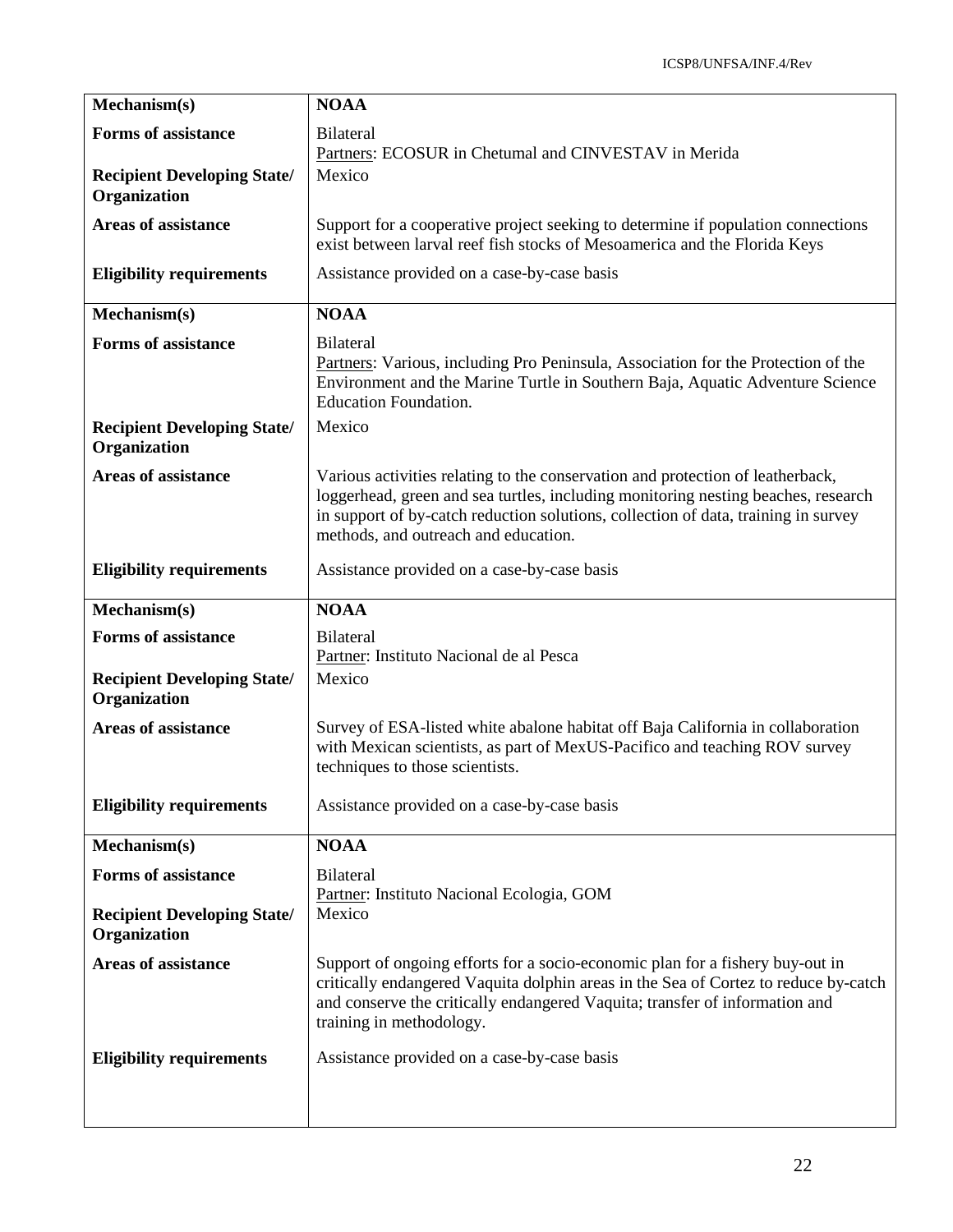| Mechanism(s) | NOAA |
|---|---|
| **Forms of assistance** | Bilateral<br>Partners: ECOSUR in Chetumal and CINVESTAV in Merida |
| **Recipient Developing State/ Organization** | Mexico |
| **Areas of assistance** | Support for a cooperative project seeking to determine if population connections exist between larval reef fish stocks of Mesoamerica and the Florida Keys |
| **Eligibility requirements** | Assistance provided on a case-by-case basis |

| Mechanism(s) | NOAA |
|---|---|
| **Forms of assistance** | Bilateral<br>Partners: Various, including Pro Peninsula, Association for the Protection of the Environment and the Marine Turtle in Southern Baja, Aquatic Adventure Science Education Foundation. |
| **Recipient Developing State/ Organization** | Mexico |
| **Areas of assistance** | Various activities relating to the conservation and protection of leatherback, loggerhead, green and sea turtles, including monitoring nesting beaches, research in support of by-catch reduction solutions, collection of data, training in survey methods, and outreach and education. |
| **Eligibility requirements** | Assistance provided on a case-by-case basis |

| Mechanism(s) | NOAA |
|---|---|
| **Forms of assistance** | Bilateral<br>Partner: Instituto Nacional de al Pesca |
| **Recipient Developing State/ Organization** | Mexico |
| **Areas of assistance** | Survey of ESA-listed white abalone habitat off Baja California in collaboration with Mexican scientists, as part of MexUS-Pacifico and teaching ROV survey techniques to those scientists. |
| **Eligibility requirements** | Assistance provided on a case-by-case basis |

| Mechanism(s) | NOAA |
|---|---|
| **Forms of assistance** | Bilateral<br>Partner: Instituto Nacional Ecologia, GOM |
| **Recipient Developing State/ Organization** | Mexico |
| **Areas of assistance** | Support of ongoing efforts for a socio-economic plan for a fishery buy-out in critically endangered Vaquita dolphin areas in the Sea of Cortez to reduce by-catch and conserve the critically endangered Vaquita; transfer of information and training in methodology. |
| **Eligibility requirements** | Assistance provided on a case-by-case basis |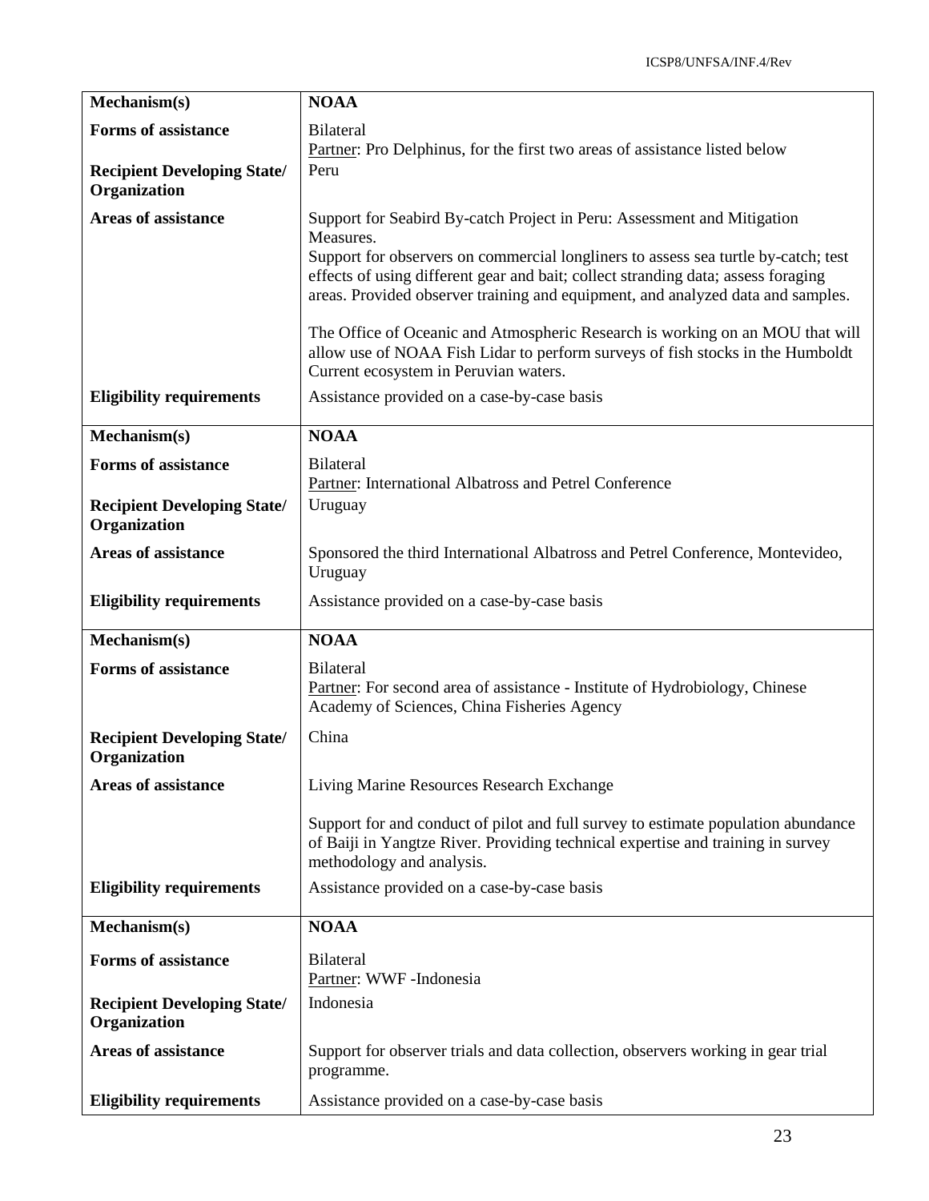| Mechanism(s) | NOAA |
|---|---|
| **Forms of assistance** | Bilateral<br>Partner: Pro Delphinus, for the first two areas of assistance listed below |
| **Recipient Developing State/ Organization** | Peru |
| **Areas of assistance** | Support for Seabird By-catch Project in Peru: Assessment and Mitigation Measures.<br>Support for observers on commercial longliners to assess sea turtle by-catch; test effects of using different gear and bait; collect stranding data; assess foraging areas. Provided observer training and equipment, and analyzed data and samples.<br><br>The Office of Oceanic and Atmospheric Research is working on an MOU that will allow use of NOAA Fish Lidar to perform surveys of fish stocks in the Humboldt Current ecosystem in Peruvian waters. |
| **Eligibility requirements** | Assistance provided on a case-by-case basis |

| Mechanism(s) | NOAA |
|---|---|
| **Forms of assistance** | Bilateral<br>Partner: International Albatross and Petrel Conference |
| **Recipient Developing State/ Organization** | Uruguay |
| **Areas of assistance** | Sponsored the third International Albatross and Petrel Conference, Montevideo, Uruguay |
| **Eligibility requirements** | Assistance provided on a case-by-case basis |

| Mechanism(s) | NOAA |
|---|---|
| **Forms of assistance** | Bilateral<br>Partner: For second area of assistance - Institute of Hydrobiology, Chinese Academy of Sciences, China Fisheries Agency |
| **Recipient Developing State/ Organization** | China |
| **Areas of assistance** | Living Marine Resources Research Exchange<br><br>Support for and conduct of pilot and full survey to estimate population abundance of Baiji in Yangtze River. Providing technical expertise and training in survey methodology and analysis. |
| **Eligibility requirements** | Assistance provided on a case-by-case basis |

| Mechanism(s) | NOAA |
|---|---|
| **Forms of assistance** | Bilateral<br>Partner: WWF -Indonesia |
| **Recipient Developing State/ Organization** | Indonesia |
| **Areas of assistance** | Support for observer trials and data collection, observers working in gear trial programme. |
| **Eligibility requirements** | Assistance provided on a case-by-case basis |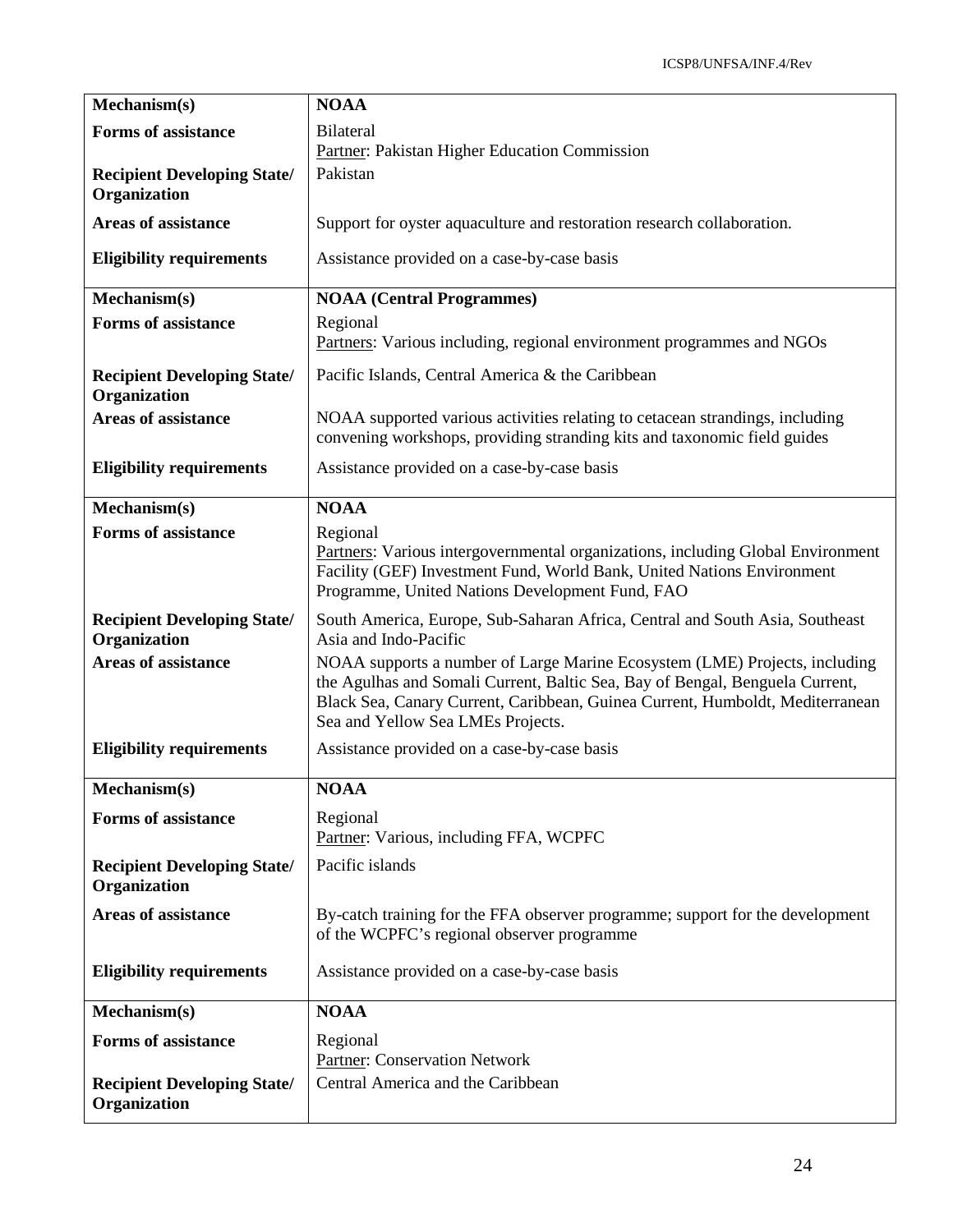| Mechanism(s) | NOAA |
|---|---|
| **Forms of assistance** | Bilateral<br>Partner: Pakistan Higher Education Commission |
| **Recipient Developing State/ Organization** | Pakistan |
| **Areas of assistance** | Support for oyster aquaculture and restoration research collaboration. |
| **Eligibility requirements** | Assistance provided on a case-by-case basis |

| Mechanism(s) | NOAA (Central Programmes) |
|---|---|
| **Forms of assistance** | Regional<br>Partners: Various including, regional environment programmes and NGOs |
| **Recipient Developing State/ Organization** | Pacific Islands, Central America & the Caribbean |
| **Areas of assistance** | NOAA supported various activities relating to cetacean strandings, including convening workshops, providing stranding kits and taxonomic field guides |
| **Eligibility requirements** | Assistance provided on a case-by-case basis |

| Mechanism(s) | NOAA |
|---|---|
| **Forms of assistance** | Regional<br>Partners: Various intergovernmental organizations, including Global Environment Facility (GEF) Investment Fund, World Bank, United Nations Environment Programme, United Nations Development Fund, FAO |
| **Recipient Developing State/ Organization** | South America, Europe, Sub-Saharan Africa, Central and South Asia, Southeast Asia and Indo-Pacific |
| **Areas of assistance** | NOAA supports a number of Large Marine Ecosystem (LME) Projects, including the Agulhas and Somali Current, Baltic Sea, Bay of Bengal, Benguela Current, Black Sea, Canary Current, Caribbean, Guinea Current, Humboldt, Mediterranean Sea and Yellow Sea LMEs Projects. |
| **Eligibility requirements** | Assistance provided on a case-by-case basis |

| Mechanism(s) | NOAA |
|---|---|
| **Forms of assistance** | Regional<br>Partner: Various, including FFA, WCPFC |
| **Recipient Developing State/ Organization** | Pacific islands |
| **Areas of assistance** | By-catch training for the FFA observer programme; support for the development of the WCPFC's regional observer programme |
| **Eligibility requirements** | Assistance provided on a case-by-case basis |

| Mechanism(s) | NOAA |
|---|---|
| **Forms of assistance** | Regional<br>Partner: Conservation Network |
| **Recipient Developing State/ Organization** | Central America and the Caribbean |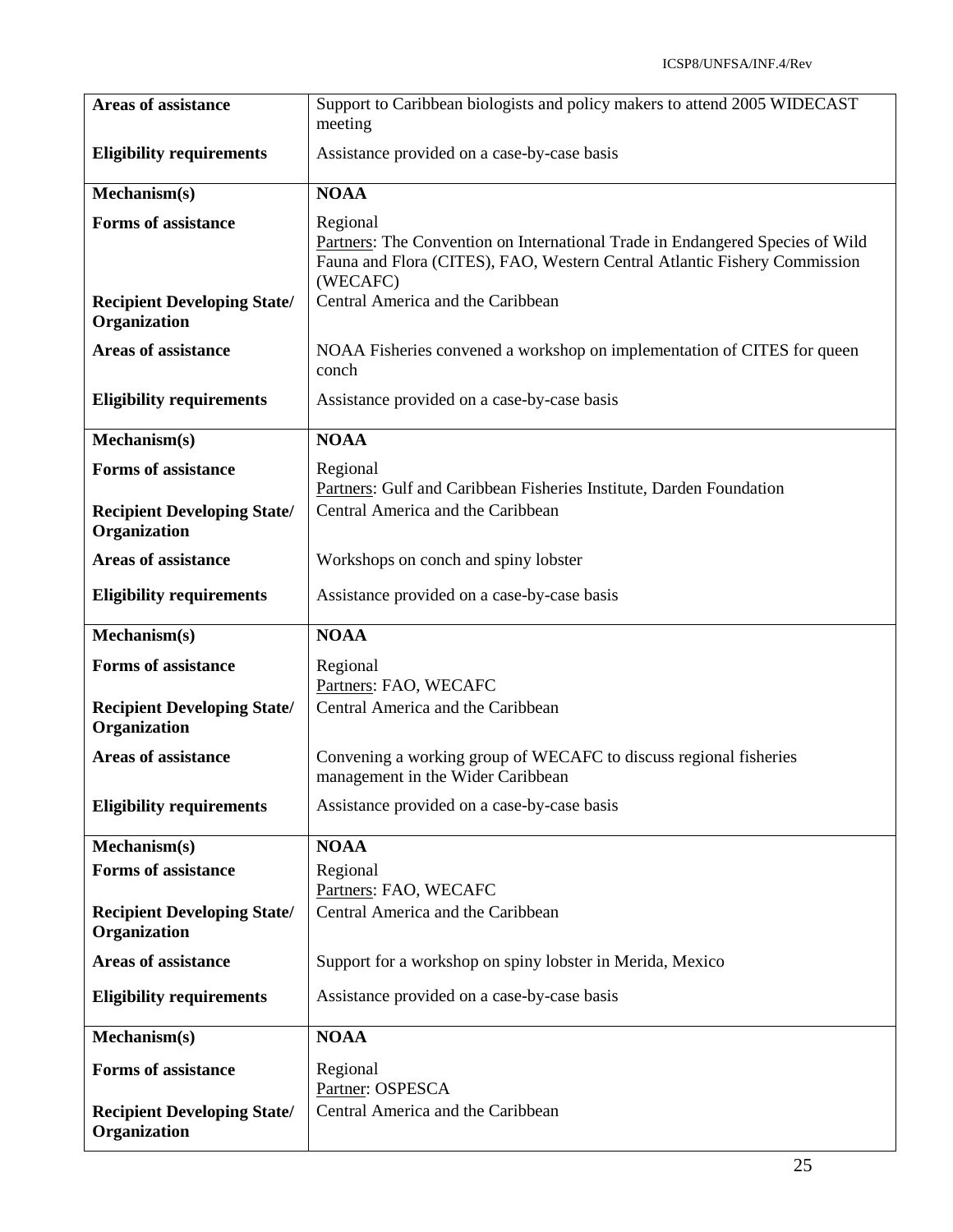| | |
|---|---|
| **Areas of assistance** | Support to Caribbean biologists and policy makers to attend 2005 WIDECAST meeting |
| **Eligibility requirements** | Assistance provided on a case-by-case basis |

| | |
|---|---|
| **Mechanism(s)** | **NOAA** |
| **Forms of assistance** | Regional<br>Partners: The Convention on International Trade in Endangered Species of Wild Fauna and Flora (CITES), FAO, Western Central Atlantic Fishery Commission (WECAFC) |
| **Recipient Developing State/ Organization** | Central America and the Caribbean |
| **Areas of assistance** | NOAA Fisheries convened a workshop on implementation of CITES for queen conch |
| **Eligibility requirements** | Assistance provided on a case-by-case basis |

| | |
|---|---|
| **Mechanism(s)** | **NOAA** |
| **Forms of assistance** | Regional<br>Partners: Gulf and Caribbean Fisheries Institute, Darden Foundation |
| **Recipient Developing State/ Organization** | Central America and the Caribbean |
| **Areas of assistance** | Workshops on conch and spiny lobster |
| **Eligibility requirements** | Assistance provided on a case-by-case basis |

| | |
|---|---|
| **Mechanism(s)** | **NOAA** |
| **Forms of assistance** | Regional<br>Partners: FAO, WECAFC |
| **Recipient Developing State/ Organization** | Central America and the Caribbean |
| **Areas of assistance** | Convening a working group of WECAFC to discuss regional fisheries management in the Wider Caribbean |
| **Eligibility requirements** | Assistance provided on a case-by-case basis |

| | |
|---|---|
| **Mechanism(s)** | **NOAA** |
| **Forms of assistance** | Regional<br>Partners: FAO, WECAFC |
| **Recipient Developing State/ Organization** | Central America and the Caribbean |
| **Areas of assistance** | Support for a workshop on spiny lobster in Merida, Mexico |
| **Eligibility requirements** | Assistance provided on a case-by-case basis |

| | |
|---|---|
| **Mechanism(s)** | **NOAA** |
| **Forms of assistance** | Regional<br>Partner: OSPESCA |
| **Recipient Developing State/ Organization** | Central America and the Caribbean |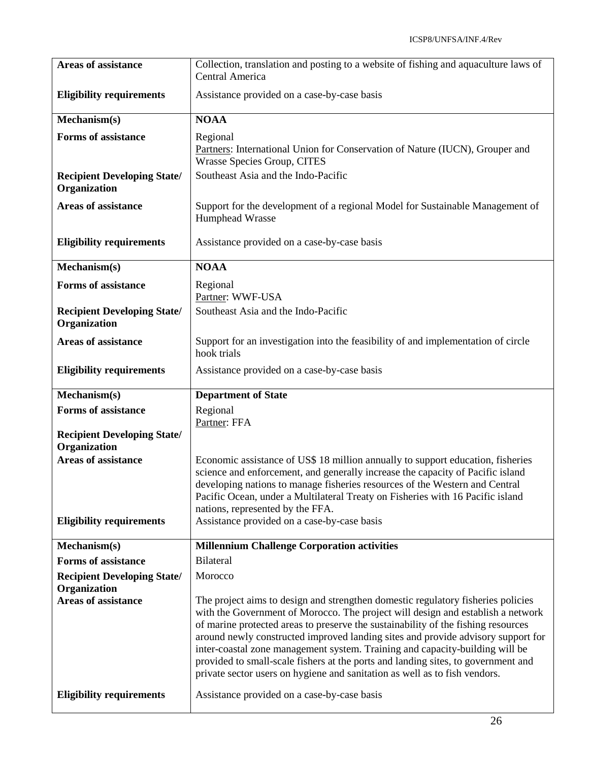| | |
|---|---|
| **Areas of assistance** | Collection, translation and posting to a website of fishing and aquaculture laws of Central America |
| **Eligibility requirements** | Assistance provided on a case-by-case basis |

| | |
|---|---|
| **Mechanism(s)** | **NOAA** |
| **Forms of assistance** | Regional<br>Partners: International Union for Conservation of Nature (IUCN), Grouper and Wrasse Species Group, CITES |
| **Recipient Developing State/ Organization** | Southeast Asia and the Indo-Pacific |
| **Areas of assistance** | Support for the development of a regional Model for Sustainable Management of Humphead Wrasse |
| **Eligibility requirements** | Assistance provided on a case-by-case basis |

| | |
|---|---|
| **Mechanism(s)** | **NOAA** |
| **Forms of assistance** | Regional<br>Partner: WWF-USA |
| **Recipient Developing State/ Organization** | Southeast Asia and the Indo-Pacific |
| **Areas of assistance** | Support for an investigation into the feasibility of and implementation of circle hook trials |
| **Eligibility requirements** | Assistance provided on a case-by-case basis |

| | |
|---|---|
| **Mechanism(s)** | **Department of State** |
| **Forms of assistance** | Regional<br>Partner: FFA |
| **Recipient Developing State/ Organization** | |
| **Areas of assistance** | Economic assistance of US$ 18 million annually to support education, fisheries science and enforcement, and generally increase the capacity of Pacific island developing nations to manage fisheries resources of the Western and Central Pacific Ocean, under a Multilateral Treaty on Fisheries with 16 Pacific island nations, represented by the FFA. |
| **Eligibility requirements** | Assistance provided on a case-by-case basis |

| | |
|---|---|
| **Mechanism(s)** | **Millennium Challenge Corporation activities** |
| **Forms of assistance** | Bilateral |
| **Recipient Developing State/ Organization** | Morocco |
| **Areas of assistance** | The project aims to design and strengthen domestic regulatory fisheries policies with the Government of Morocco. The project will design and establish a network of marine protected areas to preserve the sustainability of the fishing resources around newly constructed improved landing sites and provide advisory support for inter-coastal zone management system. Training and capacity-building will be provided to small-scale fishers at the ports and landing sites, to government and private sector users on hygiene and sanitation as well as to fish vendors. |
| **Eligibility requirements** | Assistance provided on a case-by-case basis |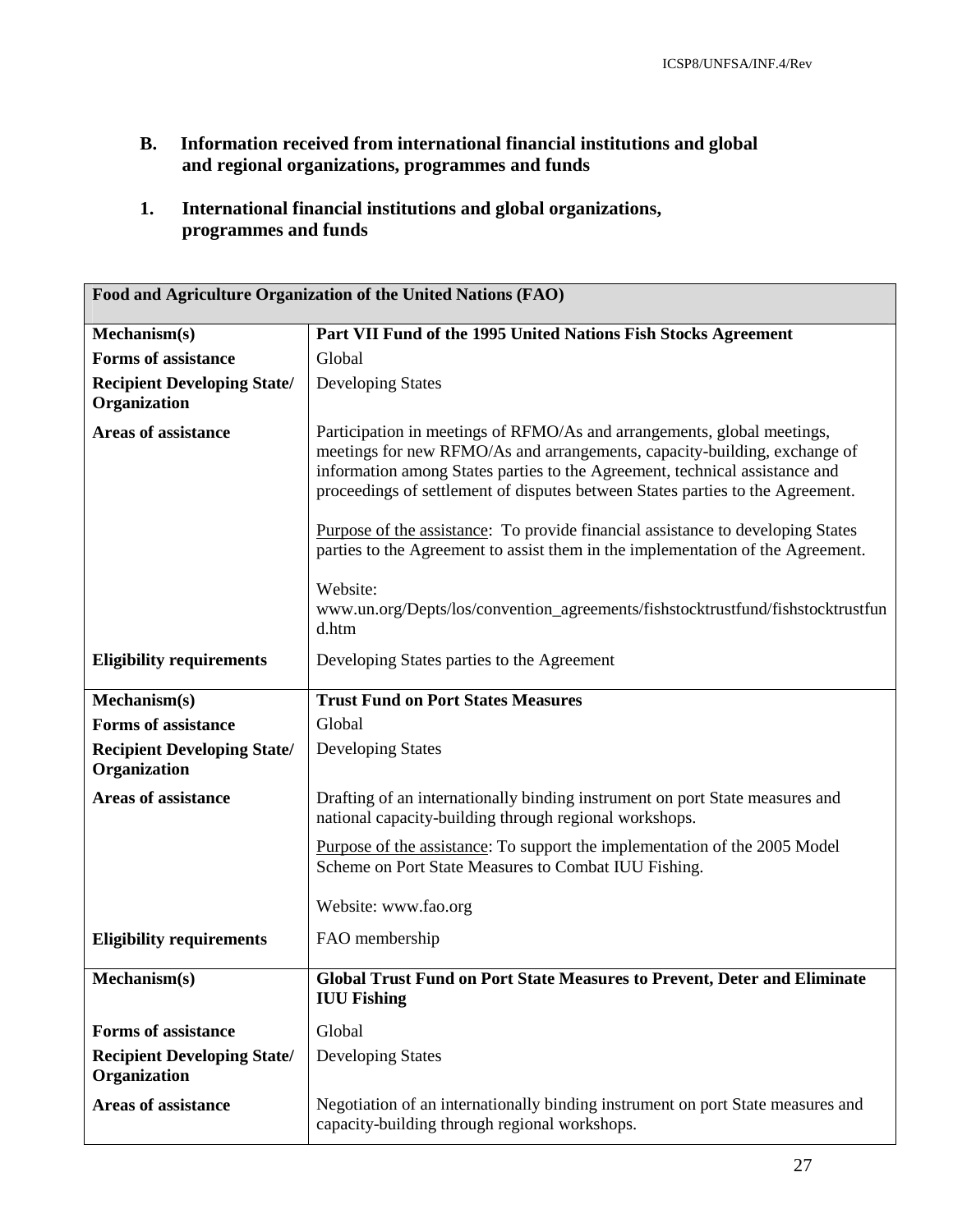## B. Information received from international financial institutions and global and regional organizations, programmes and funds

### 1. International financial institutions and global organizations, programmes and funds

| Food and Agriculture Organization of the United Nations (FAO) | |
|---|---|
| **Mechanism(s)** | **Part VII Fund of the 1995 United Nations Fish Stocks Agreement** |
| **Forms of assistance** | Global |
| **Recipient Developing State/ Organization** | Developing States |
| **Areas of assistance** | Participation in meetings of RFMO/As and arrangements, global meetings, meetings for new RFMO/As and arrangements, capacity-building, exchange of information among States parties to the Agreement, technical assistance and proceedings of settlement of disputes between States parties to the Agreement.<br><br>Purpose of the assistance: To provide financial assistance to developing States parties to the Agreement to assist them in the implementation of the Agreement.<br><br>Website: www.un.org/Depts/los/convention_agreements/fishstocktrustfund/fishstocktrustfund.htm |
| **Eligibility requirements** | Developing States parties to the Agreement |
| **Mechanism(s)** | **Trust Fund on Port States Measures** |
| **Forms of assistance** | Global |
| **Recipient Developing State/ Organization** | Developing States |
| **Areas of assistance** | Drafting of an internationally binding instrument on port State measures and national capacity-building through regional workshops.<br><br>Purpose of the assistance: To support the implementation of the 2005 Model Scheme on Port State Measures to Combat IUU Fishing.<br><br>Website: www.fao.org |
| **Eligibility requirements** | FAO membership |
| **Mechanism(s)** | **Global Trust Fund on Port State Measures to Prevent, Deter and Eliminate IUU Fishing** |
| **Forms of assistance** | Global |
| **Recipient Developing State/ Organization** | Developing States |
| **Areas of assistance** | Negotiation of an internationally binding instrument on port State measures and capacity-building through regional workshops. |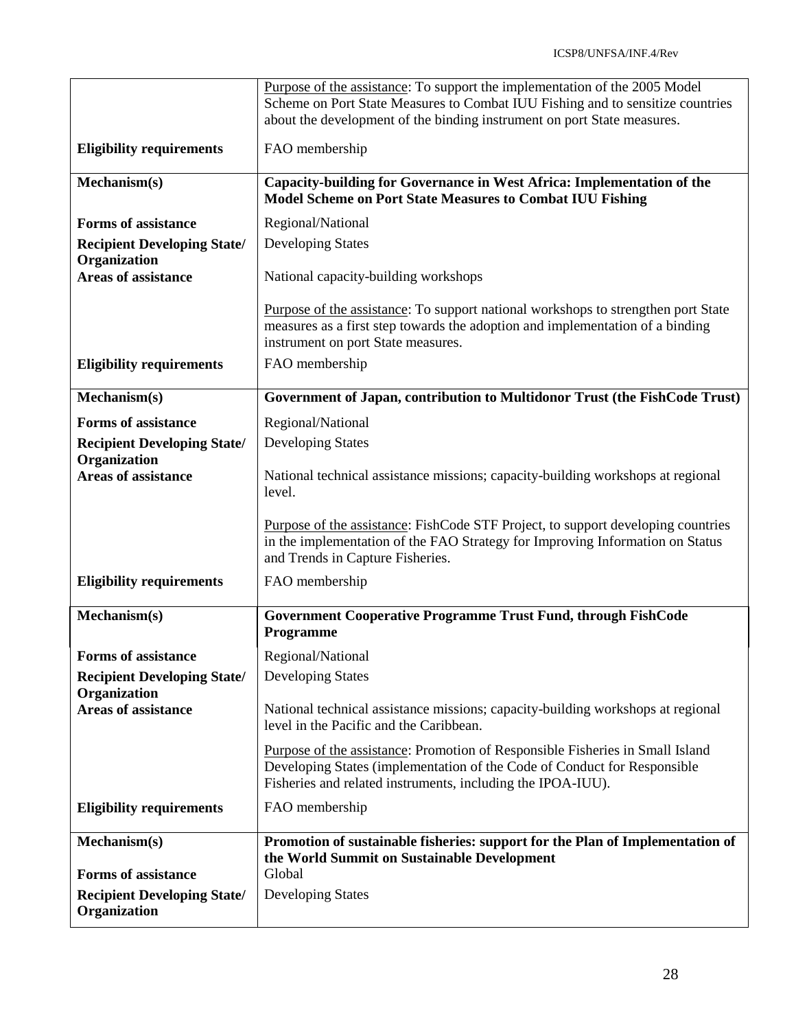| | |
|---|---|
| | Purpose of the assistance: To support the implementation of the 2005 Model Scheme on Port State Measures to Combat IUU Fishing and to sensitize countries about the development of the binding instrument on port State measures. |
| **Eligibility requirements** | FAO membership |
| **Mechanism(s)** | **Capacity-building for Governance in West Africa: Implementation of the Model Scheme on Port State Measures to Combat IUU Fishing** |
| **Forms of assistance** | Regional/National |
| **Recipient Developing State/ Organization** | Developing States |
| **Areas of assistance** | National capacity-building workshops<br><br>Purpose of the assistance: To support national workshops to strengthen port State measures as a first step towards the adoption and implementation of a binding instrument on port State measures. |
| **Eligibility requirements** | FAO membership |
| **Mechanism(s)** | **Government of Japan, contribution to Multidonor Trust (the FishCode Trust)** |
| **Forms of assistance** | Regional/National |
| **Recipient Developing State/ Organization** | Developing States |
| **Areas of assistance** | National technical assistance missions; capacity-building workshops at regional level.<br><br>Purpose of the assistance: FishCode STF Project, to support developing countries in the implementation of the FAO Strategy for Improving Information on Status and Trends in Capture Fisheries. |
| **Eligibility requirements** | FAO membership |
| **Mechanism(s)** | **Government Cooperative Programme Trust Fund, through FishCode Programme** |
| **Forms of assistance** | Regional/National |
| **Recipient Developing State/ Organization** | Developing States |
| **Areas of assistance** | National technical assistance missions; capacity-building workshops at regional level in the Pacific and the Caribbean.<br><br>Purpose of the assistance: Promotion of Responsible Fisheries in Small Island Developing States (implementation of the Code of Conduct for Responsible Fisheries and related instruments, including the IPOA-IUU). |
| **Eligibility requirements** | FAO membership |
| **Mechanism(s)** | **Promotion of sustainable fisheries: support for the Plan of Implementation of the World Summit on Sustainable Development** |
| **Forms of assistance** | Global |
| **Recipient Developing State/ Organization** | Developing States |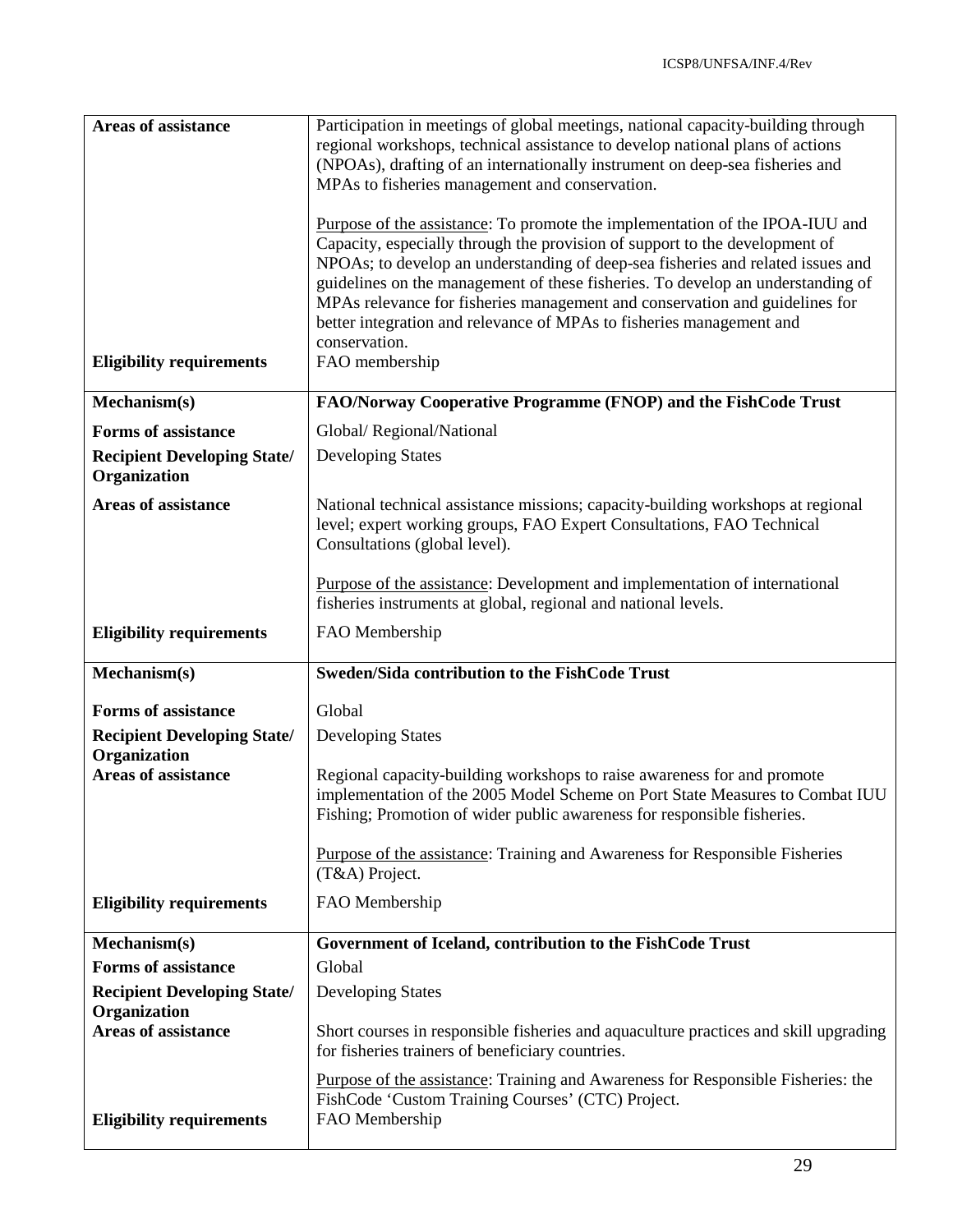| | |
|---|---|
| **Areas of assistance** | Participation in meetings of global meetings, national capacity-building through regional workshops, technical assistance to develop national plans of actions (NPOAs), drafting of an internationally instrument on deep-sea fisheries and MPAs to fisheries management and conservation.<br><br>Purpose of the assistance: To promote the implementation of the IPOA-IUU and Capacity, especially through the provision of support to the development of NPOAs; to develop an understanding of deep-sea fisheries and related issues and guidelines on the management of these fisheries. To develop an understanding of MPAs relevance for fisheries management and conservation and guidelines for better integration and relevance of MPAs to fisheries management and conservation. |
| **Eligibility requirements** | FAO membership |

| | |
|---|---|
| **Mechanism(s)** | **FAO/Norway Cooperative Programme (FNOP) and the FishCode Trust** |
| **Forms of assistance** | Global/ Regional/National |
| **Recipient Developing State/ Organization** | Developing States |
| **Areas of assistance** | National technical assistance missions; capacity-building workshops at regional level; expert working groups, FAO Expert Consultations, FAO Technical Consultations (global level).<br><br>Purpose of the assistance: Development and implementation of international fisheries instruments at global, regional and national levels. |
| **Eligibility requirements** | FAO Membership |

| | |
|---|---|
| **Mechanism(s)** | **Sweden/Sida contribution to the FishCode Trust** |
| **Forms of assistance** | Global |
| **Recipient Developing State/ Organization** | Developing States |
| **Areas of assistance** | Regional capacity-building workshops to raise awareness for and promote implementation of the 2005 Model Scheme on Port State Measures to Combat IUU Fishing; Promotion of wider public awareness for responsible fisheries.<br><br>Purpose of the assistance: Training and Awareness for Responsible Fisheries (T&A) Project. |
| **Eligibility requirements** | FAO Membership |

| | |
|---|---|
| **Mechanism(s)** | **Government of Iceland, contribution to the FishCode Trust** |
| **Forms of assistance** | Global |
| **Recipient Developing State/ Organization** | Developing States |
| **Areas of assistance** | Short courses in responsible fisheries and aquaculture practices and skill upgrading for fisheries trainers of beneficiary countries.<br><br>Purpose of the assistance: Training and Awareness for Responsible Fisheries: the FishCode 'Custom Training Courses' (CTC) Project. |
| **Eligibility requirements** | FAO Membership |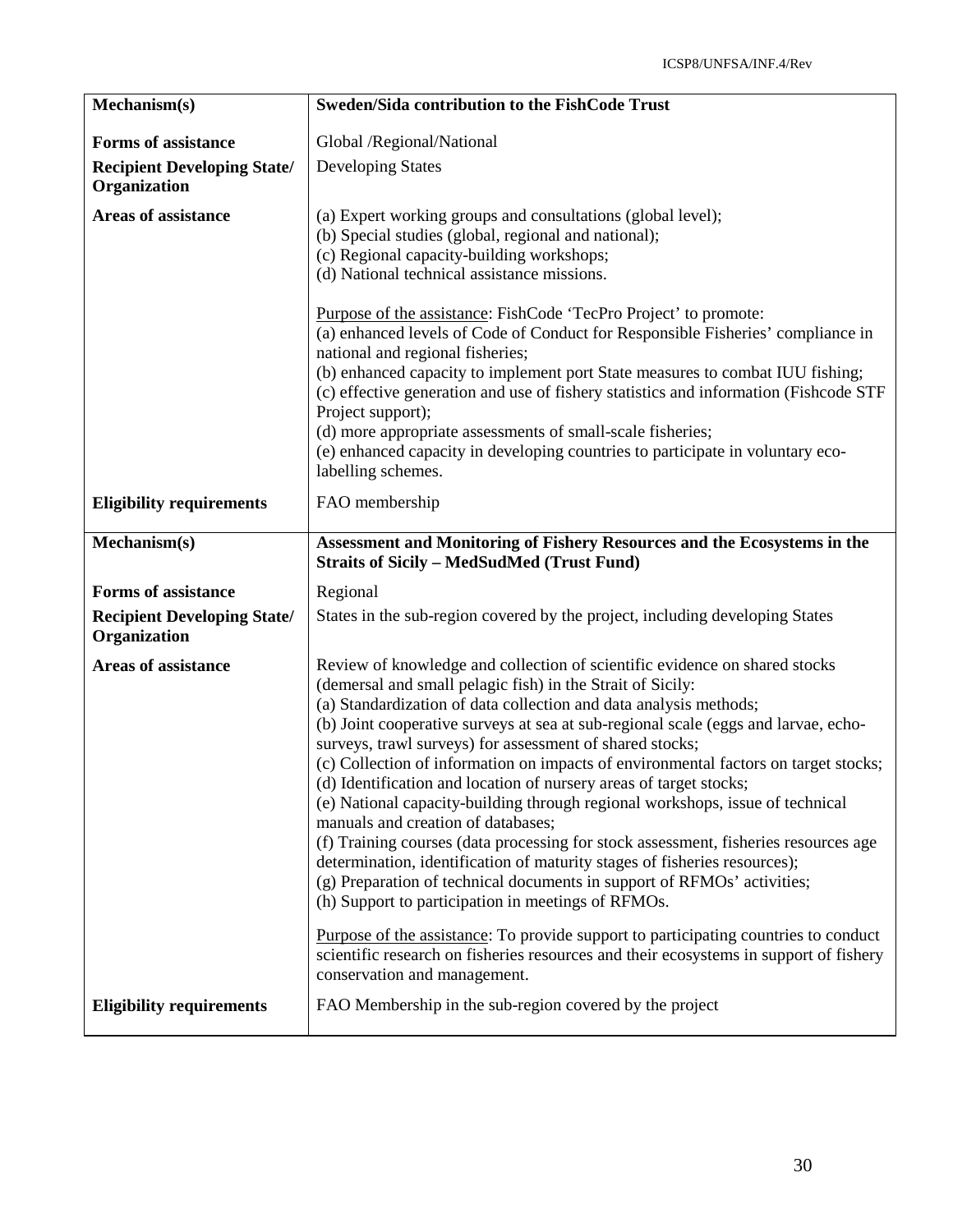| **Mechanism(s)** | **Sweden/Sida contribution to the FishCode Trust** |
|---|---|
| **Forms of assistance** | Global /Regional/National |
| **Recipient Developing State/ Organization** | Developing States |
| **Areas of assistance** | (a) Expert working groups and consultations (global level);<br>(b) Special studies (global, regional and national);<br>(c) Regional capacity-building workshops;<br>(d) National technical assistance missions.<br><br>Purpose of the assistance: FishCode 'TecPro Project' to promote:<br>(a) enhanced levels of Code of Conduct for Responsible Fisheries' compliance in national and regional fisheries;<br>(b) enhanced capacity to implement port State measures to combat IUU fishing;<br>(c) effective generation and use of fishery statistics and information (Fishcode STF Project support);<br>(d) more appropriate assessments of small-scale fisheries;<br>(e) enhanced capacity in developing countries to participate in voluntary eco-labelling schemes. |
| **Eligibility requirements** | FAO membership |

| **Mechanism(s)** | **Assessment and Monitoring of Fishery Resources and the Ecosystems in the Straits of Sicily – MedSudMed (Trust Fund)** |
|---|---|
| **Forms of assistance** | Regional |
| **Recipient Developing State/ Organization** | States in the sub-region covered by the project, including developing States |
| **Areas of assistance** | Review of knowledge and collection of scientific evidence on shared stocks (demersal and small pelagic fish) in the Strait of Sicily:<br>(a) Standardization of data collection and data analysis methods;<br>(b) Joint cooperative surveys at sea at sub-regional scale (eggs and larvae, echo-surveys, trawl surveys) for assessment of shared stocks;<br>(c) Collection of information on impacts of environmental factors on target stocks;<br>(d) Identification and location of nursery areas of target stocks;<br>(e) National capacity-building through regional workshops, issue of technical manuals and creation of databases;<br>(f) Training courses (data processing for stock assessment, fisheries resources age determination, identification of maturity stages of fisheries resources);<br>(g) Preparation of technical documents in support of RFMOs' activities;<br>(h) Support to participation in meetings of RFMOs.<br><br>Purpose of the assistance: To provide support to participating countries to conduct scientific research on fisheries resources and their ecosystems in support of fishery conservation and management. |
| **Eligibility requirements** | FAO Membership in the sub-region covered by the project |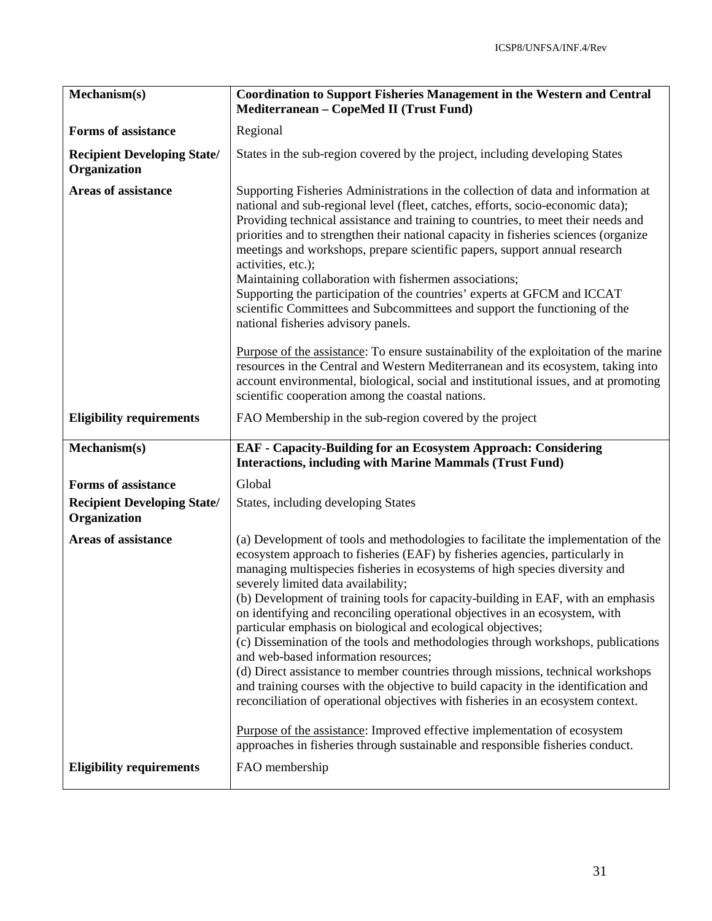| Mechanism(s) | **Coordination to Support Fisheries Management in the Western and Central Mediterranean – CopeMed II (Trust Fund)** |
|---|---|
| **Forms of assistance** | Regional |
| **Recipient Developing State/ Organization** | States in the sub-region covered by the project, including developing States |
| **Areas of assistance** | Supporting Fisheries Administrations in the collection of data and information at national and sub-regional level (fleet, catches, efforts, socio-economic data);<br>Providing technical assistance and training to countries, to meet their needs and priorities and to strengthen their national capacity in fisheries sciences (organize meetings and workshops, prepare scientific papers, support annual research activities, etc.);<br>Maintaining collaboration with fishermen associations;<br>Supporting the participation of the countries' experts at GFCM and ICCAT scientific Committees and Subcommittees and support the functioning of the national fisheries advisory panels.<br><br>Purpose of the assistance: To ensure sustainability of the exploitation of the marine resources in the Central and Western Mediterranean and its ecosystem, taking into account environmental, biological, social and institutional issues, and at promoting scientific cooperation among the coastal nations. |
| **Eligibility requirements** | FAO Membership in the sub-region covered by the project |

| Mechanism(s) | **EAF - Capacity-Building for an Ecosystem Approach: Considering Interactions, including with Marine Mammals (Trust Fund)** |
|---|---|
| **Forms of assistance** | Global |
| **Recipient Developing State/ Organization** | States, including developing States |
| **Areas of assistance** | (a) Development of tools and methodologies to facilitate the implementation of the ecosystem approach to fisheries (EAF) by fisheries agencies, particularly in managing multispecies fisheries in ecosystems of high species diversity and severely limited data availability;<br>(b) Development of training tools for capacity-building in EAF, with an emphasis on identifying and reconciling operational objectives in an ecosystem, with particular emphasis on biological and ecological objectives;<br>(c) Dissemination of the tools and methodologies through workshops, publications and web-based information resources;<br>(d) Direct assistance to member countries through missions, technical workshops and training courses with the objective to build capacity in the identification and reconciliation of operational objectives with fisheries in an ecosystem context.<br><br>Purpose of the assistance: Improved effective implementation of ecosystem approaches in fisheries through sustainable and responsible fisheries conduct. |
| **Eligibility requirements** | FAO membership |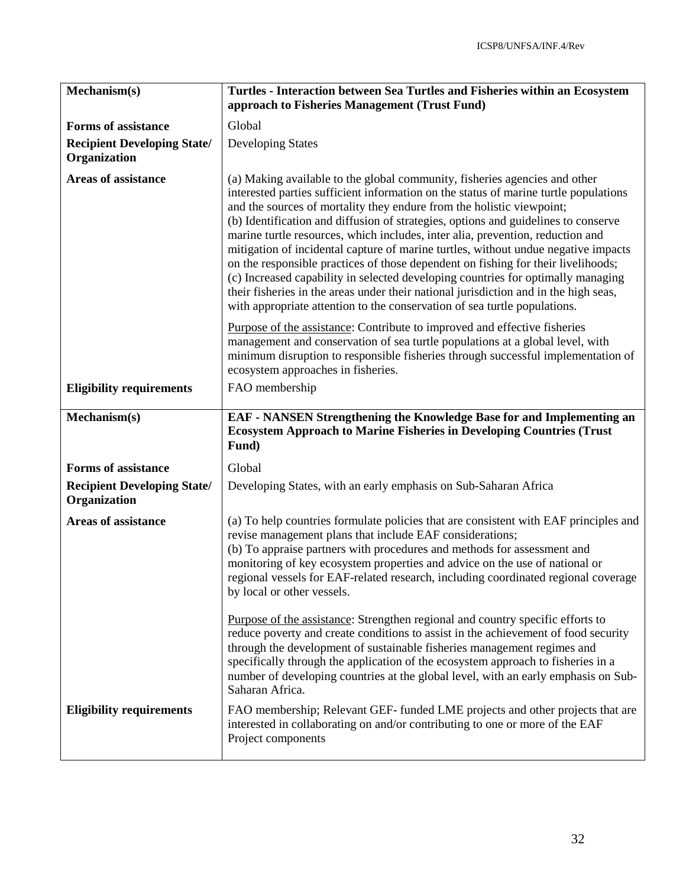| Mechanism(s) | Turtles - Interaction between Sea Turtles and Fisheries within an Ecosystem approach to Fisheries Management (Trust Fund) |
|---|---|
| **Forms of assistance** | Global |
| **Recipient Developing State/ Organization** | Developing States |
| **Areas of assistance** | (a) Making available to the global community, fisheries agencies and other interested parties sufficient information on the status of marine turtle populations and the sources of mortality they endure from the holistic viewpoint;<br>(b) Identification and diffusion of strategies, options and guidelines to conserve marine turtle resources, which includes, inter alia, prevention, reduction and mitigation of incidental capture of marine turtles, without undue negative impacts on the responsible practices of those dependent on fishing for their livelihoods;<br>(c) Increased capability in selected developing countries for optimally managing their fisheries in the areas under their national jurisdiction and in the high seas, with appropriate attention to the conservation of sea turtle populations.<br><br>Purpose of the assistance: Contribute to improved and effective fisheries management and conservation of sea turtle populations at a global level, with minimum disruption to responsible fisheries through successful implementation of ecosystem approaches in fisheries. |
| **Eligibility requirements** | FAO membership |

| Mechanism(s) | EAF - NANSEN Strengthening the Knowledge Base for and Implementing an Ecosystem Approach to Marine Fisheries in Developing Countries (Trust Fund) |
|---|---|
| **Forms of assistance** | Global |
| **Recipient Developing State/ Organization** | Developing States, with an early emphasis on Sub-Saharan Africa |
| **Areas of assistance** | (a) To help countries formulate policies that are consistent with EAF principles and revise management plans that include EAF considerations;<br>(b) To appraise partners with procedures and methods for assessment and monitoring of key ecosystem properties and advice on the use of national or regional vessels for EAF-related research, including coordinated regional coverage by local or other vessels.<br><br>Purpose of the assistance: Strengthen regional and country specific efforts to reduce poverty and create conditions to assist in the achievement of food security through the development of sustainable fisheries management regimes and specifically through the application of the ecosystem approach to fisheries in a number of developing countries at the global level, with an early emphasis on Sub-Saharan Africa. |
| **Eligibility requirements** | FAO membership; Relevant GEF- funded LME projects and other projects that are interested in collaborating on and/or contributing to one or more of the EAF Project components |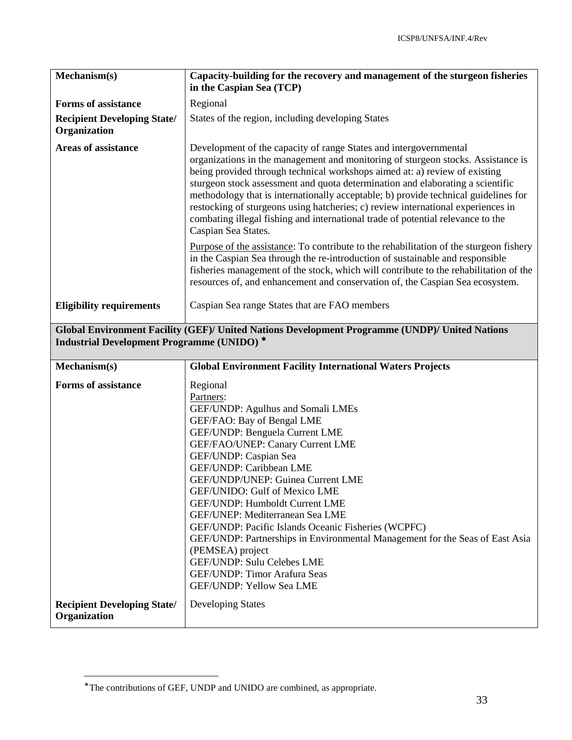| Mechanism(s) | **Capacity-building for the recovery and management of the sturgeon fisheries in the Caspian Sea (TCP)** |
|---|---|
| **Forms of assistance** | Regional |
| **Recipient Developing State/ Organization** | States of the region, including developing States |
| **Areas of assistance** | Development of the capacity of range States and intergovernmental organizations in the management and monitoring of sturgeon stocks. Assistance is being provided through technical workshops aimed at: a) review of existing sturgeon stock assessment and quota determination and elaborating a scientific methodology that is internationally acceptable; b) provide technical guidelines for restocking of sturgeons using hatcheries; c) review international experiences in combating illegal fishing and international trade of potential relevance to the Caspian Sea States.<br><br>Purpose of the assistance: To contribute to the rehabilitation of the sturgeon fishery in the Caspian Sea through the re-introduction of sustainable and responsible fisheries management of the stock, which will contribute to the rehabilitation of the resources of, and enhancement and conservation of, the Caspian Sea ecosystem. |
| **Eligibility requirements** | Caspian Sea range States that are FAO members |

**Global Environment Facility (GEF)/ United Nations Development Programme (UNDP)/ United Nations Industrial Development Programme (UNIDO)** *

| Mechanism(s) | **Global Environment Facility International Waters Projects** |
|---|---|
| **Forms of assistance** | Regional<br>Partners:<br>GEF/UNDP: Agulhus and Somali LMEs<br>GEF/FAO: Bay of Bengal LME<br>GEF/UNDP: Benguela Current LME<br>GEF/FAO/UNEP: Canary Current LME<br>GEF/UNDP: Caspian Sea<br>GEF/UNDP: Caribbean LME<br>GEF/UNDP/UNEP: Guinea Current LME<br>GEF/UNIDO: Gulf of Mexico LME<br>GEF/UNDP: Humboldt Current LME<br>GEF/UNEP: Mediterranean Sea LME<br>GEF/UNDP: Pacific Islands Oceanic Fisheries (WCPFC)<br>GEF/UNDP: Partnerships in Environmental Management for the Seas of East Asia (PEMSEA) project<br>GEF/UNDP: Sulu Celebes LME<br>GEF/UNDP: Timor Arafura Seas<br>GEF/UNDP: Yellow Sea LME |
| **Recipient Developing State/ Organization** | Developing States |

* The contributions of GEF, UNDP and UNIDO are combined, as appropriate.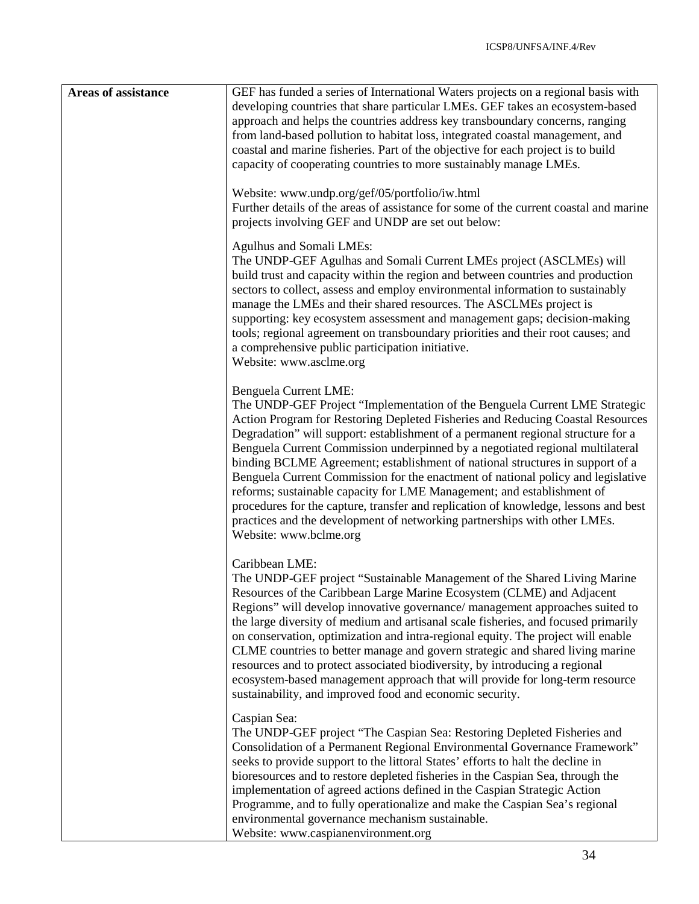| **Areas of assistance** | GEF has funded a series of International Waters projects on a regional basis with developing countries that share particular LMEs. GEF takes an ecosystem-based approach and helps the countries address key transboundary concerns, ranging from land-based pollution to habitat loss, integrated coastal management, and coastal and marine fisheries. Part of the objective for each project is to build capacity of cooperating countries to more sustainably manage LMEs.<br><br>Website: www.undp.org/gef/05/portfolio/iw.html<br>Further details of the areas of assistance for some of the current coastal and marine projects involving GEF and UNDP are set out below:<br><br>Agulhus and Somali LMEs:<br>The UNDP-GEF Agulhas and Somali Current LMEs project (ASCLMEs) will build trust and capacity within the region and between countries and production sectors to collect, assess and employ environmental information to sustainably manage the LMEs and their shared resources. The ASCLMEs project is supporting: key ecosystem assessment and management gaps; decision-making tools; regional agreement on transboundary priorities and their root causes; and a comprehensive public participation initiative.<br>Website: www.asclme.org<br><br>Benguela Current LME:<br>The UNDP-GEF Project "Implementation of the Benguela Current LME Strategic Action Program for Restoring Depleted Fisheries and Reducing Coastal Resources Degradation" will support: establishment of a permanent regional structure for a Benguela Current Commission underpinned by a negotiated regional multilateral binding BCLME Agreement; establishment of national structures in support of a Benguela Current Commission for the enactment of national policy and legislative reforms; sustainable capacity for LME Management; and establishment of procedures for the capture, transfer and replication of knowledge, lessons and best practices and the development of networking partnerships with other LMEs.<br>Website: www.bclme.org<br><br>Caribbean LME:<br>The UNDP-GEF project "Sustainable Management of the Shared Living Marine Resources of the Caribbean Large Marine Ecosystem (CLME) and Adjacent Regions" will develop innovative governance/ management approaches suited to the large diversity of medium and artisanal scale fisheries, and focused primarily on conservation, optimization and intra-regional equity. The project will enable CLME countries to better manage and govern strategic and shared living marine resources and to protect associated biodiversity, by introducing a regional ecosystem-based management approach that will provide for long-term resource sustainability, and improved food and economic security.<br><br>Caspian Sea:<br>The UNDP-GEF project "The Caspian Sea: Restoring Depleted Fisheries and Consolidation of a Permanent Regional Environmental Governance Framework" seeks to provide support to the littoral States' efforts to halt the decline in bioresources and to restore depleted fisheries in the Caspian Sea, through the implementation of agreed actions defined in the Caspian Strategic Action Programme, and to fully operationalize and make the Caspian Sea's regional environmental governance mechanism sustainable.<br>Website: www.caspianenvironment.org |
|---|---|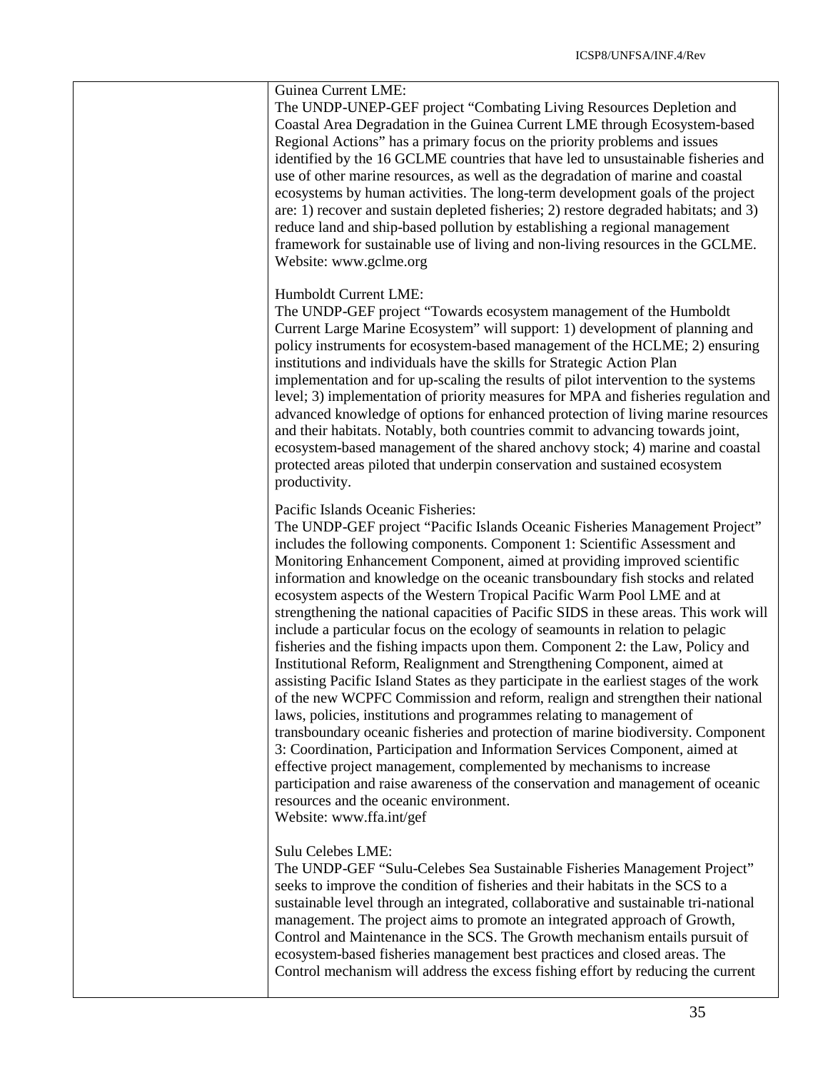| | |
|---|---|
| | Guinea Current LME:<br>The UNDP-UNEP-GEF project "Combating Living Resources Depletion and Coastal Area Degradation in the Guinea Current LME through Ecosystem-based Regional Actions" has a primary focus on the priority problems and issues identified by the 16 GCLME countries that have led to unsustainable fisheries and use of other marine resources, as well as the degradation of marine and coastal ecosystems by human activities. The long-term development goals of the project are: 1) recover and sustain depleted fisheries; 2) restore degraded habitats; and 3) reduce land and ship-based pollution by establishing a regional management framework for sustainable use of living and non-living resources in the GCLME.<br>Website: www.gclme.org<br><br>Humboldt Current LME:<br>The UNDP-GEF project "Towards ecosystem management of the Humboldt Current Large Marine Ecosystem" will support: 1) development of planning and policy instruments for ecosystem-based management of the HCLME; 2) ensuring institutions and individuals have the skills for Strategic Action Plan implementation and for up-scaling the results of pilot intervention to the systems level; 3) implementation of priority measures for MPA and fisheries regulation and advanced knowledge of options for enhanced protection of living marine resources and their habitats. Notably, both countries commit to advancing towards joint, ecosystem-based management of the shared anchovy stock; 4) marine and coastal protected areas piloted that underpin conservation and sustained ecosystem productivity.<br><br>Pacific Islands Oceanic Fisheries:<br>The UNDP-GEF project "Pacific Islands Oceanic Fisheries Management Project" includes the following components. Component 1: Scientific Assessment and Monitoring Enhancement Component, aimed at providing improved scientific information and knowledge on the oceanic transboundary fish stocks and related ecosystem aspects of the Western Tropical Pacific Warm Pool LME and at strengthening the national capacities of Pacific SIDS in these areas. This work will include a particular focus on the ecology of seamounts in relation to pelagic fisheries and the fishing impacts upon them. Component 2: the Law, Policy and Institutional Reform, Realignment and Strengthening Component, aimed at assisting Pacific Island States as they participate in the earliest stages of the work of the new WCPFC Commission and reform, realign and strengthen their national laws, policies, institutions and programmes relating to management of transboundary oceanic fisheries and protection of marine biodiversity. Component 3: Coordination, Participation and Information Services Component, aimed at effective project management, complemented by mechanisms to increase participation and raise awareness of the conservation and management of oceanic resources and the oceanic environment.<br>Website: www.ffa.int/gef<br><br>Sulu Celebes LME:<br>The UNDP-GEF "Sulu-Celebes Sea Sustainable Fisheries Management Project" seeks to improve the condition of fisheries and their habitats in the SCS to a sustainable level through an integrated, collaborative and sustainable tri-national management. The project aims to promote an integrated approach of Growth, Control and Maintenance in the SCS. The Growth mechanism entails pursuit of ecosystem-based fisheries management best practices and closed areas. The Control mechanism will address the excess fishing effort by reducing the current |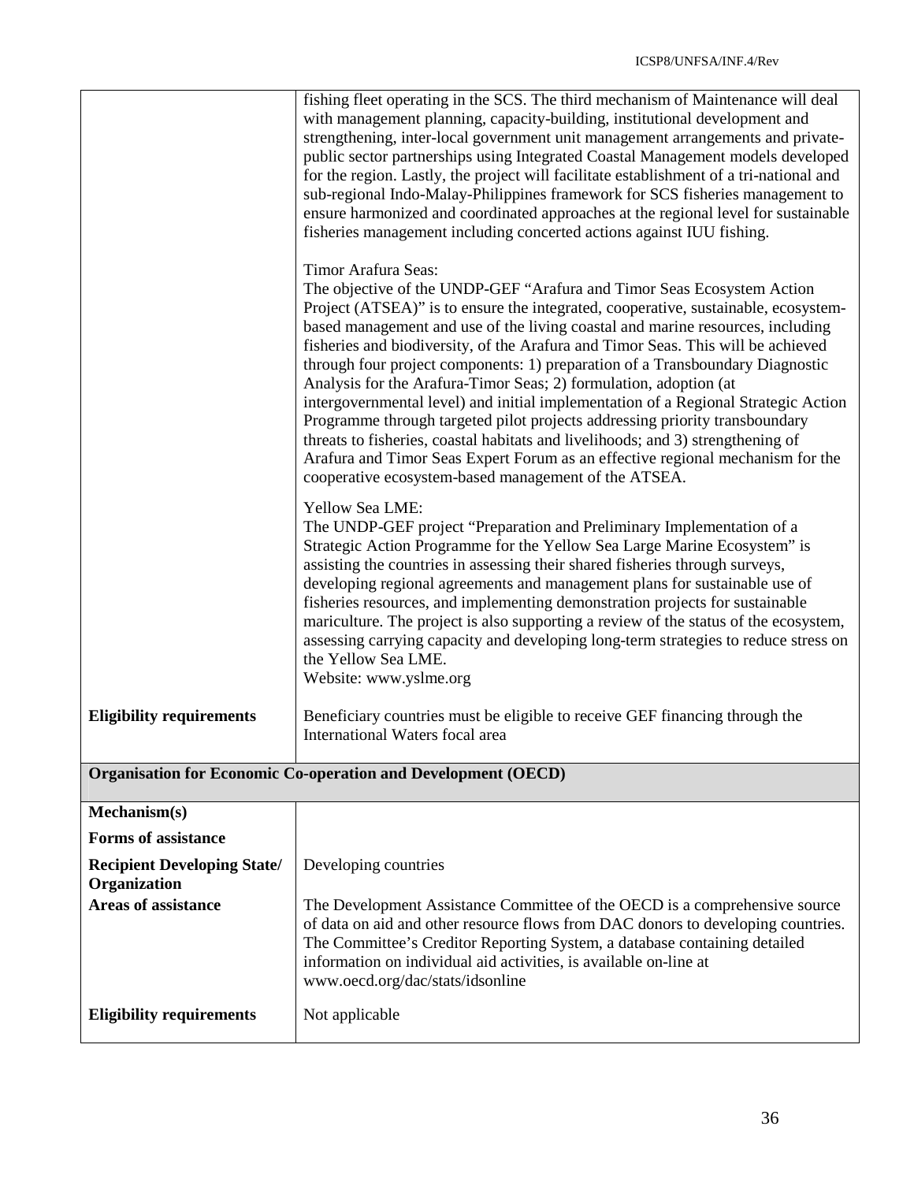| | |
|---|---|
| | fishing fleet operating in the SCS. The third mechanism of Maintenance will deal with management planning, capacity-building, institutional development and strengthening, inter-local government unit management arrangements and private-public sector partnerships using Integrated Coastal Management models developed for the region. Lastly, the project will facilitate establishment of a tri-national and sub-regional Indo-Malay-Philippines framework for SCS fisheries management to ensure harmonized and coordinated approaches at the regional level for sustainable fisheries management including concerted actions against IUU fishing.<br><br>Timor Arafura Seas:<br>The objective of the UNDP-GEF "Arafura and Timor Seas Ecosystem Action Project (ATSEA)" is to ensure the integrated, cooperative, sustainable, ecosystem-based management and use of the living coastal and marine resources, including fisheries and biodiversity, of the Arafura and Timor Seas. This will be achieved through four project components: 1) preparation of a Transboundary Diagnostic Analysis for the Arafura-Timor Seas; 2) formulation, adoption (at intergovernmental level) and initial implementation of a Regional Strategic Action Programme through targeted pilot projects addressing priority transboundary threats to fisheries, coastal habitats and livelihoods; and 3) strengthening of Arafura and Timor Seas Expert Forum as an effective regional mechanism for the cooperative ecosystem-based management of the ATSEA.<br><br>Yellow Sea LME:<br>The UNDP-GEF project "Preparation and Preliminary Implementation of a Strategic Action Programme for the Yellow Sea Large Marine Ecosystem" is assisting the countries in assessing their shared fisheries through surveys, developing regional agreements and management plans for sustainable use of fisheries resources, and implementing demonstration projects for sustainable mariculture. The project is also supporting a review of the status of the ecosystem, assessing carrying capacity and developing long-term strategies to reduce stress on the Yellow Sea LME.<br>Website: www.yslme.org |
| **Eligibility requirements** | Beneficiary countries must be eligible to receive GEF financing through the International Waters focal area |
| **Organisation for Economic Co-operation and Development (OECD)** | |
| **Mechanism(s)** | |
| **Forms of assistance** | |
| **Recipient Developing State/ Organization** | Developing countries |
| **Areas of assistance** | The Development Assistance Committee of the OECD is a comprehensive source of data on aid and other resource flows from DAC donors to developing countries. The Committee's Creditor Reporting System, a database containing detailed information on individual aid activities, is available on-line at www.oecd.org/dac/stats/idsonline |
| **Eligibility requirements** | Not applicable |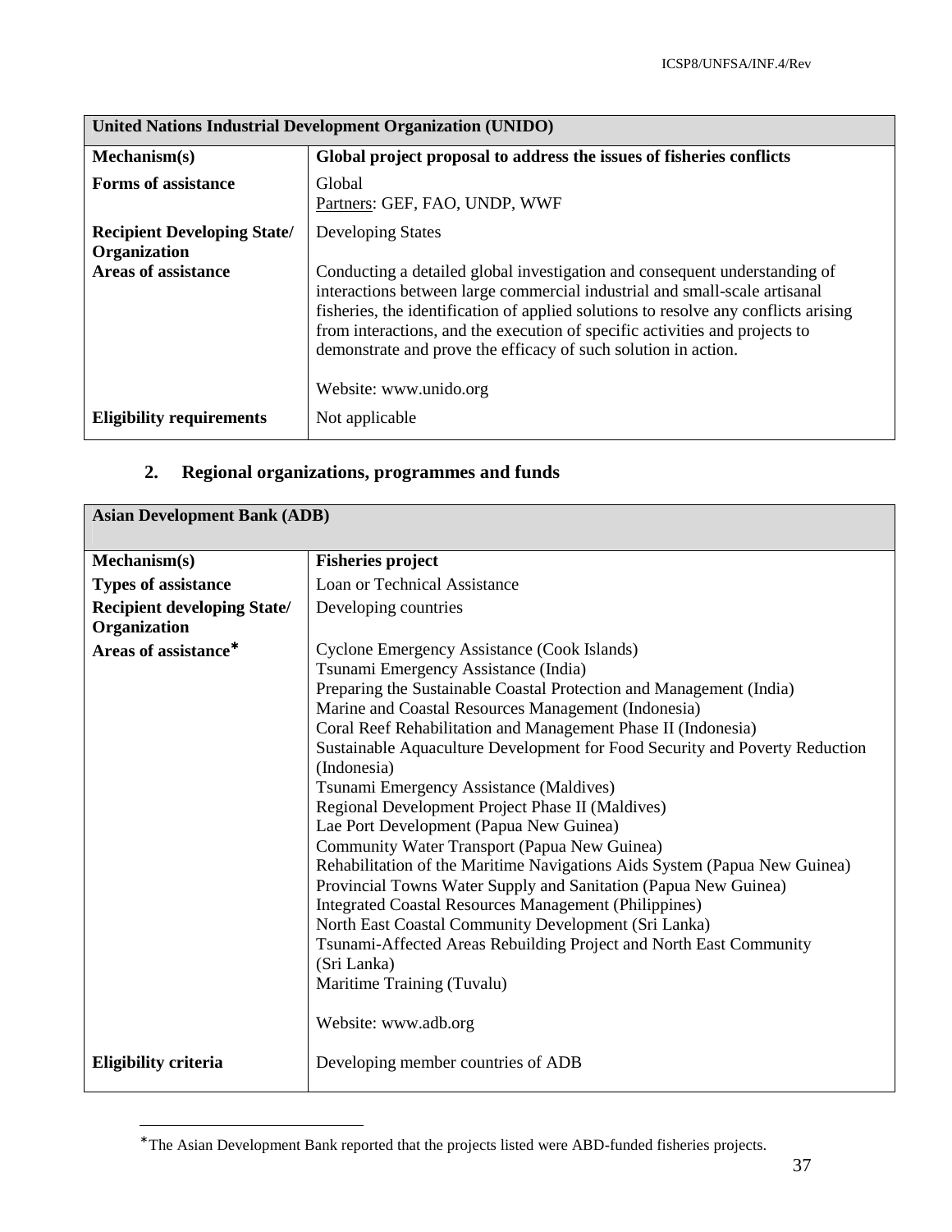| United Nations Industrial Development Organization (UNIDO) | |
|---|---|
| **Mechanism(s)** | **Global project proposal to address the issues of fisheries conflicts** |
| **Forms of assistance** | Global<br>Partners: GEF, FAO, UNDP, WWF |
| **Recipient Developing State/ Organization** | Developing States |
| **Areas of assistance** | Conducting a detailed global investigation and consequent understanding of interactions between large commercial industrial and small-scale artisanal fisheries, the identification of applied solutions to resolve any conflicts arising from interactions, and the execution of specific activities and projects to demonstrate and prove the efficacy of such solution in action.<br><br>Website: www.unido.org |
| **Eligibility requirements** | Not applicable |

## 2. Regional organizations, programmes and funds

| Asian Development Bank (ADB) | |
|---|---|
| **Mechanism(s)** | **Fisheries project** |
| **Types of assistance** | Loan or Technical Assistance |
| **Recipient developing State/ Organization** | Developing countries |
| **Areas of assistance*** | Cyclone Emergency Assistance (Cook Islands)<br>Tsunami Emergency Assistance (India)<br>Preparing the Sustainable Coastal Protection and Management (India)<br>Marine and Coastal Resources Management (Indonesia)<br>Coral Reef Rehabilitation and Management Phase II (Indonesia)<br>Sustainable Aquaculture Development for Food Security and Poverty Reduction (Indonesia)<br>Tsunami Emergency Assistance (Maldives)<br>Regional Development Project Phase II (Maldives)<br>Lae Port Development (Papua New Guinea)<br>Community Water Transport (Papua New Guinea)<br>Rehabilitation of the Maritime Navigations Aids System (Papua New Guinea)<br>Provincial Towns Water Supply and Sanitation (Papua New Guinea)<br>Integrated Coastal Resources Management (Philippines)<br>North East Coastal Community Development (Sri Lanka)<br>Tsunami-Affected Areas Rebuilding Project and North East Community (Sri Lanka)<br>Maritime Training (Tuvalu)<br><br>Website: www.adb.org |
| **Eligibility criteria** | Developing member countries of ADB |

* The Asian Development Bank reported that the projects listed were ABD-funded fisheries projects.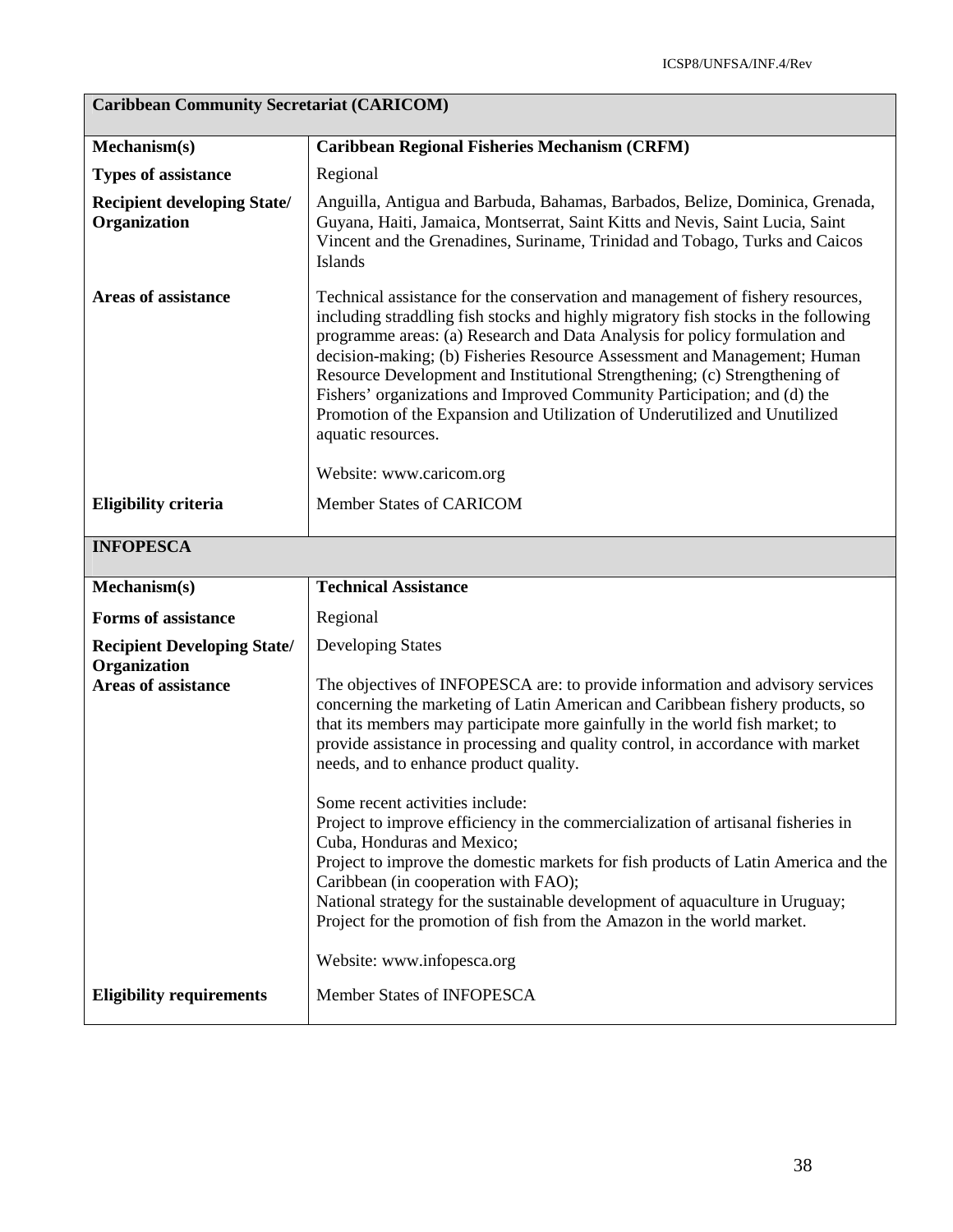| **Caribbean Community Secretariat (CARICOM)** | |
|---|---|
| **Mechanism(s)** | **Caribbean Regional Fisheries Mechanism (CRFM)** |
| **Types of assistance** | Regional |
| **Recipient developing State/ Organization** | Anguilla, Antigua and Barbuda, Bahamas, Barbados, Belize, Dominica, Grenada, Guyana, Haiti, Jamaica, Montserrat, Saint Kitts and Nevis, Saint Lucia, Saint Vincent and the Grenadines, Suriname, Trinidad and Tobago, Turks and Caicos Islands |
| **Areas of assistance** | Technical assistance for the conservation and management of fishery resources, including straddling fish stocks and highly migratory fish stocks in the following programme areas: (a) Research and Data Analysis for policy formulation and decision-making; (b) Fisheries Resource Assessment and Management; Human Resource Development and Institutional Strengthening; (c) Strengthening of Fishers' organizations and Improved Community Participation; and (d) the Promotion of the Expansion and Utilization of Underutilized and Unutilized aquatic resources.<br><br>Website: www.caricom.org |
| **Eligibility criteria** | Member States of CARICOM |

| **INFOPESCA** | |
|---|---|
| **Mechanism(s)** | **Technical Assistance** |
| **Forms of assistance** | Regional |
| **Recipient Developing State/ Organization** | Developing States |
| **Areas of assistance** | The objectives of INFOPESCA are: to provide information and advisory services concerning the marketing of Latin American and Caribbean fishery products, so that its members may participate more gainfully in the world fish market; to provide assistance in processing and quality control, in accordance with market needs, and to enhance product quality.<br><br>Some recent activities include:<br>Project to improve efficiency in the commercialization of artisanal fisheries in Cuba, Honduras and Mexico;<br>Project to improve the domestic markets for fish products of Latin America and the Caribbean (in cooperation with FAO);<br>National strategy for the sustainable development of aquaculture in Uruguay;<br>Project for the promotion of fish from the Amazon in the world market.<br><br>Website: www.infopesca.org |
| **Eligibility requirements** | Member States of INFOPESCA |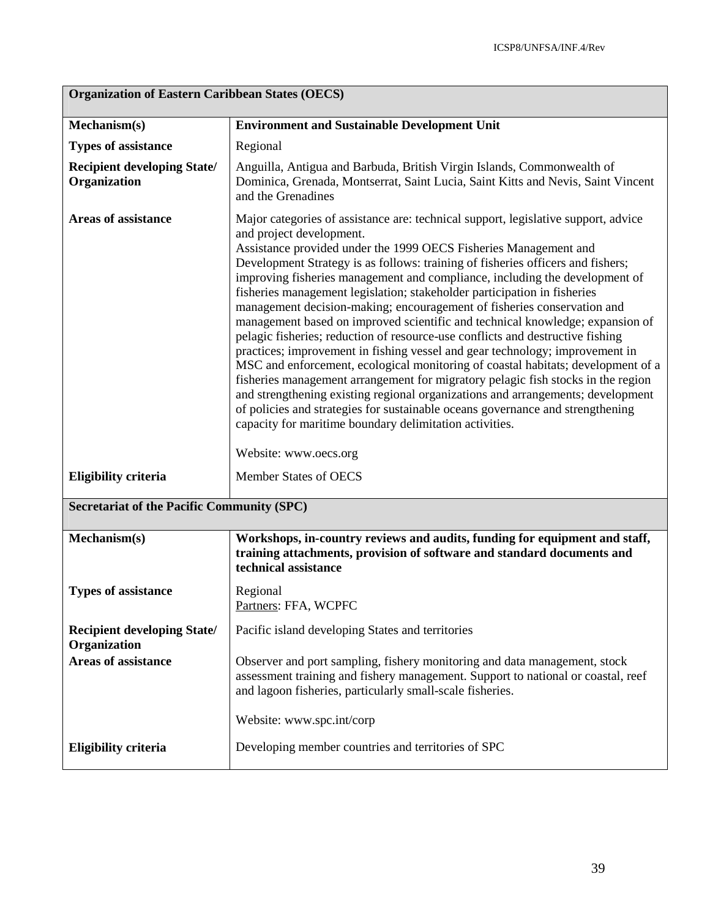| **Organization of Eastern Caribbean States (OECS)** | |
|---|---|
| **Mechanism(s)** | **Environment and Sustainable Development Unit** |
| **Types of assistance** | Regional |
| **Recipient developing State/ Organization** | Anguilla, Antigua and Barbuda, British Virgin Islands, Commonwealth of Dominica, Grenada, Montserrat, Saint Lucia, Saint Kitts and Nevis, Saint Vincent and the Grenadines |
| **Areas of assistance** | Major categories of assistance are: technical support, legislative support, advice and project development.<br>Assistance provided under the 1999 OECS Fisheries Management and Development Strategy is as follows: training of fisheries officers and fishers; improving fisheries management and compliance, including the development of fisheries management legislation; stakeholder participation in fisheries management decision-making; encouragement of fisheries conservation and management based on improved scientific and technical knowledge; expansion of pelagic fisheries; reduction of resource-use conflicts and destructive fishing practices; improvement in fishing vessel and gear technology; improvement in MSC and enforcement, ecological monitoring of coastal habitats; development of a fisheries management arrangement for migratory pelagic fish stocks in the region and strengthening existing regional organizations and arrangements; development of policies and strategies for sustainable oceans governance and strengthening capacity for maritime boundary delimitation activities.<br><br>Website: www.oecs.org |
| **Eligibility criteria** | Member States of OECS |

| **Secretariat of the Pacific Community (SPC)** | |
|---|---|
| **Mechanism(s)** | **Workshops, in-country reviews and audits, funding for equipment and staff, training attachments, provision of software and standard documents and technical assistance** |
| **Types of assistance** | Regional<br>Partners: FFA, WCPFC |
| **Recipient developing State/ Organization** | Pacific island developing States and territories |
| **Areas of assistance** | Observer and port sampling, fishery monitoring and data management, stock assessment training and fishery management. Support to national or coastal, reef and lagoon fisheries, particularly small-scale fisheries.<br><br>Website: www.spc.int/corp |
| **Eligibility criteria** | Developing member countries and territories of SPC |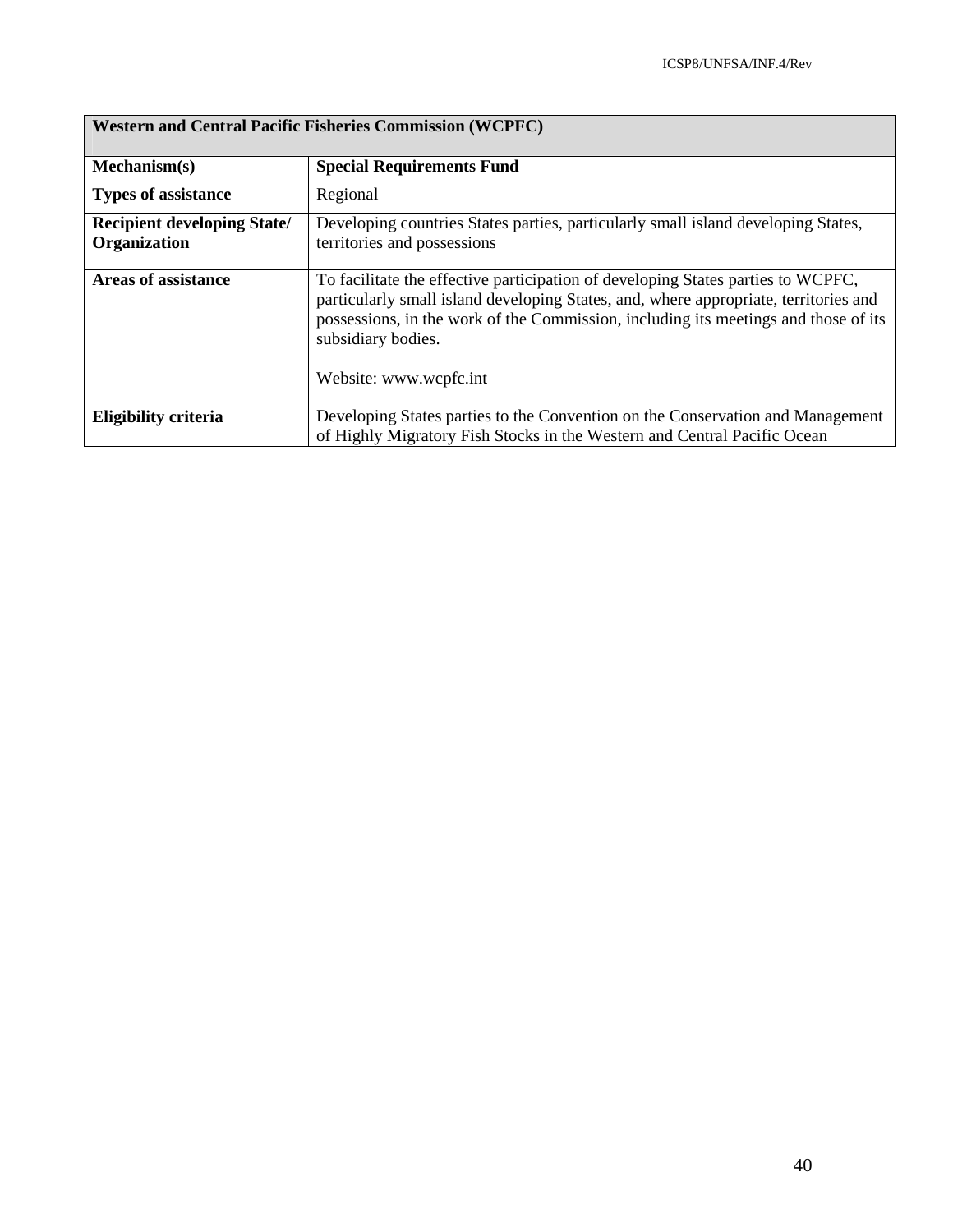| Western and Central Pacific Fisheries Commission (WCPFC) | |
|---|---|
| **Mechanism(s)** | **Special Requirements Fund** |
| **Types of assistance** | Regional |
| **Recipient developing State/ Organization** | Developing countries States parties, particularly small island developing States, territories and possessions |
| **Areas of assistance** | To facilitate the effective participation of developing States parties to WCPFC, particularly small island developing States, and, where appropriate, territories and possessions, in the work of the Commission, including its meetings and those of its subsidiary bodies.<br><br>Website: www.wcpfc.int |
| **Eligibility criteria** | Developing States parties to the Convention on the Conservation and Management of Highly Migratory Fish Stocks in the Western and Central Pacific Ocean |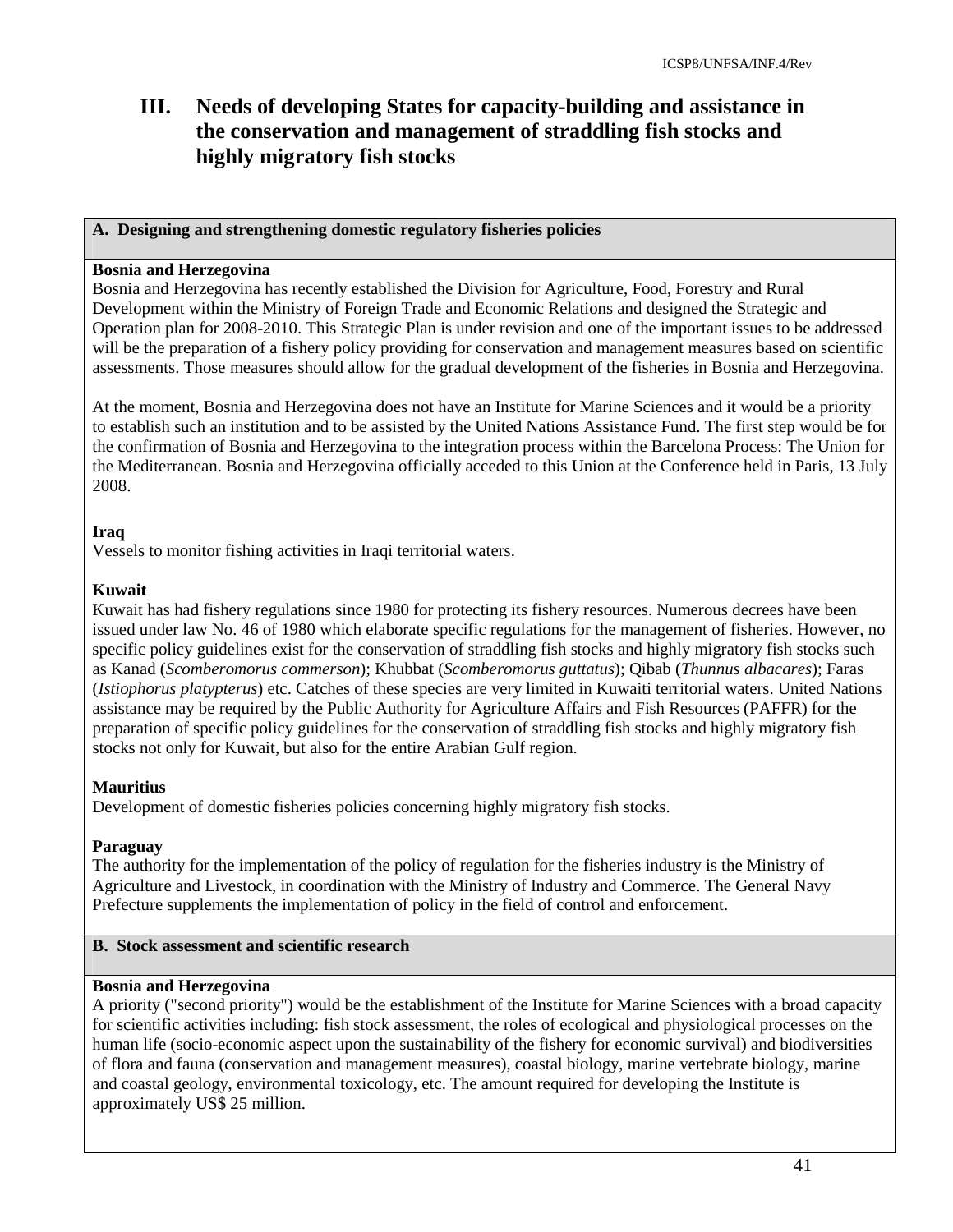# III. Needs of developing States for capacity-building and assistance in the conservation and management of straddling fish stocks and highly migratory fish stocks

## A. Designing and strengthening domestic regulatory fisheries policies

**Bosnia and Herzegovina**

Bosnia and Herzegovina has recently established the Division for Agriculture, Food, Forestry and Rural Development within the Ministry of Foreign Trade and Economic Relations and designed the Strategic and Operation plan for 2008-2010. This Strategic Plan is under revision and one of the important issues to be addressed will be the preparation of a fishery policy providing for conservation and management measures based on scientific assessments. Those measures should allow for the gradual development of the fisheries in Bosnia and Herzegovina.

At the moment, Bosnia and Herzegovina does not have an Institute for Marine Sciences and it would be a priority to establish such an institution and to be assisted by the United Nations Assistance Fund. The first step would be for the confirmation of Bosnia and Herzegovina to the integration process within the Barcelona Process: The Union for the Mediterranean. Bosnia and Herzegovina officially acceded to this Union at the Conference held in Paris, 13 July 2008.

**Iraq**

Vessels to monitor fishing activities in Iraqi territorial waters.

**Kuwait**

Kuwait has had fishery regulations since 1980 for protecting its fishery resources. Numerous decrees have been issued under law No. 46 of 1980 which elaborate specific regulations for the management of fisheries. However, no specific policy guidelines exist for the conservation of straddling fish stocks and highly migratory fish stocks such as Kanad (*Scomberomorus commerson*); Khubbat (*Scomberomorus guttatus*); Qibab (*Thunnus albacares*); Faras (*Istiophorus platypterus*) etc. Catches of these species are very limited in Kuwaiti territorial waters. United Nations assistance may be required by the Public Authority for Agriculture Affairs and Fish Resources (PAFFR) for the preparation of specific policy guidelines for the conservation of straddling fish stocks and highly migratory fish stocks not only for Kuwait, but also for the entire Arabian Gulf region.

**Mauritius**

Development of domestic fisheries policies concerning highly migratory fish stocks.

**Paraguay**

The authority for the implementation of the policy of regulation for the fisheries industry is the Ministry of Agriculture and Livestock, in coordination with the Ministry of Industry and Commerce. The General Navy Prefecture supplements the implementation of policy in the field of control and enforcement.

## B. Stock assessment and scientific research

**Bosnia and Herzegovina**

A priority ("second priority") would be the establishment of the Institute for Marine Sciences with a broad capacity for scientific activities including: fish stock assessment, the roles of ecological and physiological processes on the human life (socio-economic aspect upon the sustainability of the fishery for economic survival) and biodiversities of flora and fauna (conservation and management measures), coastal biology, marine vertebrate biology, marine and coastal geology, environmental toxicology, etc. The amount required for developing the Institute is approximately US$ 25 million.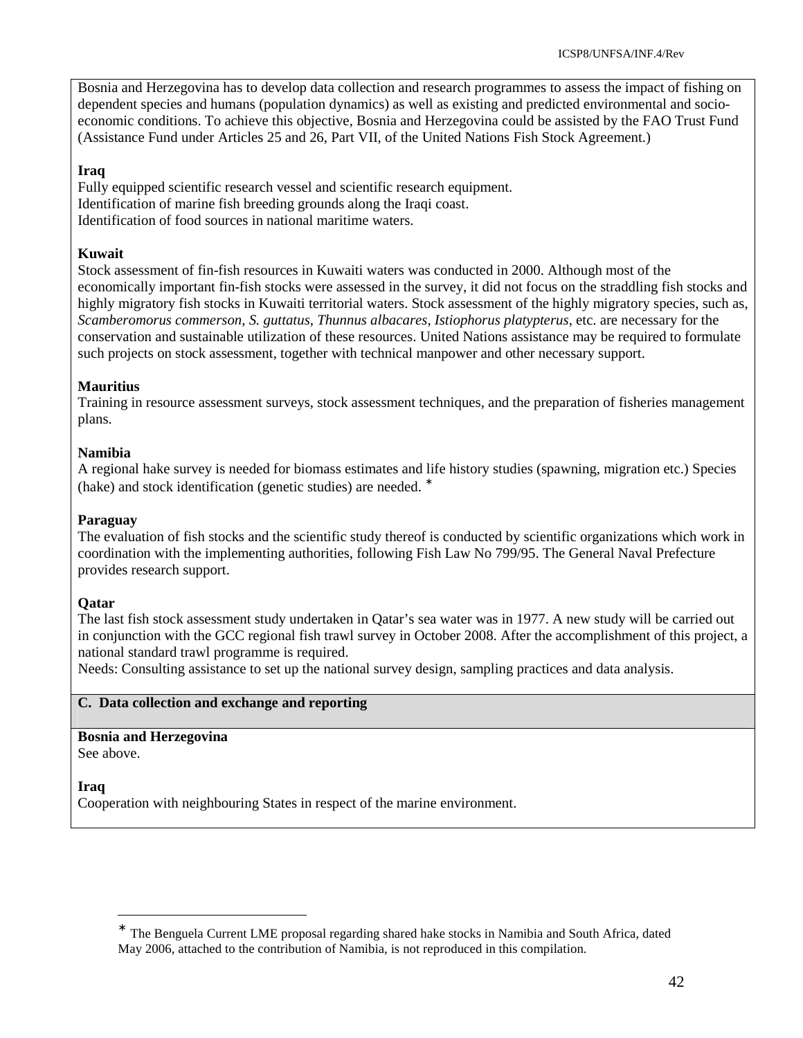Bosnia and Herzegovina has to develop data collection and research programmes to assess the impact of fishing on dependent species and humans (population dynamics) as well as existing and predicted environmental and socio-economic conditions. To achieve this objective, Bosnia and Herzegovina could be assisted by the FAO Trust Fund (Assistance Fund under Articles 25 and 26, Part VII, of the United Nations Fish Stock Agreement.)

**Iraq**
Fully equipped scientific research vessel and scientific research equipment.
Identification of marine fish breeding grounds along the Iraqi coast.
Identification of food sources in national maritime waters.

**Kuwait**
Stock assessment of fin-fish resources in Kuwaiti waters was conducted in 2000. Although most of the economically important fin-fish stocks were assessed in the survey, it did not focus on the straddling fish stocks and highly migratory fish stocks in Kuwaiti territorial waters. Stock assessment of the highly migratory species, such as, *Scamberomorus commerson, S. guttatus, Thunnus albacares, Istiophorus platypterus*, etc. are necessary for the conservation and sustainable utilization of these resources. United Nations assistance may be required to formulate such projects on stock assessment, together with technical manpower and other necessary support.

**Mauritius**
Training in resource assessment surveys, stock assessment techniques, and the preparation of fisheries management plans.

**Namibia**
A regional hake survey is needed for biomass estimates and life history studies (spawning, migration etc.) Species (hake) and stock identification (genetic studies) are needed. *

**Paraguay**
The evaluation of fish stocks and the scientific study thereof is conducted by scientific organizations which work in coordination with the implementing authorities, following Fish Law No 799/95. The General Naval Prefecture provides research support.

**Qatar**
The last fish stock assessment study undertaken in Qatar's sea water was in 1977. A new study will be carried out in conjunction with the GCC regional fish trawl survey in October 2008. After the accomplishment of this project, a national standard trawl programme is required.
Needs: Consulting assistance to set up the national survey design, sampling practices and data analysis.

**C. Data collection and exchange and reporting**

**Bosnia and Herzegovina**
See above.

**Iraq**
Cooperation with neighbouring States in respect of the marine environment.

* The Benguela Current LME proposal regarding shared hake stocks in Namibia and South Africa, dated May 2006, attached to the contribution of Namibia, is not reproduced in this compilation.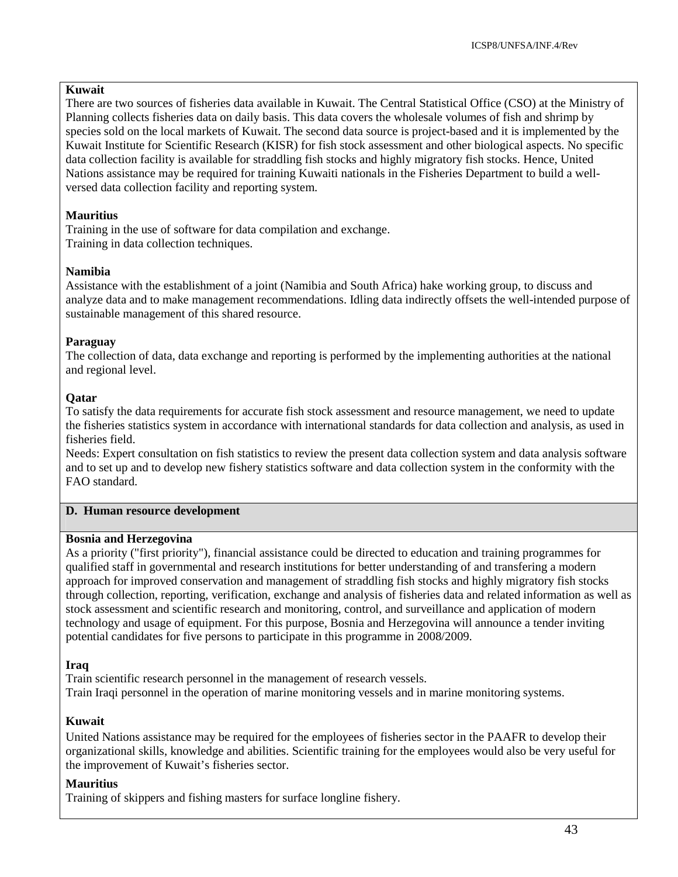**Kuwait**

There are two sources of fisheries data available in Kuwait. The Central Statistical Office (CSO) at the Ministry of Planning collects fisheries data on daily basis. This data covers the wholesale volumes of fish and shrimp by species sold on the local markets of Kuwait. The second data source is project-based and it is implemented by the Kuwait Institute for Scientific Research (KISR) for fish stock assessment and other biological aspects. No specific data collection facility is available for straddling fish stocks and highly migratory fish stocks. Hence, United Nations assistance may be required for training Kuwaiti nationals in the Fisheries Department to build a well-versed data collection facility and reporting system.

**Mauritius**

Training in the use of software for data compilation and exchange.
Training in data collection techniques.

**Namibia**

Assistance with the establishment of a joint (Namibia and South Africa) hake working group, to discuss and analyze data and to make management recommendations. Idling data indirectly offsets the well-intended purpose of sustainable management of this shared resource.

**Paraguay**

The collection of data, data exchange and reporting is performed by the implementing authorities at the national and regional level.

**Qatar**

To satisfy the data requirements for accurate fish stock assessment and resource management, we need to update the fisheries statistics system in accordance with international standards for data collection and analysis, as used in fisheries field.
Needs: Expert consultation on fish statistics to review the present data collection system and data analysis software and to set up and to develop new fishery statistics software and data collection system in the conformity with the FAO standard.

## D. Human resource development

**Bosnia and Herzegovina**

As a priority ("first priority"), financial assistance could be directed to education and training programmes for qualified staff in governmental and research institutions for better understanding of and transfering a modern approach for improved conservation and management of straddling fish stocks and highly migratory fish stocks through collection, reporting, verification, exchange and analysis of fisheries data and related information as well as stock assessment and scientific research and monitoring, control, and surveillance and application of modern technology and usage of equipment. For this purpose, Bosnia and Herzegovina will announce a tender inviting potential candidates for five persons to participate in this programme in 2008/2009.

**Iraq**

Train scientific research personnel in the management of research vessels.
Train Iraqi personnel in the operation of marine monitoring vessels and in marine monitoring systems.

**Kuwait**

United Nations assistance may be required for the employees of fisheries sector in the PAAFR to develop their organizational skills, knowledge and abilities. Scientific training for the employees would also be very useful for the improvement of Kuwait's fisheries sector.

**Mauritius**

Training of skippers and fishing masters for surface longline fishery.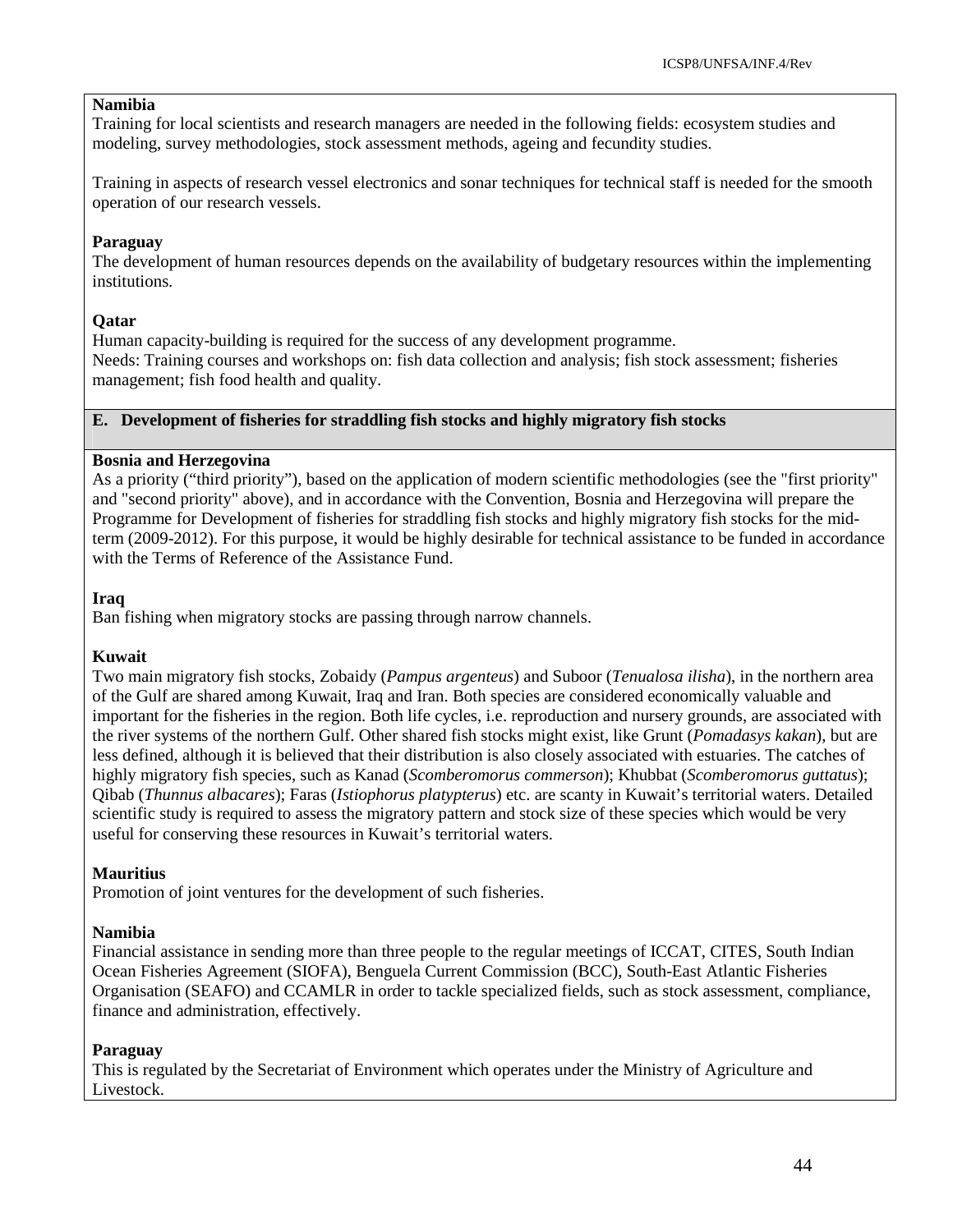**Namibia**

Training for local scientists and research managers are needed in the following fields: ecosystem studies and modeling, survey methodologies, stock assessment methods, ageing and fecundity studies.

Training in aspects of research vessel electronics and sonar techniques for technical staff is needed for the smooth operation of our research vessels.

**Paraguay**

The development of human resources depends on the availability of budgetary resources within the implementing institutions.

**Qatar**

Human capacity-building is required for the success of any development programme.
Needs: Training courses and workshops on: fish data collection and analysis; fish stock assessment; fisheries management; fish food health and quality.

## E. Development of fisheries for straddling fish stocks and highly migratory fish stocks

**Bosnia and Herzegovina**

As a priority ("third priority"), based on the application of modern scientific methodologies (see the "first priority" and "second priority" above), and in accordance with the Convention, Bosnia and Herzegovina will prepare the Programme for Development of fisheries for straddling fish stocks and highly migratory fish stocks for the mid-term (2009-2012). For this purpose, it would be highly desirable for technical assistance to be funded in accordance with the Terms of Reference of the Assistance Fund.

**Iraq**

Ban fishing when migratory stocks are passing through narrow channels.

**Kuwait**

Two main migratory fish stocks, Zobaidy (*Pampus argenteus*) and Suboor (*Tenualosa ilisha*), in the northern area of the Gulf are shared among Kuwait, Iraq and Iran. Both species are considered economically valuable and important for the fisheries in the region. Both life cycles, i.e. reproduction and nursery grounds, are associated with the river systems of the northern Gulf. Other shared fish stocks might exist, like Grunt (*Pomadasys kakan*), but are less defined, although it is believed that their distribution is also closely associated with estuaries. The catches of highly migratory fish species, such as Kanad (*Scomberomorus commerson*); Khubbat (*Scomberomorus guttatus*); Qibab (*Thunnus albacares*); Faras (*Istiophorus platypterus*) etc. are scanty in Kuwait's territorial waters. Detailed scientific study is required to assess the migratory pattern and stock size of these species which would be very useful for conserving these resources in Kuwait's territorial waters.

**Mauritius**

Promotion of joint ventures for the development of such fisheries.

**Namibia**

Financial assistance in sending more than three people to the regular meetings of ICCAT, CITES, South Indian Ocean Fisheries Agreement (SIOFA), Benguela Current Commission (BCC), South-East Atlantic Fisheries Organisation (SEAFO) and CCAMLR in order to tackle specialized fields, such as stock assessment, compliance, finance and administration, effectively.

**Paraguay**

This is regulated by the Secretariat of Environment which operates under the Ministry of Agriculture and Livestock.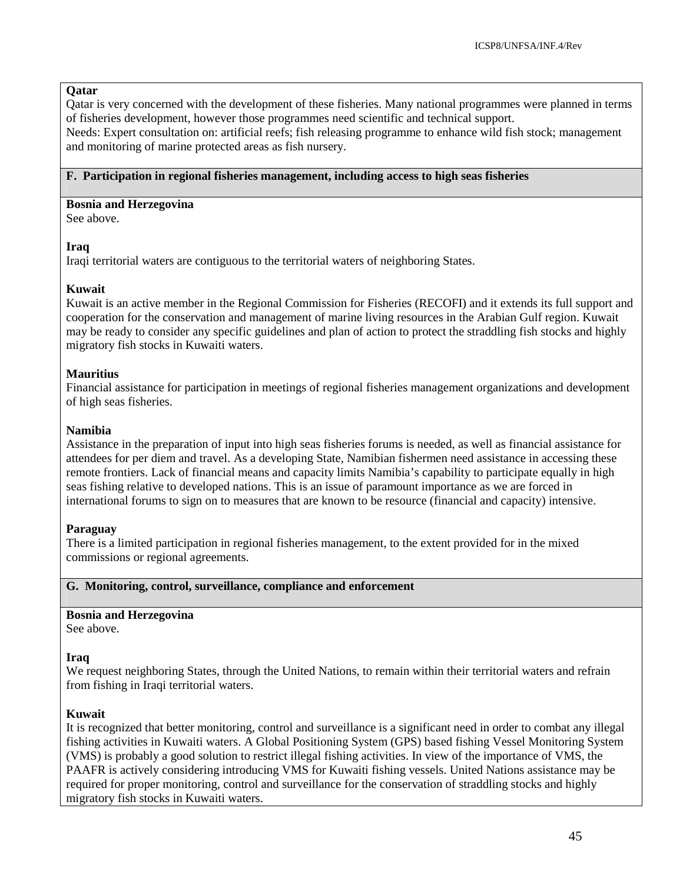**Qatar**

Qatar is very concerned with the development of these fisheries. Many national programmes were planned in terms of fisheries development, however those programmes need scientific and technical support.

Needs: Expert consultation on: artificial reefs; fish releasing programme to enhance wild fish stock; management and monitoring of marine protected areas as fish nursery.

## F. Participation in regional fisheries management, including access to high seas fisheries

**Bosnia and Herzegovina**

See above.

**Iraq**

Iraqi territorial waters are contiguous to the territorial waters of neighboring States.

**Kuwait**

Kuwait is an active member in the Regional Commission for Fisheries (RECOFI) and it extends its full support and cooperation for the conservation and management of marine living resources in the Arabian Gulf region. Kuwait may be ready to consider any specific guidelines and plan of action to protect the straddling fish stocks and highly migratory fish stocks in Kuwaiti waters.

**Mauritius**

Financial assistance for participation in meetings of regional fisheries management organizations and development of high seas fisheries.

**Namibia**

Assistance in the preparation of input into high seas fisheries forums is needed, as well as financial assistance for attendees for per diem and travel. As a developing State, Namibian fishermen need assistance in accessing these remote frontiers. Lack of financial means and capacity limits Namibia's capability to participate equally in high seas fishing relative to developed nations. This is an issue of paramount importance as we are forced in international forums to sign on to measures that are known to be resource (financial and capacity) intensive.

**Paraguay**

There is a limited participation in regional fisheries management, to the extent provided for in the mixed commissions or regional agreements.

## G. Monitoring, control, surveillance, compliance and enforcement

**Bosnia and Herzegovina**

See above.

**Iraq**

We request neighboring States, through the United Nations, to remain within their territorial waters and refrain from fishing in Iraqi territorial waters.

**Kuwait**

It is recognized that better monitoring, control and surveillance is a significant need in order to combat any illegal fishing activities in Kuwaiti waters. A Global Positioning System (GPS) based fishing Vessel Monitoring System (VMS) is probably a good solution to restrict illegal fishing activities. In view of the importance of VMS, the PAAFR is actively considering introducing VMS for Kuwaiti fishing vessels. United Nations assistance may be required for proper monitoring, control and surveillance for the conservation of straddling stocks and highly migratory fish stocks in Kuwaiti waters.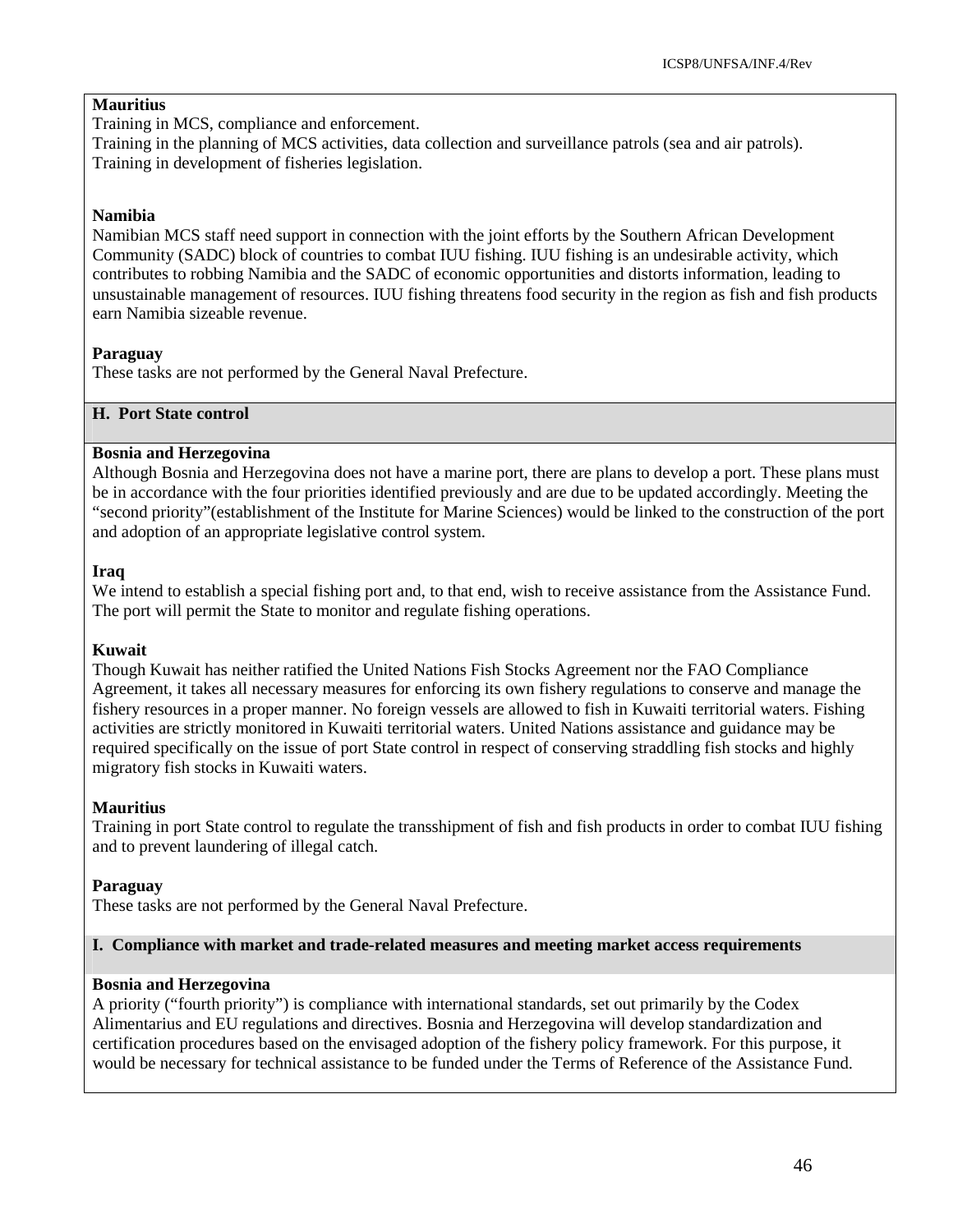**Mauritius**

Training in MCS, compliance and enforcement.

Training in the planning of MCS activities, data collection and surveillance patrols (sea and air patrols).

Training in development of fisheries legislation.

**Namibia**

Namibian MCS staff need support in connection with the joint efforts by the Southern African Development Community (SADC) block of countries to combat IUU fishing. IUU fishing is an undesirable activity, which contributes to robbing Namibia and the SADC of economic opportunities and distorts information, leading to unsustainable management of resources. IUU fishing threatens food security in the region as fish and fish products earn Namibia sizeable revenue.

**Paraguay**

These tasks are not performed by the General Naval Prefecture.

## H. Port State control

**Bosnia and Herzegovina**

Although Bosnia and Herzegovina does not have a marine port, there are plans to develop a port. These plans must be in accordance with the four priorities identified previously and are due to be updated accordingly. Meeting the "second priority"(establishment of the Institute for Marine Sciences) would be linked to the construction of the port and adoption of an appropriate legislative control system.

**Iraq**

We intend to establish a special fishing port and, to that end, wish to receive assistance from the Assistance Fund. The port will permit the State to monitor and regulate fishing operations.

**Kuwait**

Though Kuwait has neither ratified the United Nations Fish Stocks Agreement nor the FAO Compliance Agreement, it takes all necessary measures for enforcing its own fishery regulations to conserve and manage the fishery resources in a proper manner. No foreign vessels are allowed to fish in Kuwaiti territorial waters. Fishing activities are strictly monitored in Kuwaiti territorial waters. United Nations assistance and guidance may be required specifically on the issue of port State control in respect of conserving straddling fish stocks and highly migratory fish stocks in Kuwaiti waters.

**Mauritius**

Training in port State control to regulate the transshipment of fish and fish products in order to combat IUU fishing and to prevent laundering of illegal catch.

**Paraguay**

These tasks are not performed by the General Naval Prefecture.

## I. Compliance with market and trade-related measures and meeting market access requirements

**Bosnia and Herzegovina**

A priority ("fourth priority") is compliance with international standards, set out primarily by the Codex Alimentarius and EU regulations and directives. Bosnia and Herzegovina will develop standardization and certification procedures based on the envisaged adoption of the fishery policy framework. For this purpose, it would be necessary for technical assistance to be funded under the Terms of Reference of the Assistance Fund.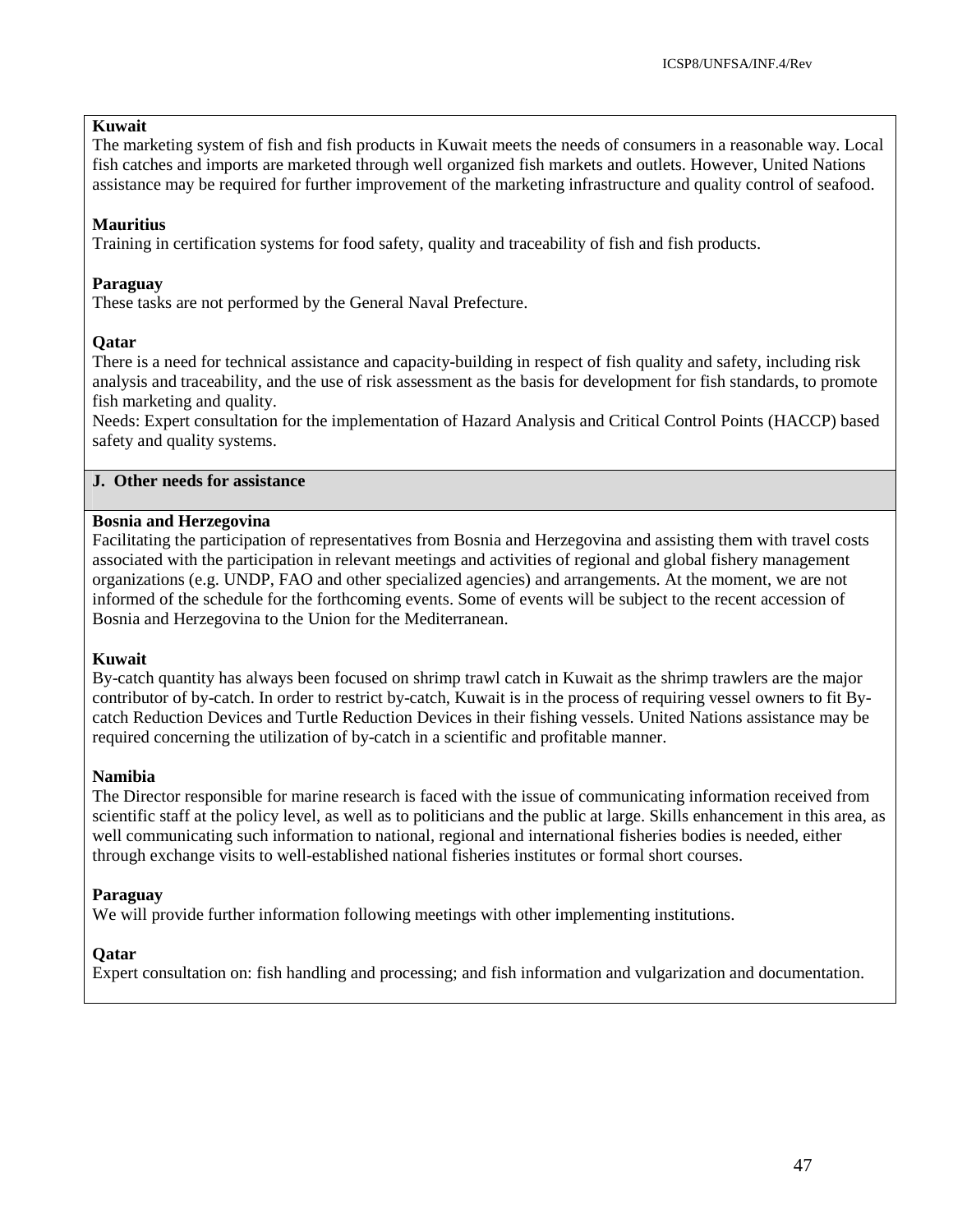**Kuwait**

The marketing system of fish and fish products in Kuwait meets the needs of consumers in a reasonable way. Local fish catches and imports are marketed through well organized fish markets and outlets. However, United Nations assistance may be required for further improvement of the marketing infrastructure and quality control of seafood.

**Mauritius**

Training in certification systems for food safety, quality and traceability of fish and fish products.

**Paraguay**

These tasks are not performed by the General Naval Prefecture.

**Qatar**

There is a need for technical assistance and capacity-building in respect of fish quality and safety, including risk analysis and traceability, and the use of risk assessment as the basis for development for fish standards, to promote fish marketing and quality.

Needs: Expert consultation for the implementation of Hazard Analysis and Critical Control Points (HACCP) based safety and quality systems.

### J. Other needs for assistance

**Bosnia and Herzegovina**

Facilitating the participation of representatives from Bosnia and Herzegovina and assisting them with travel costs associated with the participation in relevant meetings and activities of regional and global fishery management organizations (e.g. UNDP, FAO and other specialized agencies) and arrangements. At the moment, we are not informed of the schedule for the forthcoming events. Some of events will be subject to the recent accession of Bosnia and Herzegovina to the Union for the Mediterranean.

**Kuwait**

By-catch quantity has always been focused on shrimp trawl catch in Kuwait as the shrimp trawlers are the major contributor of by-catch. In order to restrict by-catch, Kuwait is in the process of requiring vessel owners to fit By-catch Reduction Devices and Turtle Reduction Devices in their fishing vessels. United Nations assistance may be required concerning the utilization of by-catch in a scientific and profitable manner.

**Namibia**

The Director responsible for marine research is faced with the issue of communicating information received from scientific staff at the policy level, as well as to politicians and the public at large. Skills enhancement in this area, as well communicating such information to national, regional and international fisheries bodies is needed, either through exchange visits to well-established national fisheries institutes or formal short courses.

**Paraguay**

We will provide further information following meetings with other implementing institutions.

**Qatar**

Expert consultation on: fish handling and processing; and fish information and vulgarization and documentation.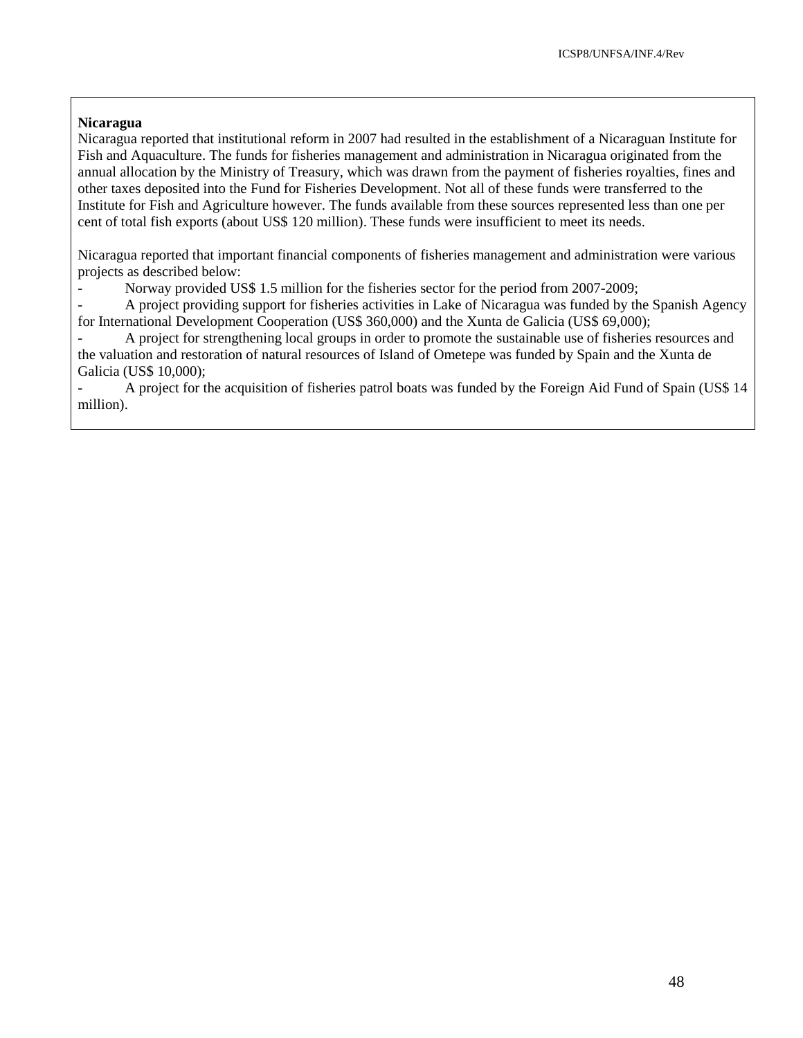**Nicaragua**

Nicaragua reported that institutional reform in 2007 had resulted in the establishment of a Nicaraguan Institute for Fish and Aquaculture. The funds for fisheries management and administration in Nicaragua originated from the annual allocation by the Ministry of Treasury, which was drawn from the payment of fisheries royalties, fines and other taxes deposited into the Fund for Fisheries Development. Not all of these funds were transferred to the Institute for Fish and Agriculture however. The funds available from these sources represented less than one per cent of total fish exports (about US$ 120 million). These funds were insufficient to meet its needs.

Nicaragua reported that important financial components of fisheries management and administration were various projects as described below:

- Norway provided US$ 1.5 million for the fisheries sector for the period from 2007-2009;
- A project providing support for fisheries activities in Lake of Nicaragua was funded by the Spanish Agency for International Development Cooperation (US$ 360,000) and the Xunta de Galicia (US$ 69,000);
- A project for strengthening local groups in order to promote the sustainable use of fisheries resources and the valuation and restoration of natural resources of Island of Ometepe was funded by Spain and the Xunta de Galicia (US$ 10,000);
- A project for the acquisition of fisheries patrol boats was funded by the Foreign Aid Fund of Spain (US$ 14 million).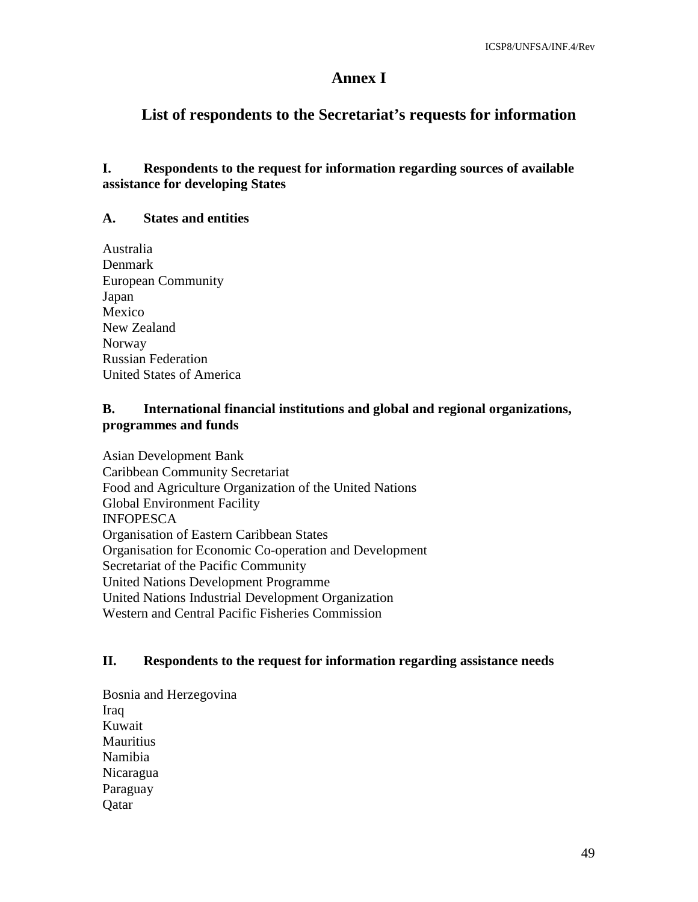# Annex I

## List of respondents to the Secretariat's requests for information

### I. Respondents to the request for information regarding sources of available assistance for developing States

#### A. States and entities

Australia
Denmark
European Community
Japan
Mexico
New Zealand
Norway
Russian Federation
United States of America

#### B. International financial institutions and global and regional organizations, programmes and funds

Asian Development Bank
Caribbean Community Secretariat
Food and Agriculture Organization of the United Nations
Global Environment Facility
INFOPESCA
Organisation of Eastern Caribbean States
Organisation for Economic Co-operation and Development
Secretariat of the Pacific Community
United Nations Development Programme
United Nations Industrial Development Organization
Western and Central Pacific Fisheries Commission

### II. Respondents to the request for information regarding assistance needs

Bosnia and Herzegovina
Iraq
Kuwait
Mauritius
Namibia
Nicaragua
Paraguay
Qatar